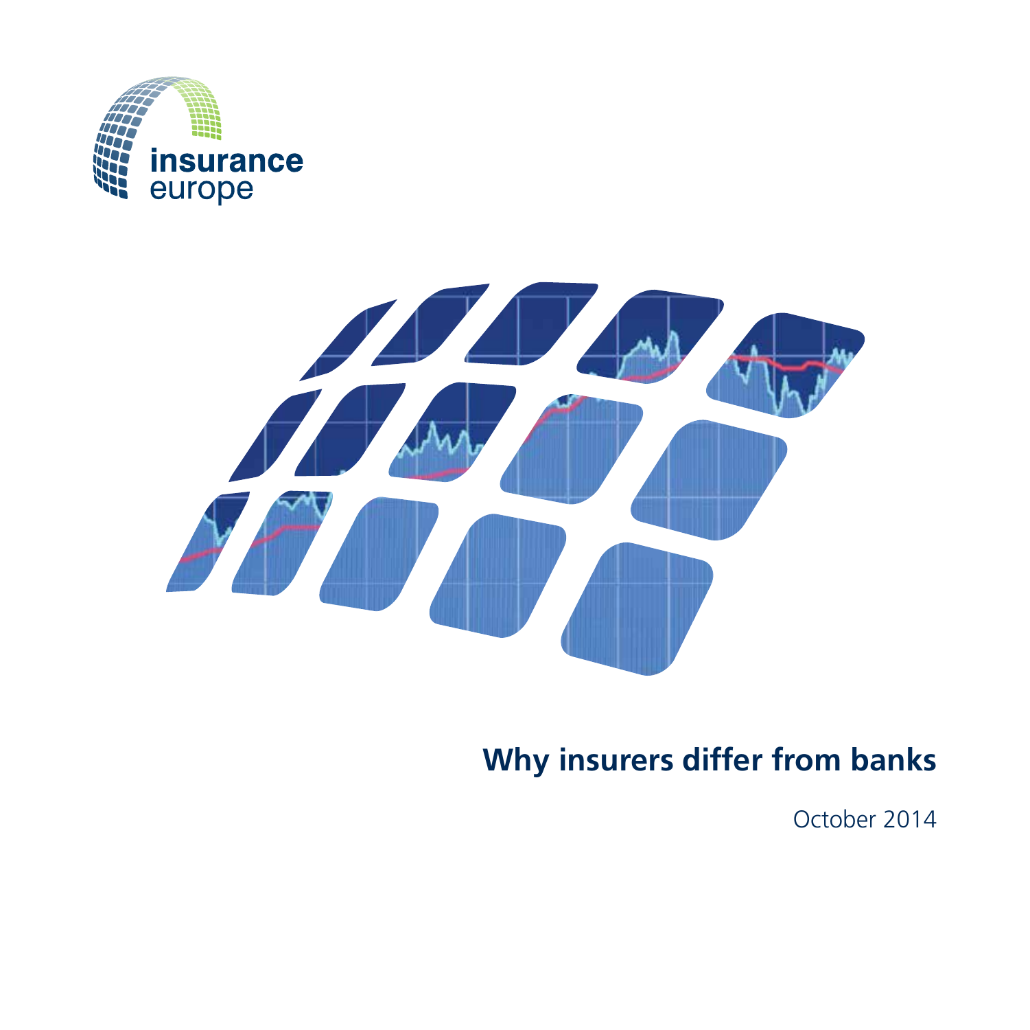insurance europe

# Why insurers differ from banks

October 2014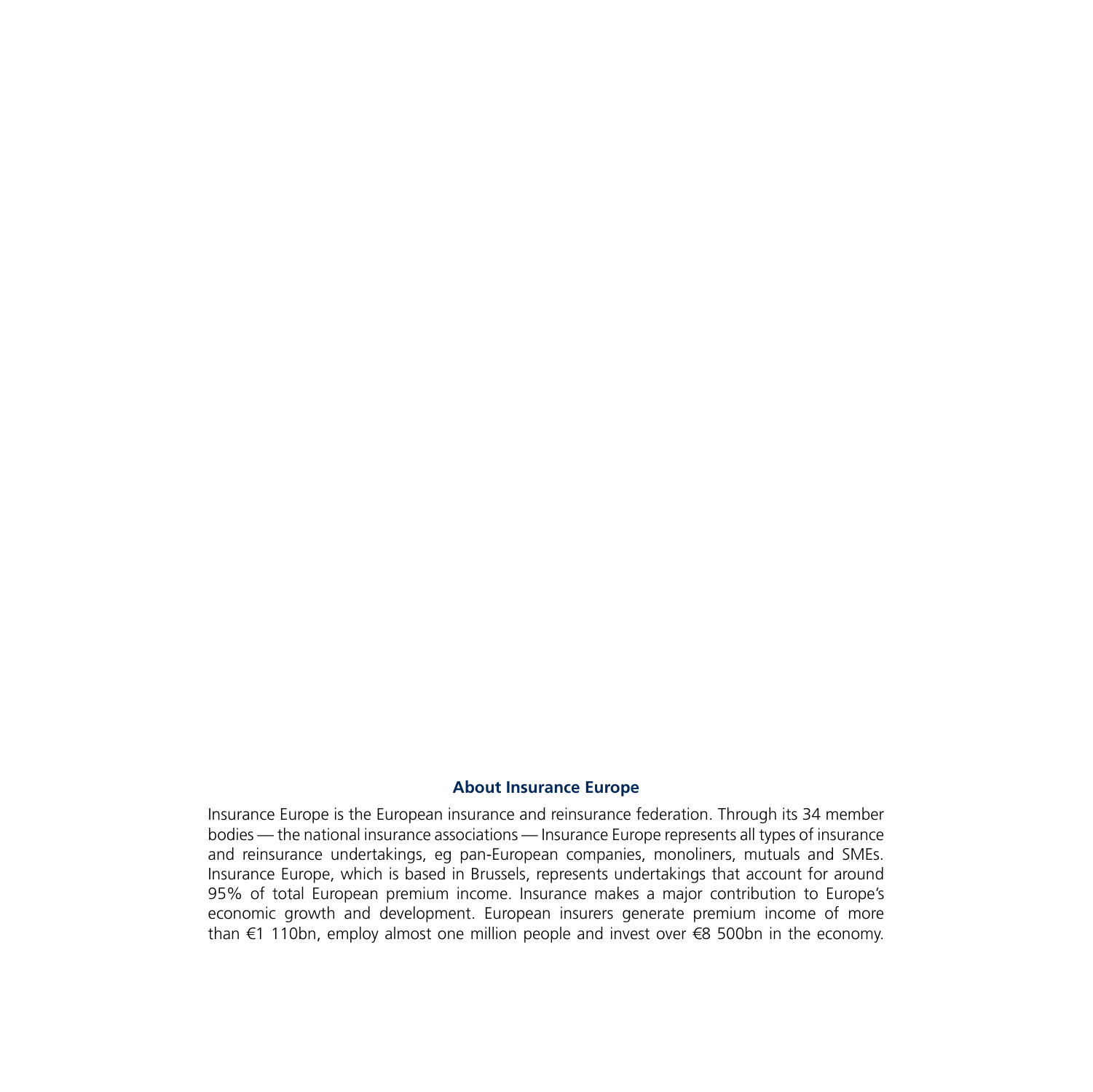**About Insurance Europe**

Insurance Europe is the European insurance and reinsurance federation. Through its 34 member bodies — the national insurance associations — Insurance Europe represents all types of insurance and reinsurance undertakings, eg pan-European companies, monoliners, mutuals and SMEs. Insurance Europe, which is based in Brussels, represents undertakings that account for around 95% of total European premium income. Insurance makes a major contribution to Europe's economic growth and development. European insurers generate premium income of more than €1 110bn, employ almost one million people and invest over €8 500bn in the economy.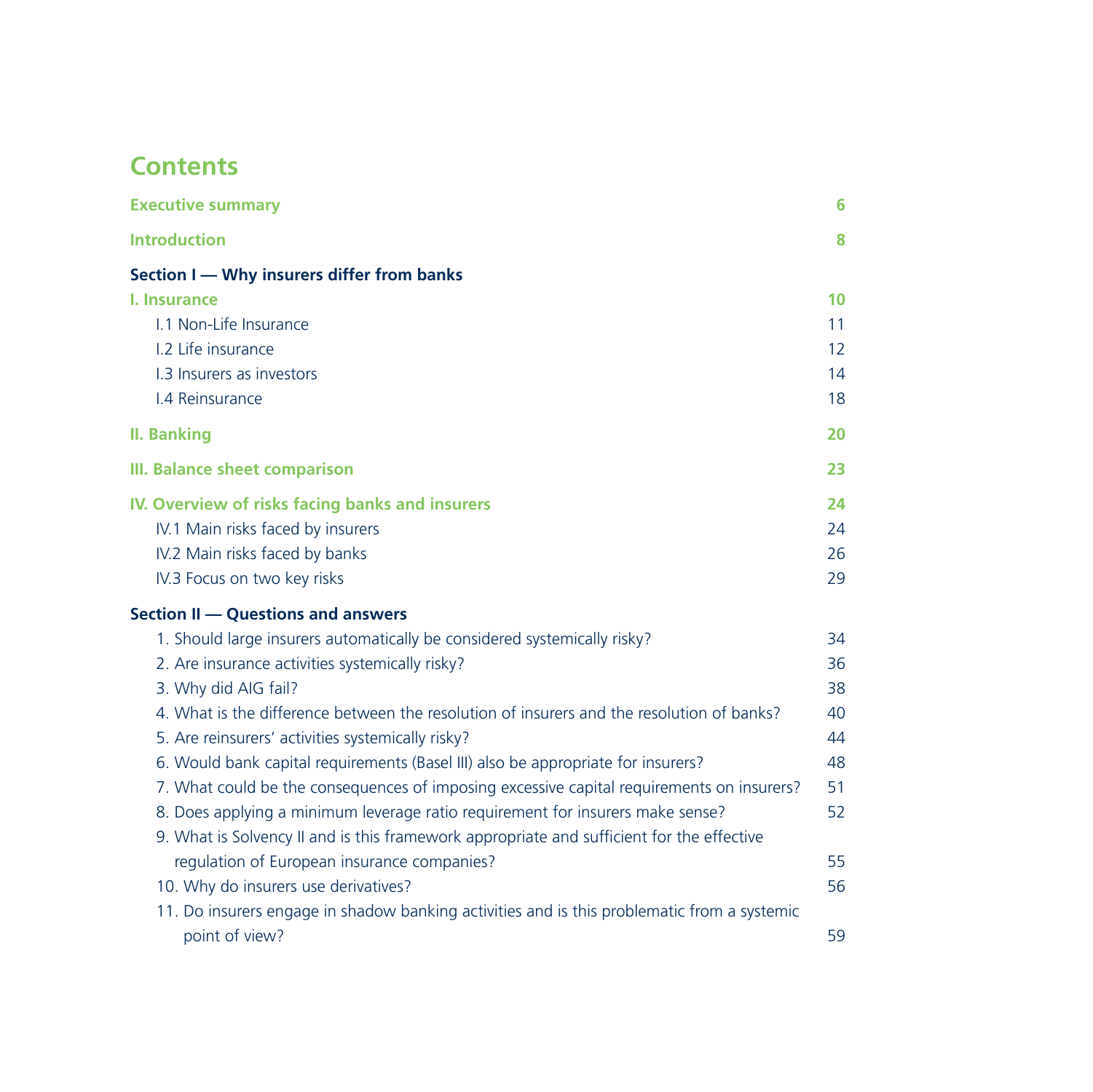# Contents

| | |
|---|---|
| **Executive summary** | **6** |
| **Introduction** | **8** |
| **Section I — Why insurers differ from banks** | |
| **I. Insurance** | **10** |
| I.1 Non-Life Insurance | 11 |
| I.2 Life insurance | 12 |
| I.3 Insurers as investors | 14 |
| I.4 Reinsurance | 18 |
| **II. Banking** | **20** |
| **III. Balance sheet comparison** | **23** |
| **IV. Overview of risks facing banks and insurers** | **24** |
| IV.1 Main risks faced by insurers | 24 |
| IV.2 Main risks faced by banks | 26 |
| IV.3 Focus on two key risks | 29 |
| **Section II — Questions and answers** | |
| 1. Should large insurers automatically be considered systemically risky? | 34 |
| 2. Are insurance activities systemically risky? | 36 |
| 3. Why did AIG fail? | 38 |
| 4. What is the difference between the resolution of insurers and the resolution of banks? | 40 |
| 5. Are reinsurers' activities systemically risky? | 44 |
| 6. Would bank capital requirements (Basel III) also be appropriate for insurers? | 48 |
| 7. What could be the consequences of imposing excessive capital requirements on insurers? | 51 |
| 8. Does applying a minimum leverage ratio requirement for insurers make sense? | 52 |
| 9. What is Solvency II and is this framework appropriate and sufficient for the effective regulation of European insurance companies? | 55 |
| 10. Why do insurers use derivatives? | 56 |
| 11. Do insurers engage in shadow banking activities and is this problematic from a systemic point of view? | 59 |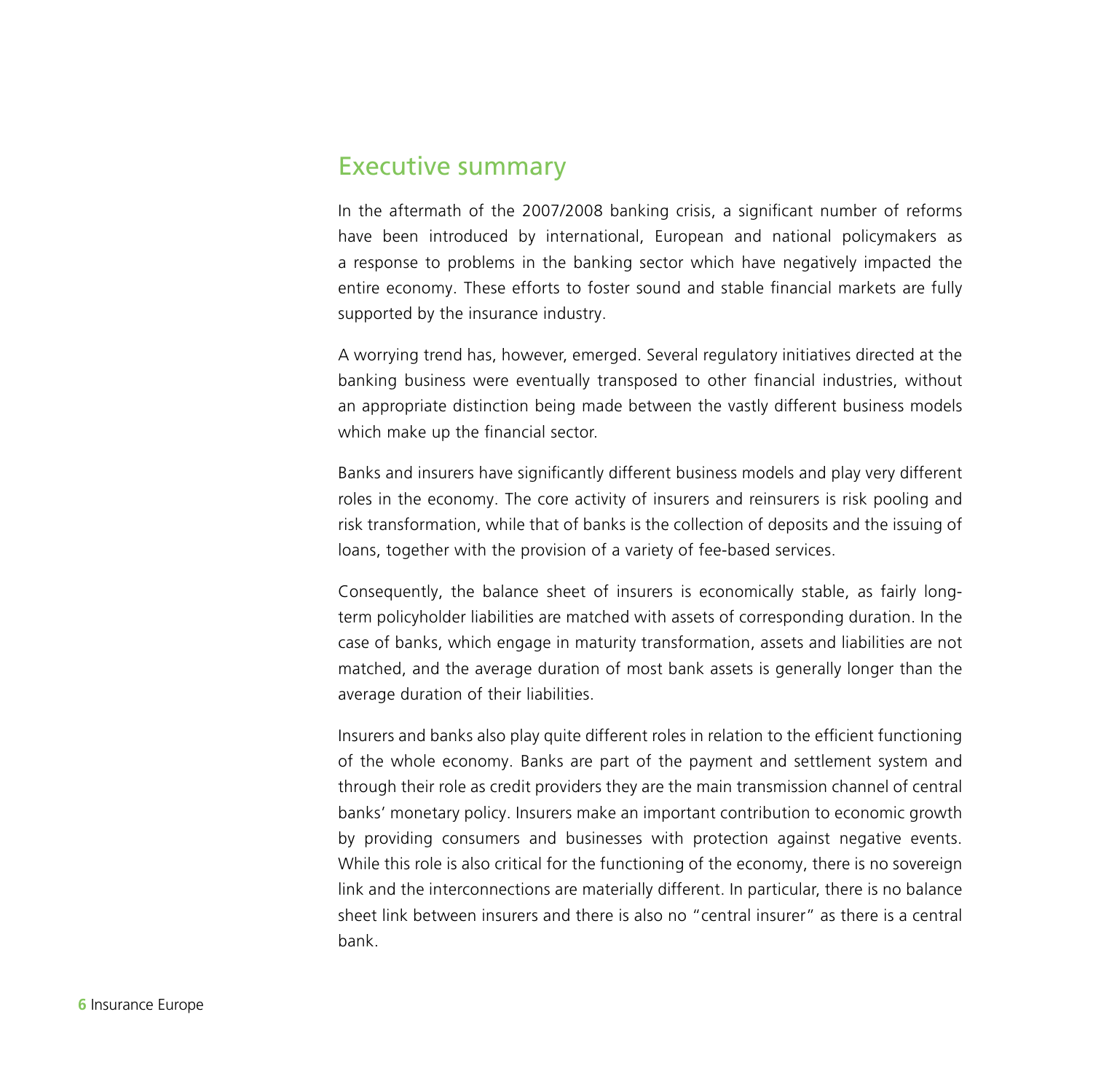## Executive summary

In the aftermath of the 2007/2008 banking crisis, a significant number of reforms have been introduced by international, European and national policymakers as a response to problems in the banking sector which have negatively impacted the entire economy. These efforts to foster sound and stable financial markets are fully supported by the insurance industry.

A worrying trend has, however, emerged. Several regulatory initiatives directed at the banking business were eventually transposed to other financial industries, without an appropriate distinction being made between the vastly different business models which make up the financial sector.

Banks and insurers have significantly different business models and play very different roles in the economy. The core activity of insurers and reinsurers is risk pooling and risk transformation, while that of banks is the collection of deposits and the issuing of loans, together with the provision of a variety of fee-based services.

Consequently, the balance sheet of insurers is economically stable, as fairly long-term policyholder liabilities are matched with assets of corresponding duration. In the case of banks, which engage in maturity transformation, assets and liabilities are not matched, and the average duration of most bank assets is generally longer than the average duration of their liabilities.

Insurers and banks also play quite different roles in relation to the efficient functioning of the whole economy. Banks are part of the payment and settlement system and through their role as credit providers they are the main transmission channel of central banks' monetary policy. Insurers make an important contribution to economic growth by providing consumers and businesses with protection against negative events. While this role is also critical for the functioning of the economy, there is no sovereign link and the interconnections are materially different. In particular, there is no balance sheet link between insurers and there is also no "central insurer" as there is a central bank.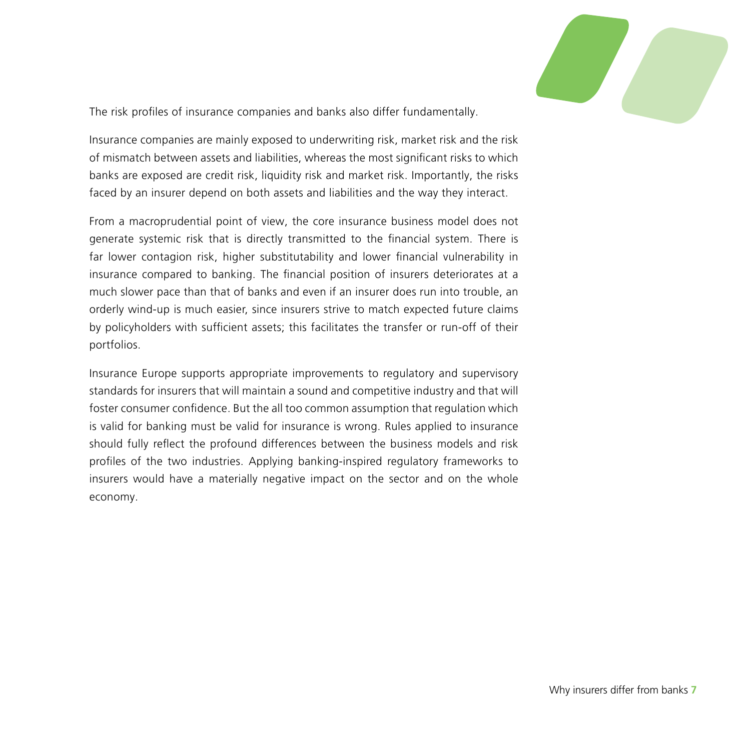The risk profiles of insurance companies and banks also differ fundamentally.

Insurance companies are mainly exposed to underwriting risk, market risk and the risk of mismatch between assets and liabilities, whereas the most significant risks to which banks are exposed are credit risk, liquidity risk and market risk. Importantly, the risks faced by an insurer depend on both assets and liabilities and the way they interact.

From a macroprudential point of view, the core insurance business model does not generate systemic risk that is directly transmitted to the financial system. There is far lower contagion risk, higher substitutability and lower financial vulnerability in insurance compared to banking. The financial position of insurers deteriorates at a much slower pace than that of banks and even if an insurer does run into trouble, an orderly wind-up is much easier, since insurers strive to match expected future claims by policyholders with sufficient assets; this facilitates the transfer or run-off of their portfolios.

Insurance Europe supports appropriate improvements to regulatory and supervisory standards for insurers that will maintain a sound and competitive industry and that will foster consumer confidence. But the all too common assumption that regulation which is valid for banking must be valid for insurance is wrong. Rules applied to insurance should fully reflect the profound differences between the business models and risk profiles of the two industries. Applying banking-inspired regulatory frameworks to insurers would have a materially negative impact on the sector and on the whole economy.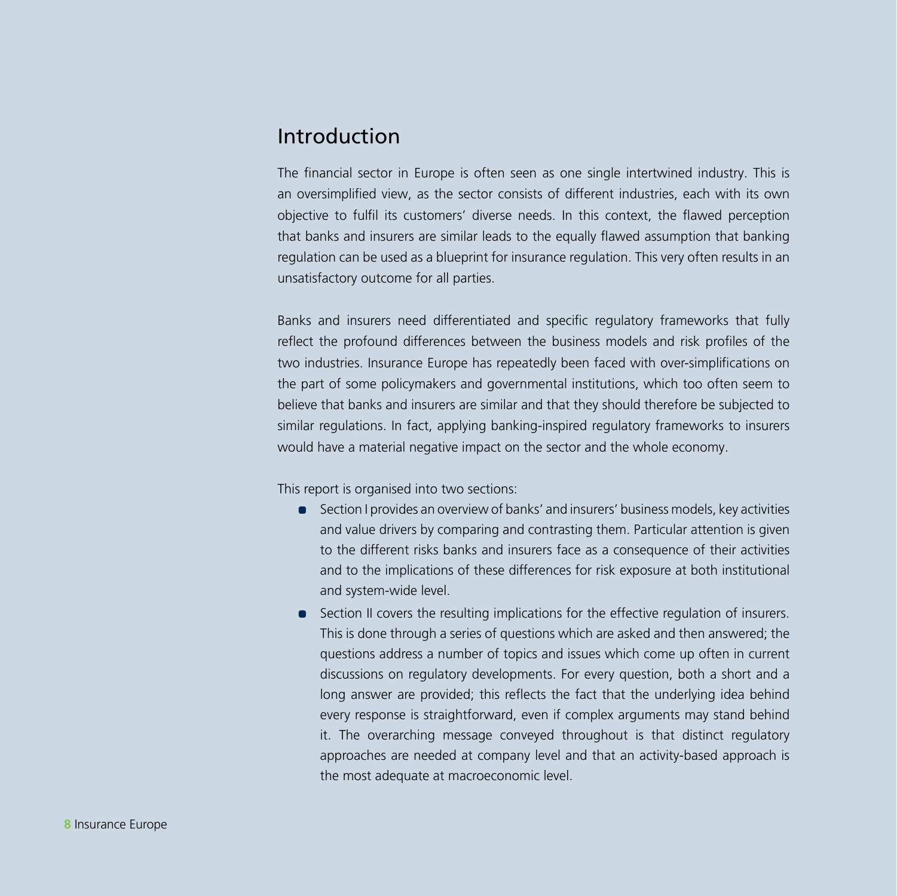## Introduction

The financial sector in Europe is often seen as one single intertwined industry. This is an oversimplified view, as the sector consists of different industries, each with its own objective to fulfil its customers' diverse needs. In this context, the flawed perception that banks and insurers are similar leads to the equally flawed assumption that banking regulation can be used as a blueprint for insurance regulation. This very often results in an unsatisfactory outcome for all parties.

Banks and insurers need differentiated and specific regulatory frameworks that fully reflect the profound differences between the business models and risk profiles of the two industries. Insurance Europe has repeatedly been faced with over-simplifications on the part of some policymakers and governmental institutions, which too often seem to believe that banks and insurers are similar and that they should therefore be subjected to similar regulations. In fact, applying banking-inspired regulatory frameworks to insurers would have a material negative impact on the sector and the whole economy.

This report is organised into two sections:

- Section I provides an overview of banks' and insurers' business models, key activities and value drivers by comparing and contrasting them. Particular attention is given to the different risks banks and insurers face as a consequence of their activities and to the implications of these differences for risk exposure at both institutional and system-wide level.
- Section II covers the resulting implications for the effective regulation of insurers. This is done through a series of questions which are asked and then answered; the questions address a number of topics and issues which come up often in current discussions on regulatory developments. For every question, both a short and a long answer are provided; this reflects the fact that the underlying idea behind every response is straightforward, even if complex arguments may stand behind it. The overarching message conveyed throughout is that distinct regulatory approaches are needed at company level and that an activity-based approach is the most adequate at macroeconomic level.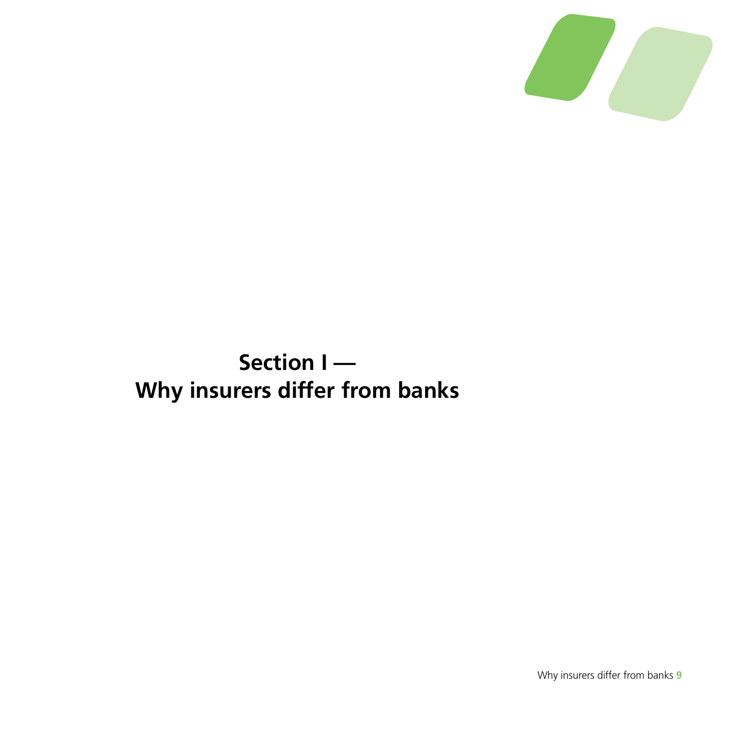# Section I — Why insurers differ from banks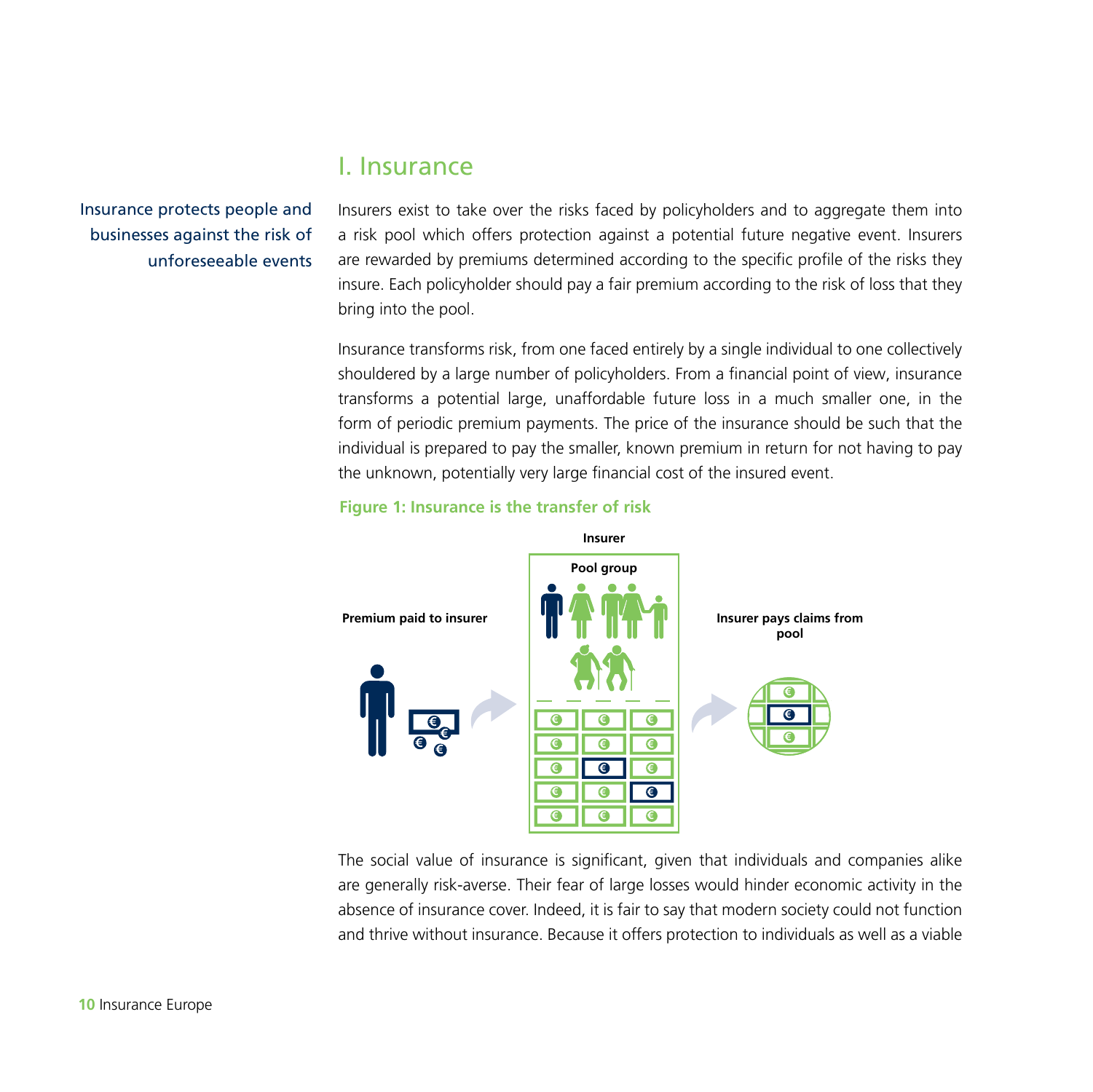# I. Insurance

Insurance protects people and businesses against the risk of unforeseeable events

Insurers exist to take over the risks faced by policyholders and to aggregate them into a risk pool which offers protection against a potential future negative event. Insurers are rewarded by premiums determined according to the specific profile of the risks they insure. Each policyholder should pay a fair premium according to the risk of loss that they bring into the pool.

Insurance transforms risk, from one faced entirely by a single individual to one collectively shouldered by a large number of policyholders. From a financial point of view, insurance transforms a potential large, unaffordable future loss in a much smaller one, in the form of periodic premium payments. The price of the insurance should be such that the individual is prepared to pay the smaller, known premium in return for not having to pay the unknown, potentially very large financial cost of the insured event.

**Figure 1: Insurance is the transfer of risk**

**Insurer**

**Pool group**

**Premium paid to insurer**

**Insurer pays claims from pool**

The social value of insurance is significant, given that individuals and companies alike are generally risk-averse. Their fear of large losses would hinder economic activity in the absence of insurance cover. Indeed, it is fair to say that modern society could not function and thrive without insurance. Because it offers protection to individuals as well as a viable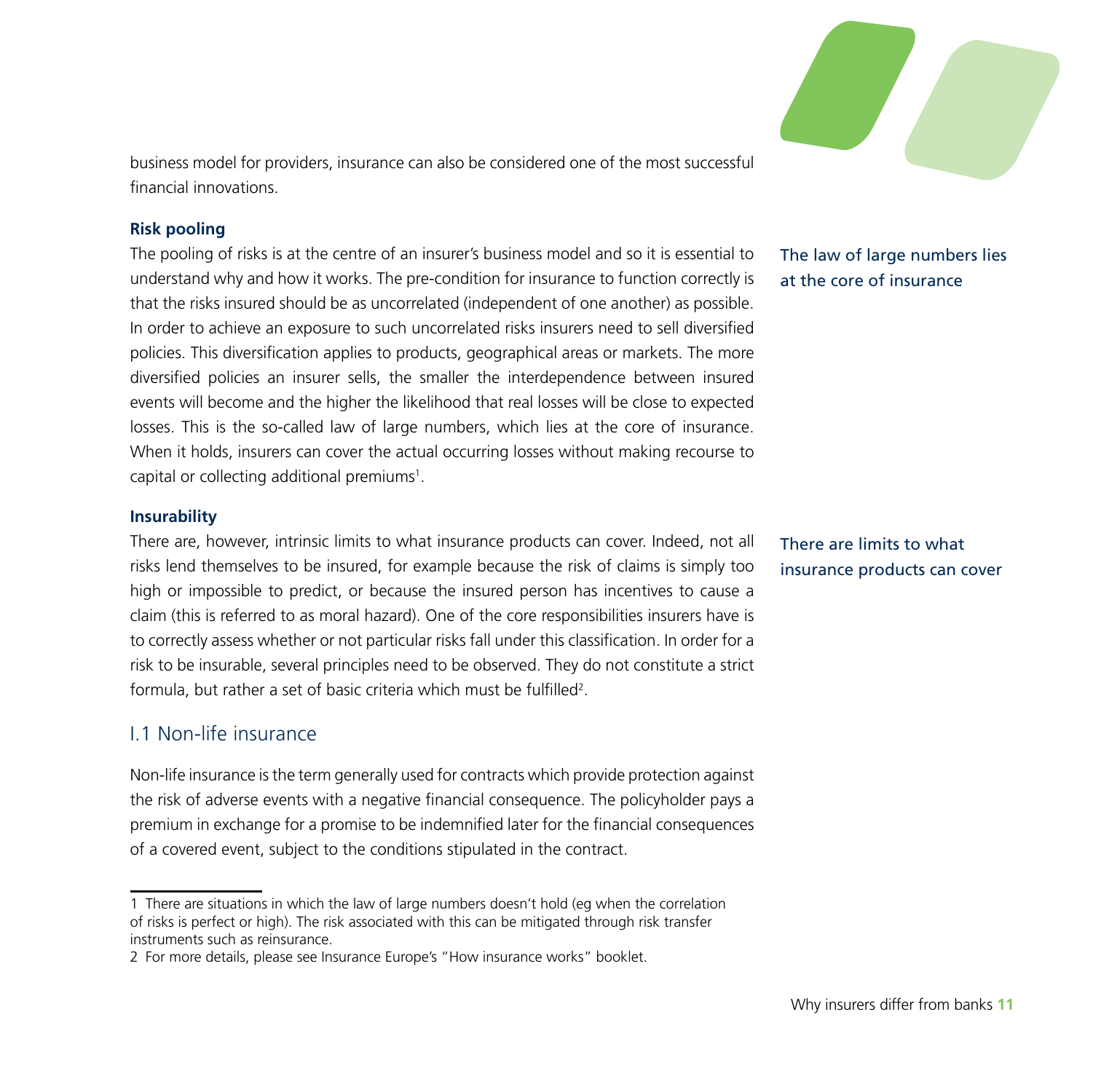business model for providers, insurance can also be considered one of the most successful financial innovations.

**Risk pooling**

The law of large numbers lies at the core of insurance

The pooling of risks is at the centre of an insurer's business model and so it is essential to understand why and how it works. The pre-condition for insurance to function correctly is that the risks insured should be as uncorrelated (independent of one another) as possible. In order to achieve an exposure to such uncorrelated risks insurers need to sell diversified policies. This diversification applies to products, geographical areas or markets. The more diversified policies an insurer sells, the smaller the interdependence between insured events will become and the higher the likelihood that real losses will be close to expected losses. This is the so-called law of large numbers, which lies at the core of insurance. When it holds, insurers can cover the actual occurring losses without making recourse to capital or collecting additional premiums[1].

**Insurability**

There are limits to what insurance products can cover

There are, however, intrinsic limits to what insurance products can cover. Indeed, not all risks lend themselves to be insured, for example because the risk of claims is simply too high or impossible to predict, or because the insured person has incentives to cause a claim (this is referred to as moral hazard). One of the core responsibilities insurers have is to correctly assess whether or not particular risks fall under this classification. In order for a risk to be insurable, several principles need to be observed. They do not constitute a strict formula, but rather a set of basic criteria which must be fulfilled[2].

## I.1 Non-life insurance

Non-life insurance is the term generally used for contracts which provide protection against the risk of adverse events with a negative financial consequence. The policyholder pays a premium in exchange for a promise to be indemnified later for the financial consequences of a covered event, subject to the conditions stipulated in the contract.

---

1 There are situations in which the law of large numbers doesn't hold (eg when the correlation of risks is perfect or high). The risk associated with this can be mitigated through risk transfer instruments such as reinsurance.

2 For more details, please see Insurance Europe's "How insurance works" booklet.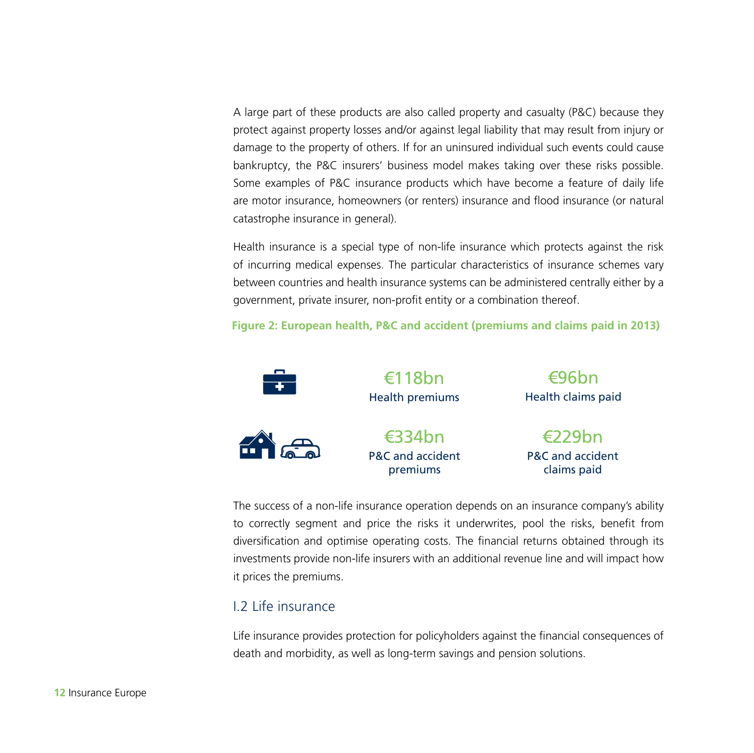A large part of these products are also called property and casualty (P&C) because they protect against property losses and/or against legal liability that may result from injury or damage to the property of others. If for an uninsured individual such events could cause bankruptcy, the P&C insurers' business model makes taking over these risks possible. Some examples of P&C insurance products which have become a feature of daily life are motor insurance, homeowners (or renters) insurance and flood insurance (or natural catastrophe insurance in general).

Health insurance is a special type of non-life insurance which protects against the risk of incurring medical expenses. The particular characteristics of insurance schemes vary between countries and health insurance systems can be administered centrally either by a government, private insurer, non-profit entity or a combination thereof.

**Figure 2: European health, P&C and accident (premiums and claims paid in 2013)**

| | Premiums | Claims paid |
|---|---|---|
| Health | €118bn Health premiums | €96bn Health claims paid |
| P&C and accident | €334bn P&C and accident premiums | €229bn P&C and accident claims paid |

The success of a non-life insurance operation depends on an insurance company's ability to correctly segment and price the risks it underwrites, pool the risks, benefit from diversification and optimise operating costs. The financial returns obtained through its investments provide non-life insurers with an additional revenue line and will impact how it prices the premiums.

## I.2 Life insurance

Life insurance provides protection for policyholders against the financial consequences of death and morbidity, as well as long-term savings and pension solutions.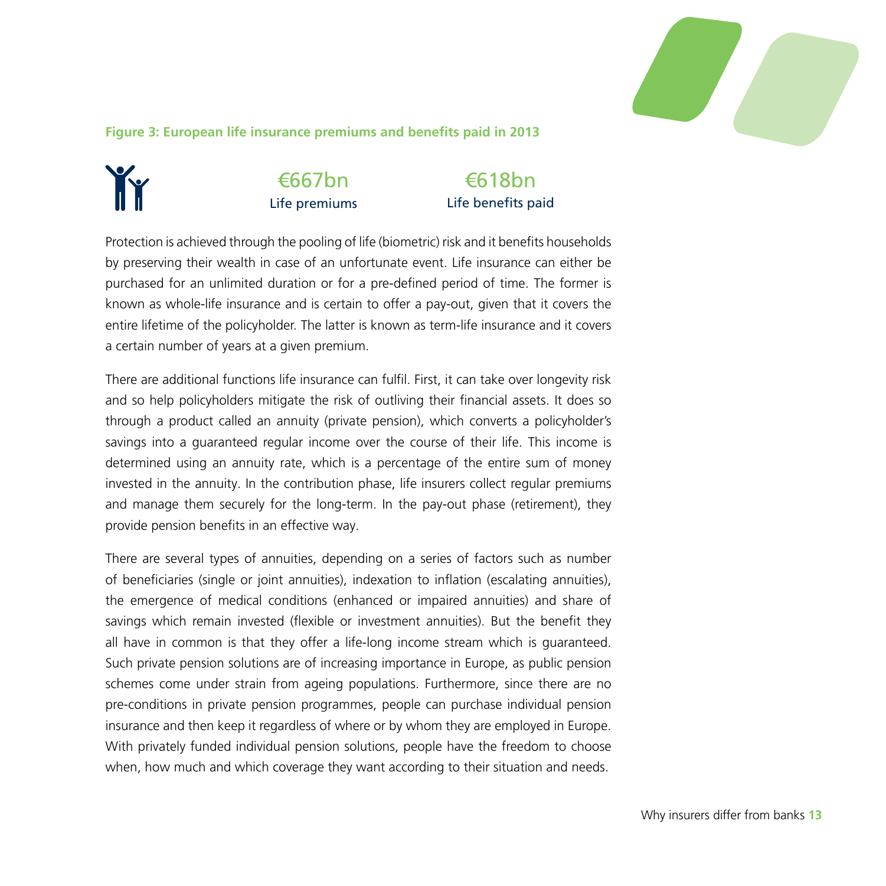**Figure 3: European life insurance premiums and benefits paid in 2013**

| €667bn | €618bn |
|---|---|
| Life premiums | Life benefits paid |

Protection is achieved through the pooling of life (biometric) risk and it benefits households by preserving their wealth in case of an unfortunate event. Life insurance can either be purchased for an unlimited duration or for a pre-defined period of time. The former is known as whole-life insurance and is certain to offer a pay-out, given that it covers the entire lifetime of the policyholder. The latter is known as term-life insurance and it covers a certain number of years at a given premium.

There are additional functions life insurance can fulfil. First, it can take over longevity risk and so help policyholders mitigate the risk of outliving their financial assets. It does so through a product called an annuity (private pension), which converts a policyholder's savings into a guaranteed regular income over the course of their life. This income is determined using an annuity rate, which is a percentage of the entire sum of money invested in the annuity. In the contribution phase, life insurers collect regular premiums and manage them securely for the long-term. In the pay-out phase (retirement), they provide pension benefits in an effective way.

There are several types of annuities, depending on a series of factors such as number of beneficiaries (single or joint annuities), indexation to inflation (escalating annuities), the emergence of medical conditions (enhanced or impaired annuities) and share of savings which remain invested (flexible or investment annuities). But the benefit they all have in common is that they offer a life-long income stream which is guaranteed. Such private pension solutions are of increasing importance in Europe, as public pension schemes come under strain from ageing populations. Furthermore, since there are no pre-conditions in private pension programmes, people can purchase individual pension insurance and then keep it regardless of where or by whom they are employed in Europe. With privately funded individual pension solutions, people have the freedom to choose when, how much and which coverage they want according to their situation and needs.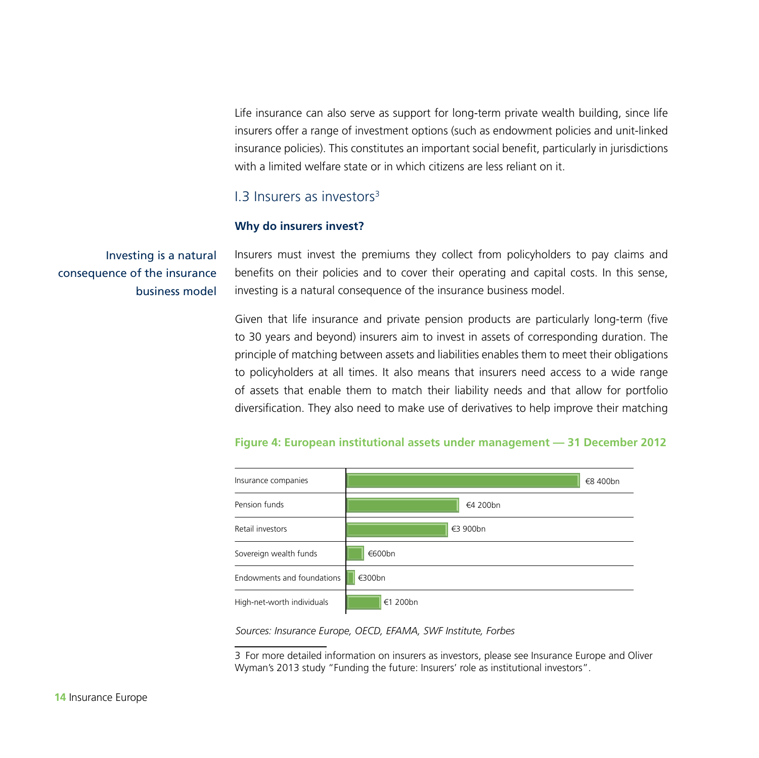Life insurance can also serve as support for long-term private wealth building, since life insurers offer a range of investment options (such as endowment policies and unit-linked insurance policies). This constitutes an important social benefit, particularly in jurisdictions with a limited welfare state or in which citizens are less reliant on it.

## I.3 Insurers as investors[3]

**Why do insurers invest?**

Investing is a natural consequence of the insurance business model

Insurers must invest the premiums they collect from policyholders to pay claims and benefits on their policies and to cover their operating and capital costs. In this sense, investing is a natural consequence of the insurance business model.

Given that life insurance and private pension products are particularly long-term (five to 30 years and beyond) insurers aim to invest in assets of corresponding duration. The principle of matching between assets and liabilities enables them to meet their obligations to policyholders at all times. It also means that insurers need access to a wide range of assets that enable them to match their liability needs and that allow for portfolio diversification. They also need to make use of derivatives to help improve their matching

**Figure 4: European institutional assets under management — 31 December 2012**

| Investor type | Assets under management |
|---|---|
| Insurance companies | €8 400bn |
| Pension funds | €4 200bn |
| Retail investors | €3 900bn |
| Sovereign wealth funds | €600bn |
| Endowments and foundations | €300bn |
| High-net-worth individuals | €1 200bn |

*Sources: Insurance Europe, OECD, EFAMA, SWF Institute, Forbes*

3 For more detailed information on insurers as investors, please see Insurance Europe and Oliver Wyman's 2013 study "Funding the future: Insurers' role as institutional investors".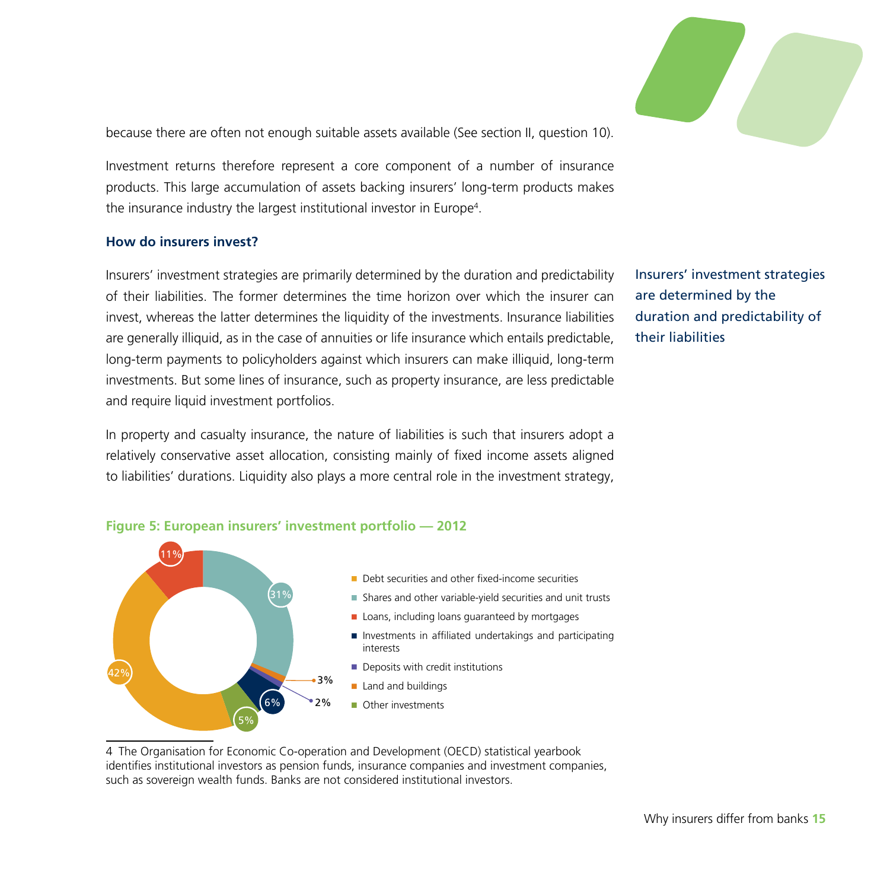because there are often not enough suitable assets available (See section II, question 10).

Investment returns therefore represent a core component of a number of insurance products. This large accumulation of assets backing insurers' long-term products makes the insurance industry the largest institutional investor in Europe[4].

### How do insurers invest?

Insurers' investment strategies are primarily determined by the duration and predictability of their liabilities. The former determines the time horizon over which the insurer can invest, whereas the latter determines the liquidity of the investments. Insurance liabilities are generally illiquid, as in the case of annuities or life insurance which entails predictable, long-term payments to policyholders against which insurers can make illiquid, long-term investments. But some lines of insurance, such as property insurance, are less predictable and require liquid investment portfolios.

Insurers' investment strategies are determined by the duration and predictability of their liabilities

In property and casualty insurance, the nature of liabilities is such that insurers adopt a relatively conservative asset allocation, consisting mainly of fixed income assets aligned to liabilities' durations. Liquidity also plays a more central role in the investment strategy,

**Figure 5: European insurers' investment portfolio — 2012**

- Debt securities and other fixed-income securities — 42%
- Shares and other variable-yield securities and unit trusts — 31%
- Loans, including loans guaranteed by mortgages — 11%
- Investments in affiliated undertakings and participating interests — 6%
- Deposits with credit institutions — 2%
- Land and buildings — 3%
- Other investments — 5%

4 The Organisation for Economic Co-operation and Development (OECD) statistical yearbook identifies institutional investors as pension funds, insurance companies and investment companies, such as sovereign wealth funds. Banks are not considered institutional investors.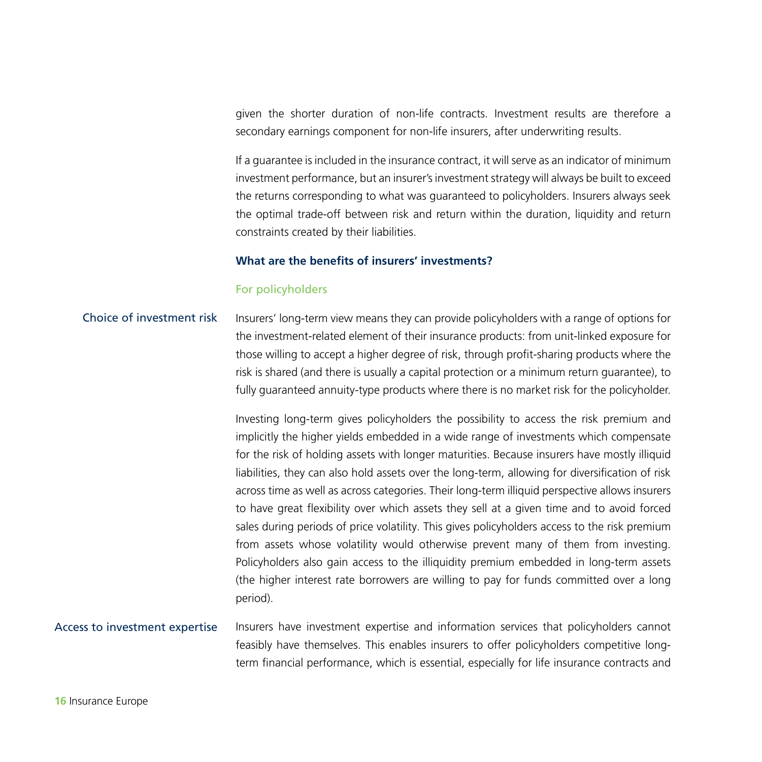given the shorter duration of non-life contracts. Investment results are therefore a secondary earnings component for non-life insurers, after underwriting results.

If a guarantee is included in the insurance contract, it will serve as an indicator of minimum investment performance, but an insurer's investment strategy will always be built to exceed the returns corresponding to what was guaranteed to policyholders. Insurers always seek the optimal trade-off between risk and return within the duration, liquidity and return constraints created by their liabilities.

### What are the benefits of insurers' investments?

#### For policyholders

**Choice of investment risk**

Insurers' long-term view means they can provide policyholders with a range of options for the investment-related element of their insurance products: from unit-linked exposure for those willing to accept a higher degree of risk, through profit-sharing products where the risk is shared (and there is usually a capital protection or a minimum return guarantee), to fully guaranteed annuity-type products where there is no market risk for the policyholder.

Investing long-term gives policyholders the possibility to access the risk premium and implicitly the higher yields embedded in a wide range of investments which compensate for the risk of holding assets with longer maturities. Because insurers have mostly illiquid liabilities, they can also hold assets over the long-term, allowing for diversification of risk across time as well as across categories. Their long-term illiquid perspective allows insurers to have great flexibility over which assets they sell at a given time and to avoid forced sales during periods of price volatility. This gives policyholders access to the risk premium from assets whose volatility would otherwise prevent many of them from investing. Policyholders also gain access to the illiquidity premium embedded in long-term assets (the higher interest rate borrowers are willing to pay for funds committed over a long period).

**Access to investment expertise**

Insurers have investment expertise and information services that policyholders cannot feasibly have themselves. This enables insurers to offer policyholders competitive long-term financial performance, which is essential, especially for life insurance contracts and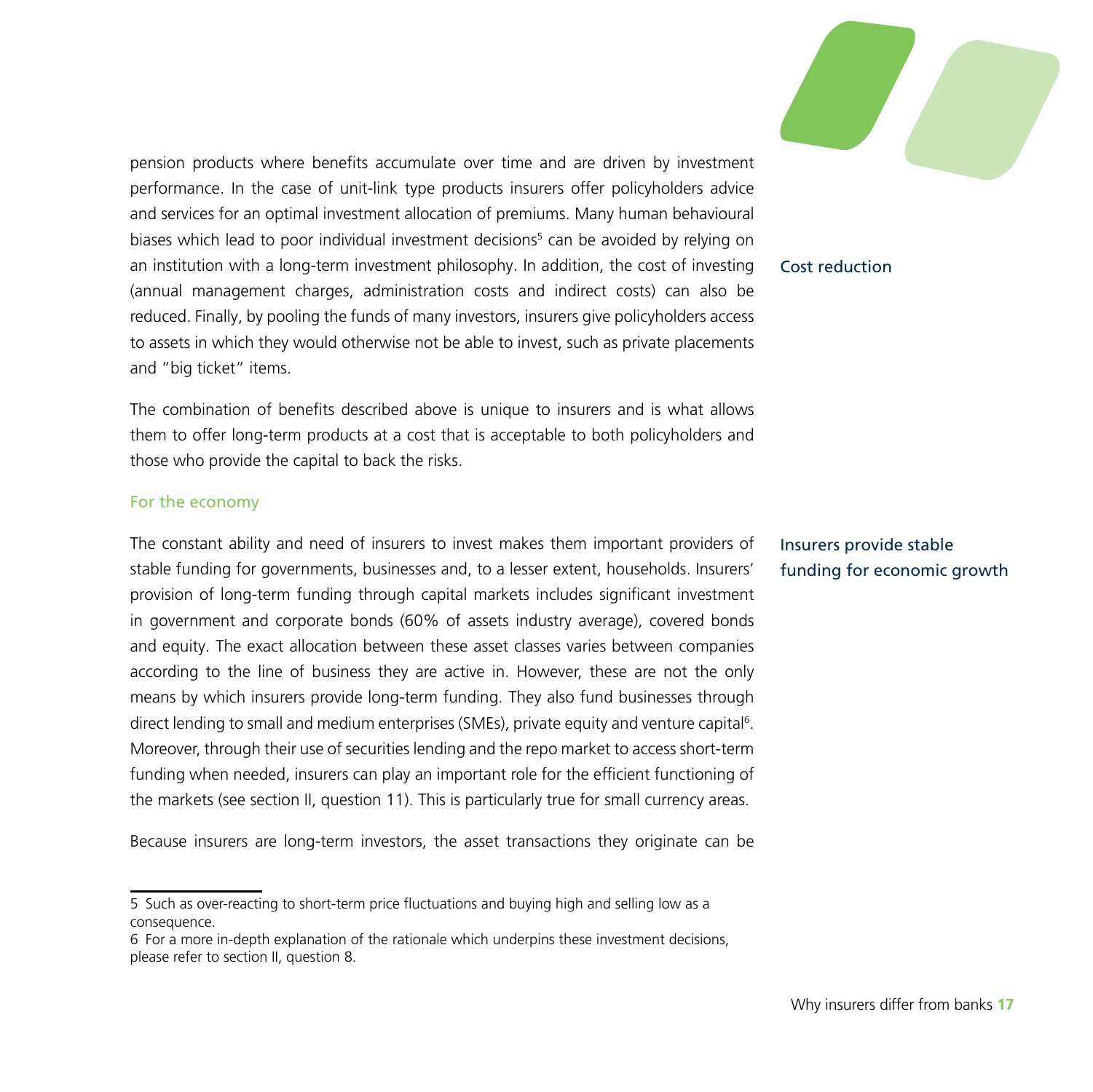pension products where benefits accumulate over time and are driven by investment performance. In the case of unit-link type products insurers offer policyholders advice and services for an optimal investment allocation of premiums. Many human behavioural biases which lead to poor individual investment decisions[5] can be avoided by relying on an institution with a long-term investment philosophy. In addition, the cost of investing (annual management charges, administration costs and indirect costs) can also be reduced. Finally, by pooling the funds of many investors, insurers give policyholders access to assets in which they would otherwise not be able to invest, such as private placements and "big ticket" items.

Cost reduction

The combination of benefits described above is unique to insurers and is what allows them to offer long-term products at a cost that is acceptable to both policyholders and those who provide the capital to back the risks.

### For the economy

Insurers provide stable funding for economic growth

The constant ability and need of insurers to invest makes them important providers of stable funding for governments, businesses and, to a lesser extent, households. Insurers' provision of long-term funding through capital markets includes significant investment in government and corporate bonds (60% of assets industry average), covered bonds and equity. The exact allocation between these asset classes varies between companies according to the line of business they are active in. However, these are not the only means by which insurers provide long-term funding. They also fund businesses through direct lending to small and medium enterprises (SMEs), private equity and venture capital[6]. Moreover, through their use of securities lending and the repo market to access short-term funding when needed, insurers can play an important role for the efficient functioning of the markets (see section II, question 11). This is particularly true for small currency areas.

Because insurers are long-term investors, the asset transactions they originate can be

5 Such as over-reacting to short-term price fluctuations and buying high and selling low as a consequence.

6 For a more in-depth explanation of the rationale which underpins these investment decisions, please refer to section II, question 8.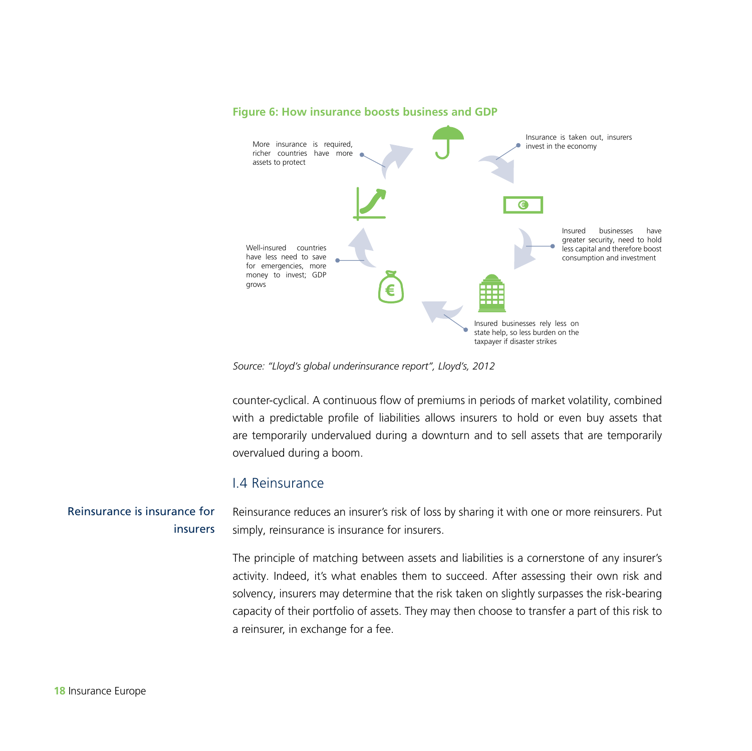**Figure 6: How insurance boosts business and GDP**

Insurance is taken out, insurers invest in the economy

Insured businesses have greater security, need to hold less capital and therefore boost consumption and investment

Insured businesses rely less on state help, so less burden on the taxpayer if disaster strikes

Well-insured countries have less need to save for emergencies, more money to invest; GDP grows

More insurance is required, richer countries have more assets to protect

*Source: "Lloyd's global underinsurance report", Lloyd's, 2012*

counter-cyclical. A continuous flow of premiums in periods of market volatility, combined with a predictable profile of liabilities allows insurers to hold or even buy assets that are temporarily undervalued during a downturn and to sell assets that are temporarily overvalued during a boom.

## I.4 Reinsurance

**Reinsurance is insurance for insurers**

Reinsurance reduces an insurer's risk of loss by sharing it with one or more reinsurers. Put simply, reinsurance is insurance for insurers.

The principle of matching between assets and liabilities is a cornerstone of any insurer's activity. Indeed, it's what enables them to succeed. After assessing their own risk and solvency, insurers may determine that the risk taken on slightly surpasses the risk-bearing capacity of their portfolio of assets. They may then choose to transfer a part of this risk to a reinsurer, in exchange for a fee.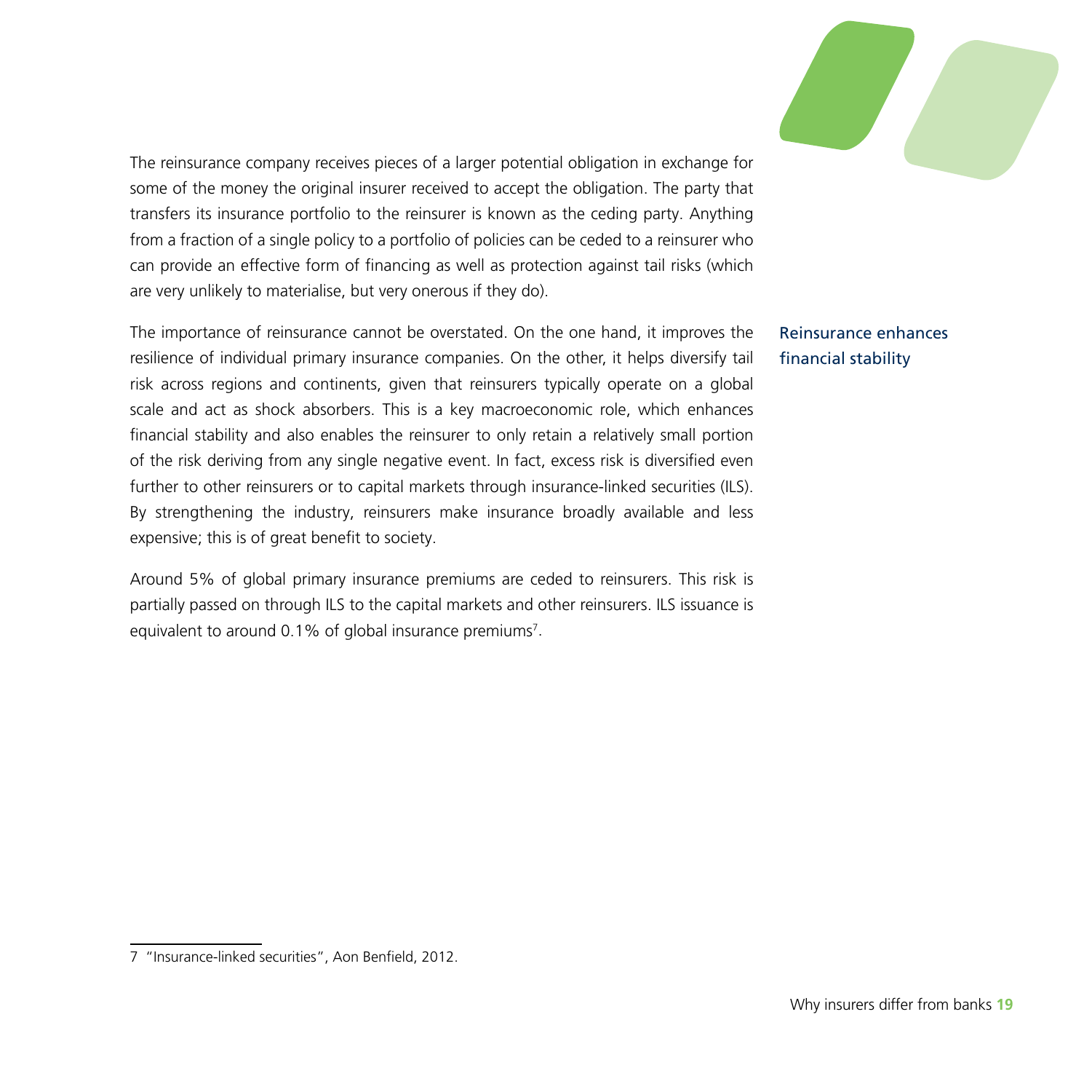The reinsurance company receives pieces of a larger potential obligation in exchange for some of the money the original insurer received to accept the obligation. The party that transfers its insurance portfolio to the reinsurer is known as the ceding party. Anything from a fraction of a single policy to a portfolio of policies can be ceded to a reinsurer who can provide an effective form of financing as well as protection against tail risks (which are very unlikely to materialise, but very onerous if they do).

Reinsurance enhances financial stability

The importance of reinsurance cannot be overstated. On the one hand, it improves the resilience of individual primary insurance companies. On the other, it helps diversify tail risk across regions and continents, given that reinsurers typically operate on a global scale and act as shock absorbers. This is a key macroeconomic role, which enhances financial stability and also enables the reinsurer to only retain a relatively small portion of the risk deriving from any single negative event. In fact, excess risk is diversified even further to other reinsurers or to capital markets through insurance-linked securities (ILS). By strengthening the industry, reinsurers make insurance broadly available and less expensive; this is of great benefit to society.

Around 5% of global primary insurance premiums are ceded to reinsurers. This risk is partially passed on through ILS to the capital markets and other reinsurers. ILS issuance is equivalent to around 0.1% of global insurance premiums[7].

---

7 "Insurance-linked securities", Aon Benfield, 2012.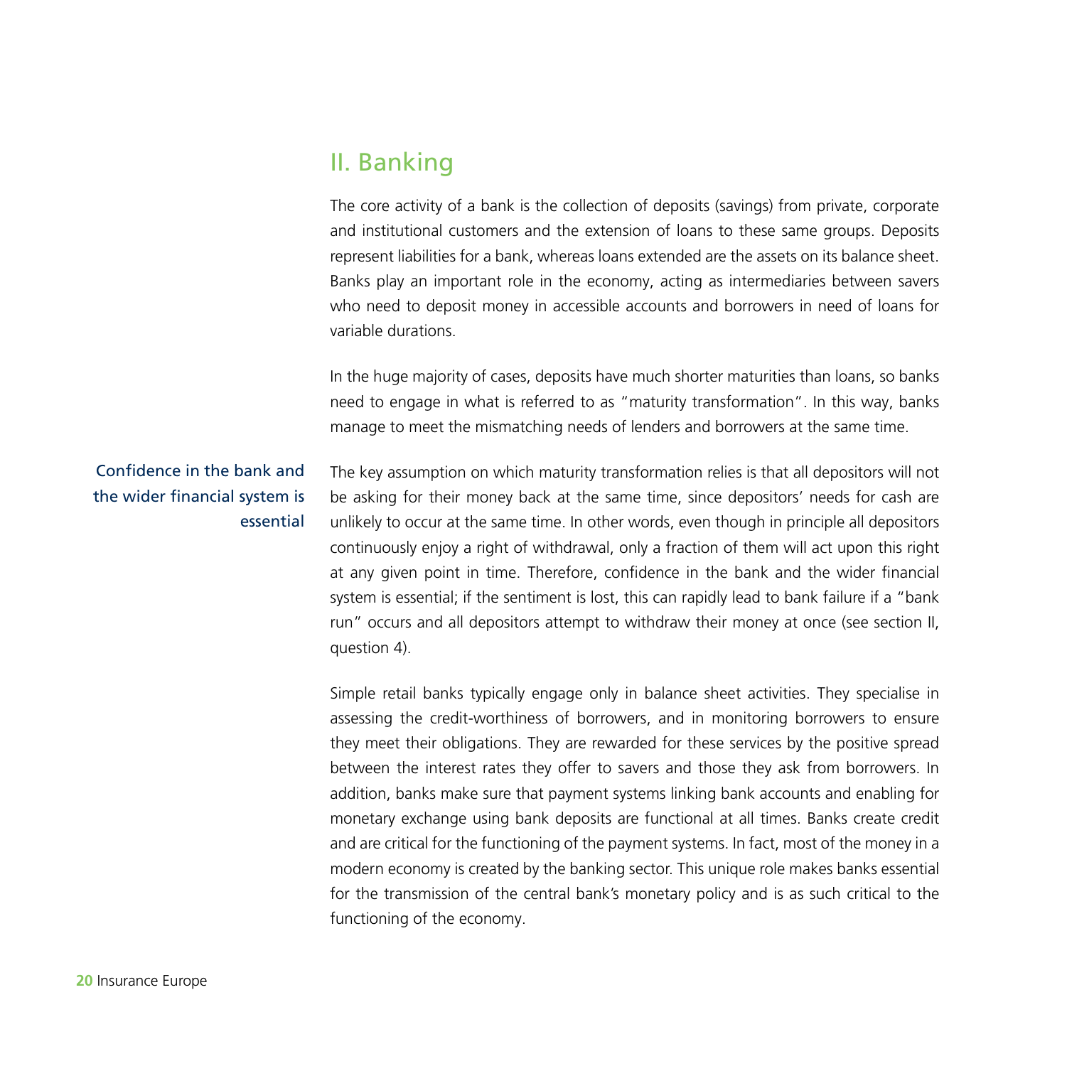## II. Banking

The core activity of a bank is the collection of deposits (savings) from private, corporate and institutional customers and the extension of loans to these same groups. Deposits represent liabilities for a bank, whereas loans extended are the assets on its balance sheet. Banks play an important role in the economy, acting as intermediaries between savers who need to deposit money in accessible accounts and borrowers in need of loans for variable durations.

In the huge majority of cases, deposits have much shorter maturities than loans, so banks need to engage in what is referred to as "maturity transformation". In this way, banks manage to meet the mismatching needs of lenders and borrowers at the same time.

Confidence in the bank and the wider financial system is essential

The key assumption on which maturity transformation relies is that all depositors will not be asking for their money back at the same time, since depositors' needs for cash are unlikely to occur at the same time. In other words, even though in principle all depositors continuously enjoy a right of withdrawal, only a fraction of them will act upon this right at any given point in time. Therefore, confidence in the bank and the wider financial system is essential; if the sentiment is lost, this can rapidly lead to bank failure if a "bank run" occurs and all depositors attempt to withdraw their money at once (see section II, question 4).

Simple retail banks typically engage only in balance sheet activities. They specialise in assessing the credit-worthiness of borrowers, and in monitoring borrowers to ensure they meet their obligations. They are rewarded for these services by the positive spread between the interest rates they offer to savers and those they ask from borrowers. In addition, banks make sure that payment systems linking bank accounts and enabling for monetary exchange using bank deposits are functional at all times. Banks create credit and are critical for the functioning of the payment systems. In fact, most of the money in a modern economy is created by the banking sector. This unique role makes banks essential for the transmission of the central bank's monetary policy and is as such critical to the functioning of the economy.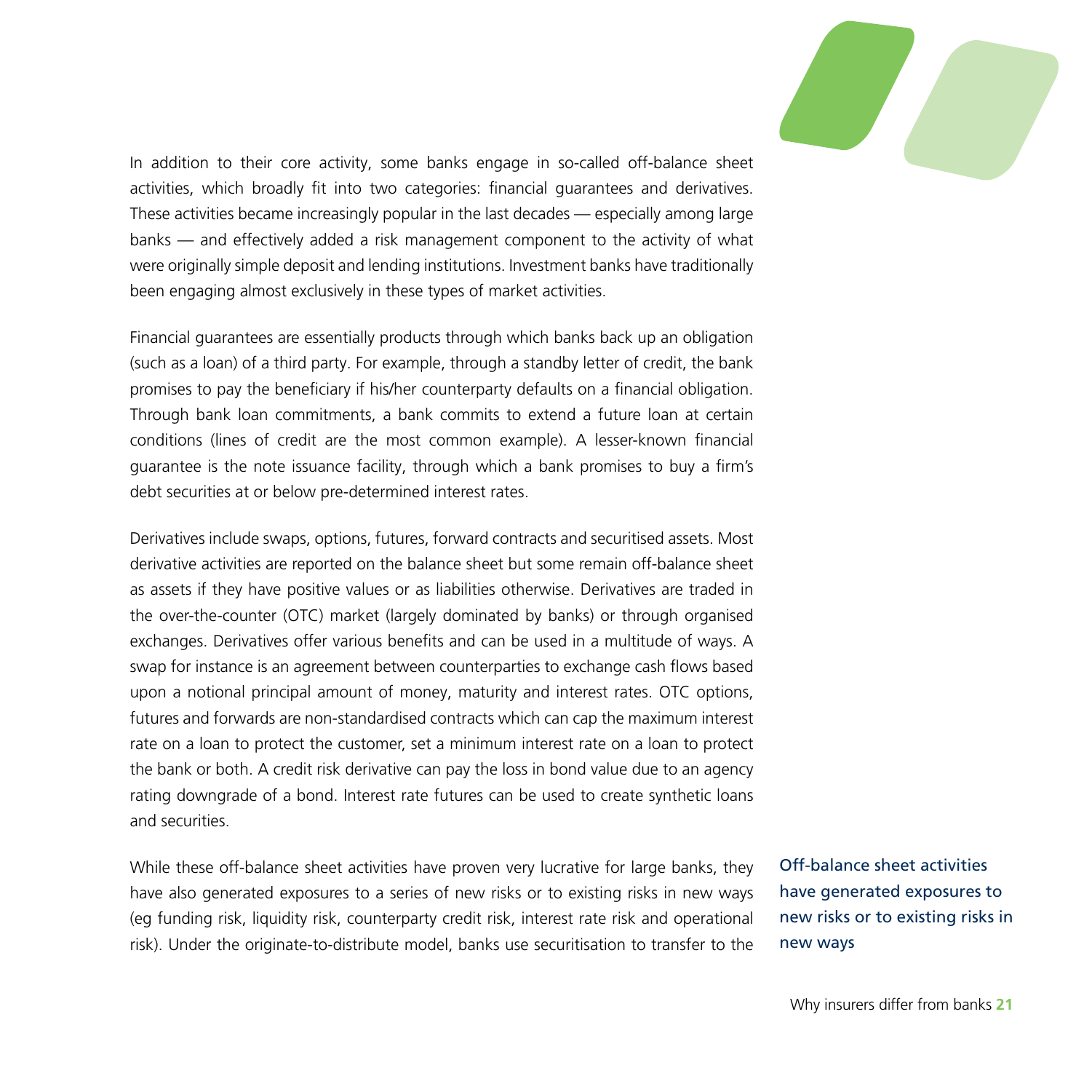In addition to their core activity, some banks engage in so-called off-balance sheet activities, which broadly fit into two categories: financial guarantees and derivatives. These activities became increasingly popular in the last decades — especially among large banks — and effectively added a risk management component to the activity of what were originally simple deposit and lending institutions. Investment banks have traditionally been engaging almost exclusively in these types of market activities.

Financial guarantees are essentially products through which banks back up an obligation (such as a loan) of a third party. For example, through a standby letter of credit, the bank promises to pay the beneficiary if his/her counterparty defaults on a financial obligation. Through bank loan commitments, a bank commits to extend a future loan at certain conditions (lines of credit are the most common example). A lesser-known financial guarantee is the note issuance facility, through which a bank promises to buy a firm's debt securities at or below pre-determined interest rates.

Derivatives include swaps, options, futures, forward contracts and securitised assets. Most derivative activities are reported on the balance sheet but some remain off-balance sheet as assets if they have positive values or as liabilities otherwise. Derivatives are traded in the over-the-counter (OTC) market (largely dominated by banks) or through organised exchanges. Derivatives offer various benefits and can be used in a multitude of ways. A swap for instance is an agreement between counterparties to exchange cash flows based upon a notional principal amount of money, maturity and interest rates. OTC options, futures and forwards are non-standardised contracts which can cap the maximum interest rate on a loan to protect the customer, set a minimum interest rate on a loan to protect the bank or both. A credit risk derivative can pay the loss in bond value due to an agency rating downgrade of a bond. Interest rate futures can be used to create synthetic loans and securities.

While these off-balance sheet activities have proven very lucrative for large banks, they have also generated exposures to a series of new risks or to existing risks in new ways (eg funding risk, liquidity risk, counterparty credit risk, interest rate risk and operational risk). Under the originate-to-distribute model, banks use securitisation to transfer to the

Off-balance sheet activities have generated exposures to new risks or to existing risks in new ways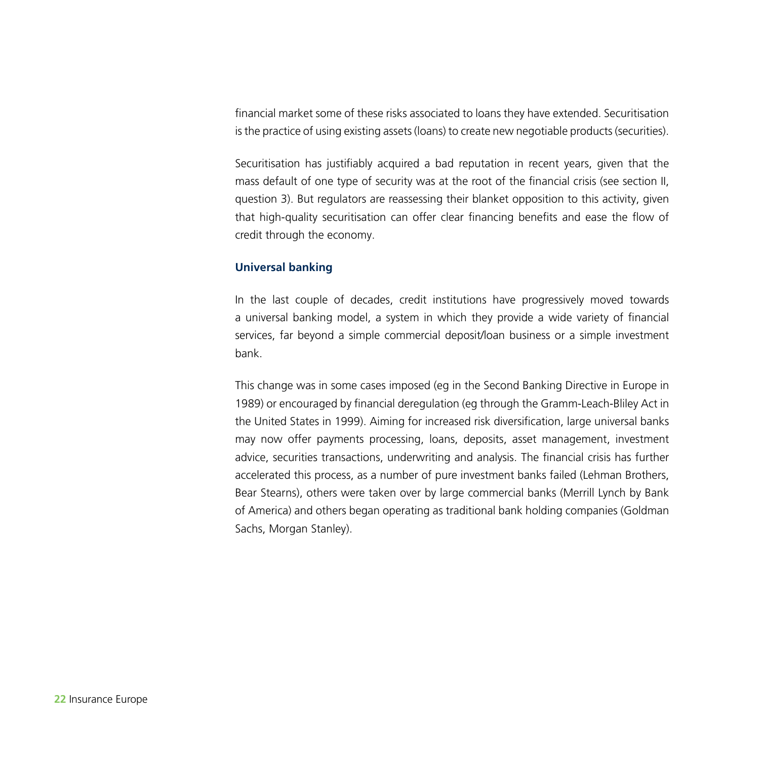financial market some of these risks associated to loans they have extended. Securitisation is the practice of using existing assets (loans) to create new negotiable products (securities).

Securitisation has justifiably acquired a bad reputation in recent years, given that the mass default of one type of security was at the root of the financial crisis (see section II, question 3). But regulators are reassessing their blanket opposition to this activity, given that high-quality securitisation can offer clear financing benefits and ease the flow of credit through the economy.

### Universal banking

In the last couple of decades, credit institutions have progressively moved towards a universal banking model, a system in which they provide a wide variety of financial services, far beyond a simple commercial deposit/loan business or a simple investment bank.

This change was in some cases imposed (eg in the Second Banking Directive in Europe in 1989) or encouraged by financial deregulation (eg through the Gramm-Leach-Bliley Act in the United States in 1999). Aiming for increased risk diversification, large universal banks may now offer payments processing, loans, deposits, asset management, investment advice, securities transactions, underwriting and analysis. The financial crisis has further accelerated this process, as a number of pure investment banks failed (Lehman Brothers, Bear Stearns), others were taken over by large commercial banks (Merrill Lynch by Bank of America) and others began operating as traditional bank holding companies (Goldman Sachs, Morgan Stanley).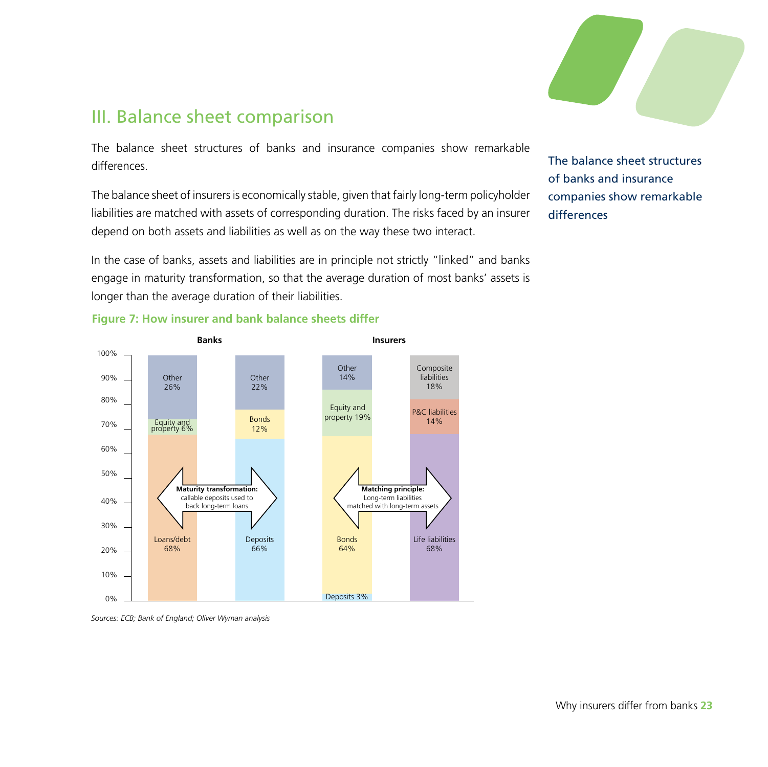## III. Balance sheet comparison

The balance sheet structures of banks and insurance companies show remarkable differences.

The balance sheet of insurers is economically stable, given that fairly long-term policyholder liabilities are matched with assets of corresponding duration. The risks faced by an insurer depend on both assets and liabilities as well as on the way these two interact.

In the case of banks, assets and liabilities are in principle not strictly "linked" and banks engage in maturity transformation, so that the average duration of most banks' assets is longer than the average duration of their liabilities.

The balance sheet structures of banks and insurance companies show remarkable differences

**Figure 7: How insurer and bank balance sheets differ**

| | Banks – Assets | Banks – Liabilities | Insurers – Assets | Insurers – Liabilities |
|---|---|---|---|---|
| | Other 26% | Other 22% | Other 14% | Composite liabilities 18% |
| | Equity and property 6% | Bonds 12% | Equity and property 19% | P&C liabilities 14% |
| | Loans/debt 68% | Deposits 66% | Bonds 64% | Life liabilities 68% |
| | | | Deposits 3% | |

Banks — **Maturity transformation:** callable deposits used to back long-term loans

Insurers — **Matching principle:** Long-term liabilities matched with long-term assets

*Sources: ECB; Bank of England; Oliver Wyman analysis*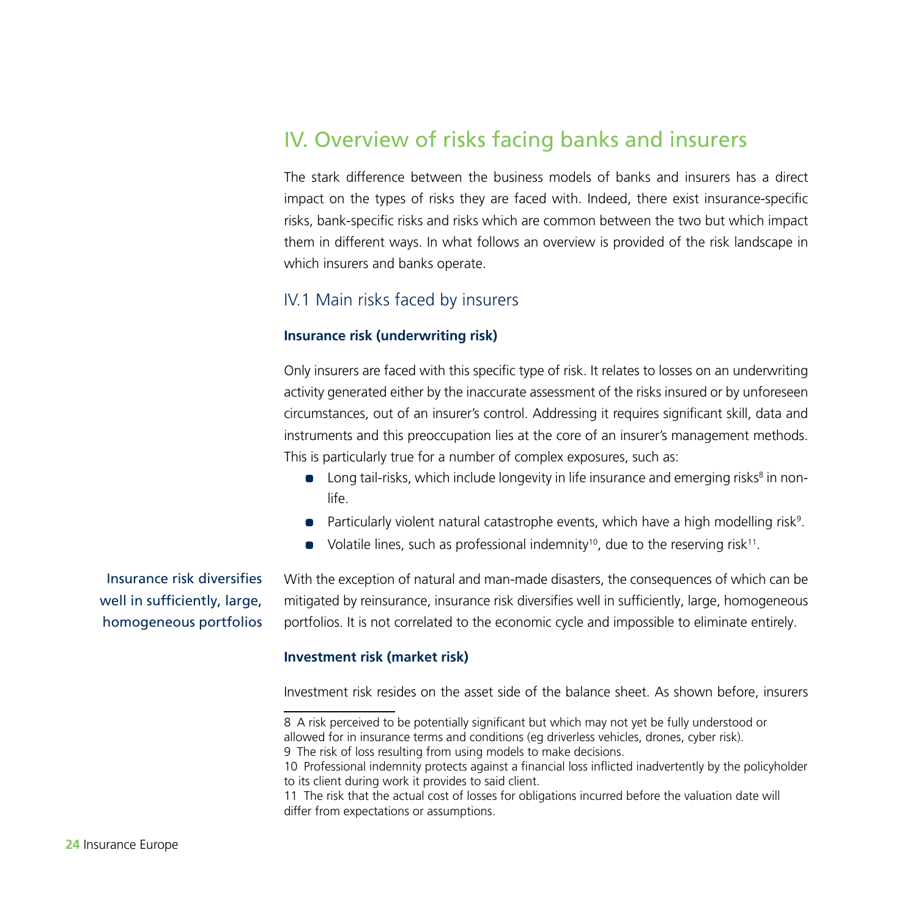# IV. Overview of risks facing banks and insurers

The stark difference between the business models of banks and insurers has a direct impact on the types of risks they are faced with. Indeed, there exist insurance-specific risks, bank-specific risks and risks which are common between the two but which impact them in different ways. In what follows an overview is provided of the risk landscape in which insurers and banks operate.

## IV.1 Main risks faced by insurers

**Insurance risk (underwriting risk)**

Only insurers are faced with this specific type of risk. It relates to losses on an underwriting activity generated either by the inaccurate assessment of the risks insured or by unforeseen circumstances, out of an insurer's control. Addressing it requires significant skill, data and instruments and this preoccupation lies at the core of an insurer's management methods. This is particularly true for a number of complex exposures, such as:

- Long tail-risks, which include longevity in life insurance and emerging risks[8] in non-life.
- Particularly violent natural catastrophe events, which have a high modelling risk[9].
- Volatile lines, such as professional indemnity[10], due to the reserving risk[11].

Insurance risk diversifies well in sufficiently, large, homogeneous portfolios

With the exception of natural and man-made disasters, the consequences of which can be mitigated by reinsurance, insurance risk diversifies well in sufficiently, large, homogeneous portfolios. It is not correlated to the economic cycle and impossible to eliminate entirely.

**Investment risk (market risk)**

Investment risk resides on the asset side of the balance sheet. As shown before, insurers

---

8 A risk perceived to be potentially significant but which may not yet be fully understood or allowed for in insurance terms and conditions (eg driverless vehicles, drones, cyber risk).

9 The risk of loss resulting from using models to make decisions.

10 Professional indemnity protects against a financial loss inflicted inadvertently by the policyholder to its client during work it provides to said client.

11 The risk that the actual cost of losses for obligations incurred before the valuation date will differ from expectations or assumptions.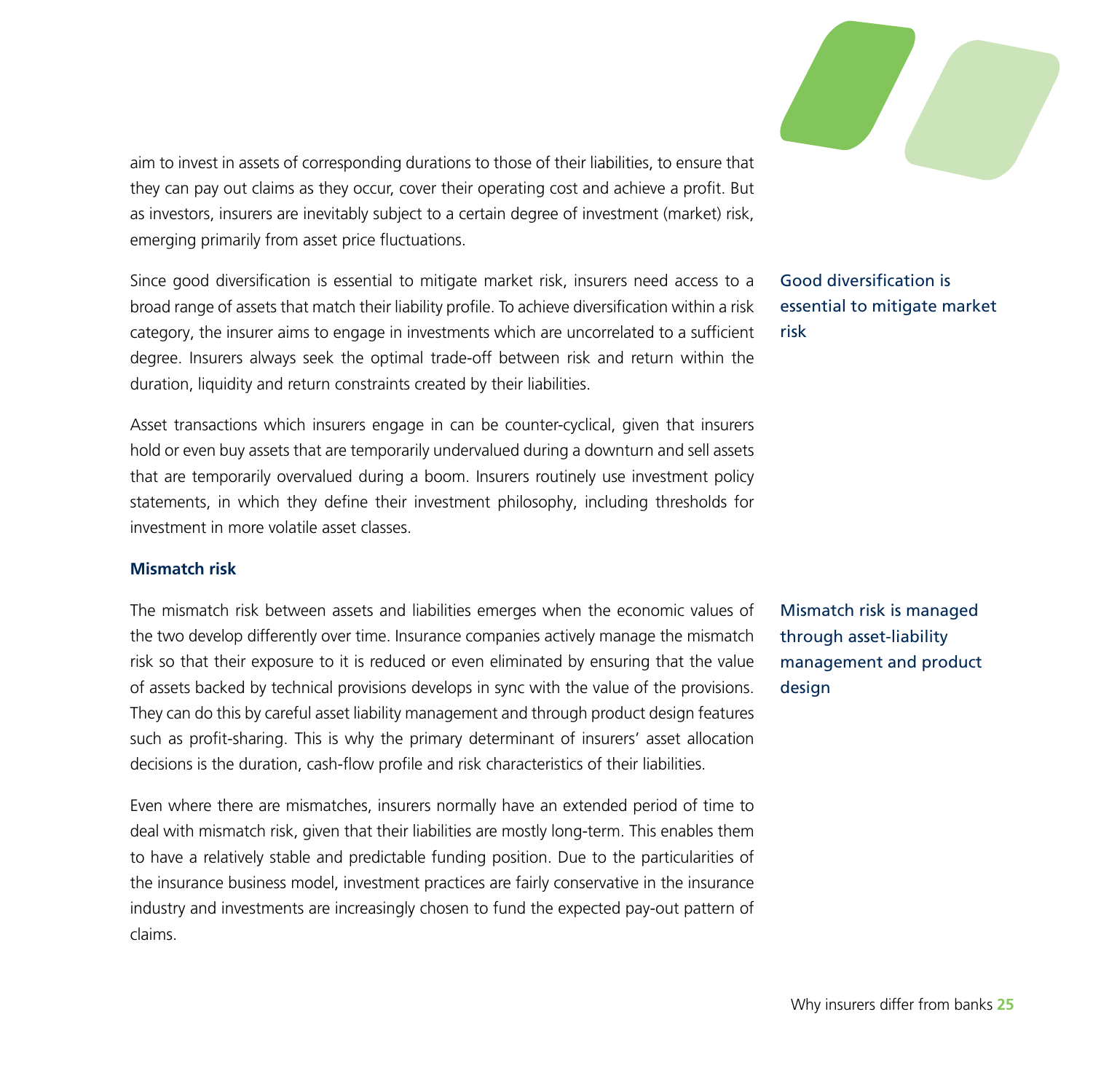aim to invest in assets of corresponding durations to those of their liabilities, to ensure that they can pay out claims as they occur, cover their operating cost and achieve a profit. But as investors, insurers are inevitably subject to a certain degree of investment (market) risk, emerging primarily from asset price fluctuations.

Since good diversification is essential to mitigate market risk, insurers need access to a broad range of assets that match their liability profile. To achieve diversification within a risk category, the insurer aims to engage in investments which are uncorrelated to a sufficient degree. Insurers always seek the optimal trade-off between risk and return within the duration, liquidity and return constraints created by their liabilities.

Good diversification is essential to mitigate market risk

Asset transactions which insurers engage in can be counter-cyclical, given that insurers hold or even buy assets that are temporarily undervalued during a downturn and sell assets that are temporarily overvalued during a boom. Insurers routinely use investment policy statements, in which they define their investment philosophy, including thresholds for investment in more volatile asset classes.

**Mismatch risk**

The mismatch risk between assets and liabilities emerges when the economic values of the two develop differently over time. Insurance companies actively manage the mismatch risk so that their exposure to it is reduced or even eliminated by ensuring that the value of assets backed by technical provisions develops in sync with the value of the provisions. They can do this by careful asset liability management and through product design features such as profit-sharing. This is why the primary determinant of insurers' asset allocation decisions is the duration, cash-flow profile and risk characteristics of their liabilities.

Mismatch risk is managed through asset-liability management and product design

Even where there are mismatches, insurers normally have an extended period of time to deal with mismatch risk, given that their liabilities are mostly long-term. This enables them to have a relatively stable and predictable funding position. Due to the particularities of the insurance business model, investment practices are fairly conservative in the insurance industry and investments are increasingly chosen to fund the expected pay-out pattern of claims.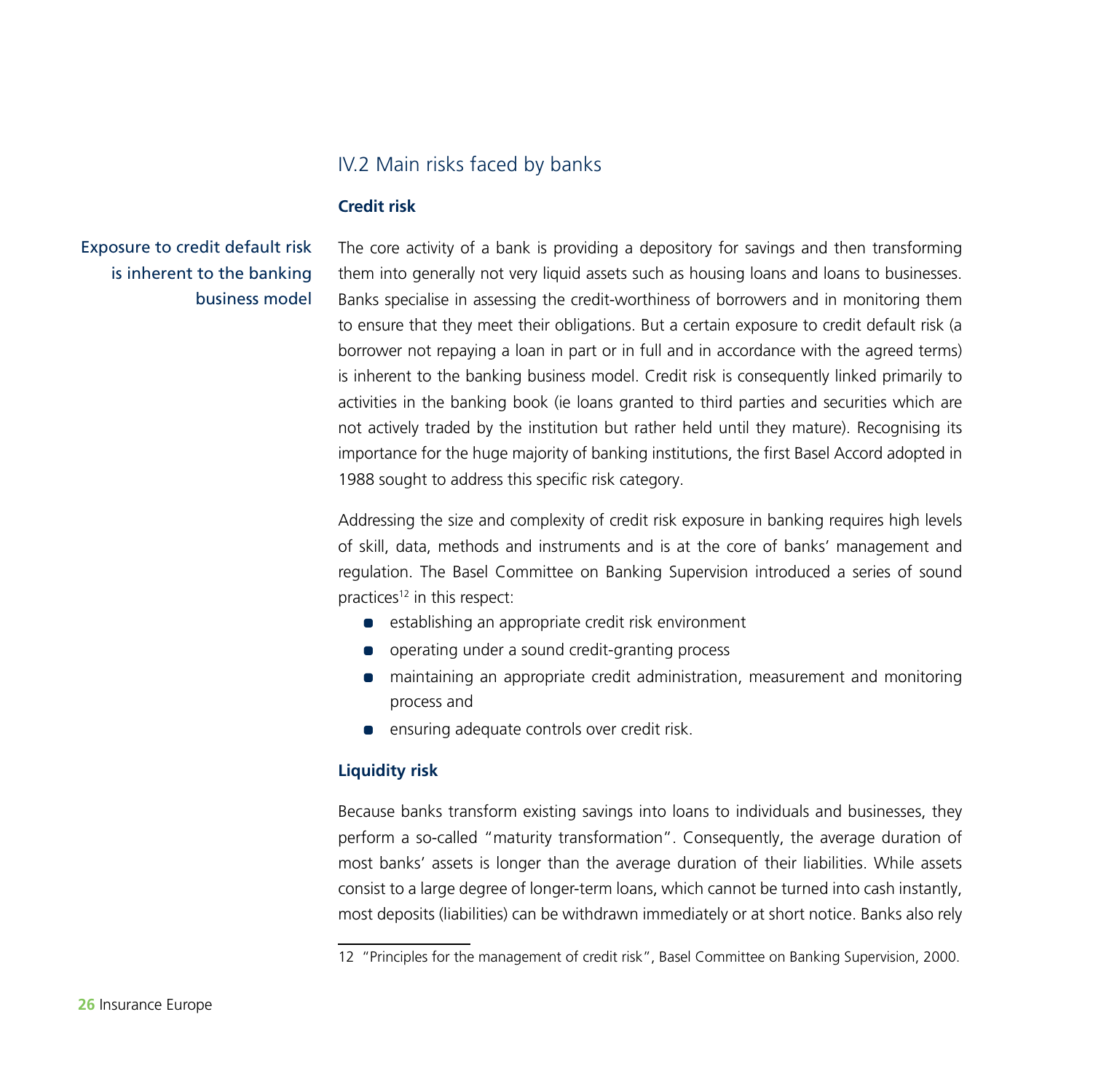## IV.2 Main risks faced by banks

### Credit risk

Exposure to credit default risk is inherent to the banking business model

The core activity of a bank is providing a depository for savings and then transforming them into generally not very liquid assets such as housing loans and loans to businesses. Banks specialise in assessing the credit-worthiness of borrowers and in monitoring them to ensure that they meet their obligations. But a certain exposure to credit default risk (a borrower not repaying a loan in part or in full and in accordance with the agreed terms) is inherent to the banking business model. Credit risk is consequently linked primarily to activities in the banking book (ie loans granted to third parties and securities which are not actively traded by the institution but rather held until they mature). Recognising its importance for the huge majority of banking institutions, the first Basel Accord adopted in 1988 sought to address this specific risk category.

Addressing the size and complexity of credit risk exposure in banking requires high levels of skill, data, methods and instruments and is at the core of banks' management and regulation. The Basel Committee on Banking Supervision introduced a series of sound practices[12] in this respect:

- establishing an appropriate credit risk environment
- operating under a sound credit-granting process
- maintaining an appropriate credit administration, measurement and monitoring process and
- ensuring adequate controls over credit risk.

### Liquidity risk

Because banks transform existing savings into loans to individuals and businesses, they perform a so-called "maturity transformation". Consequently, the average duration of most banks' assets is longer than the average duration of their liabilities. While assets consist to a large degree of longer-term loans, which cannot be turned into cash instantly, most deposits (liabilities) can be withdrawn immediately or at short notice. Banks also rely

12 "Principles for the management of credit risk", Basel Committee on Banking Supervision, 2000.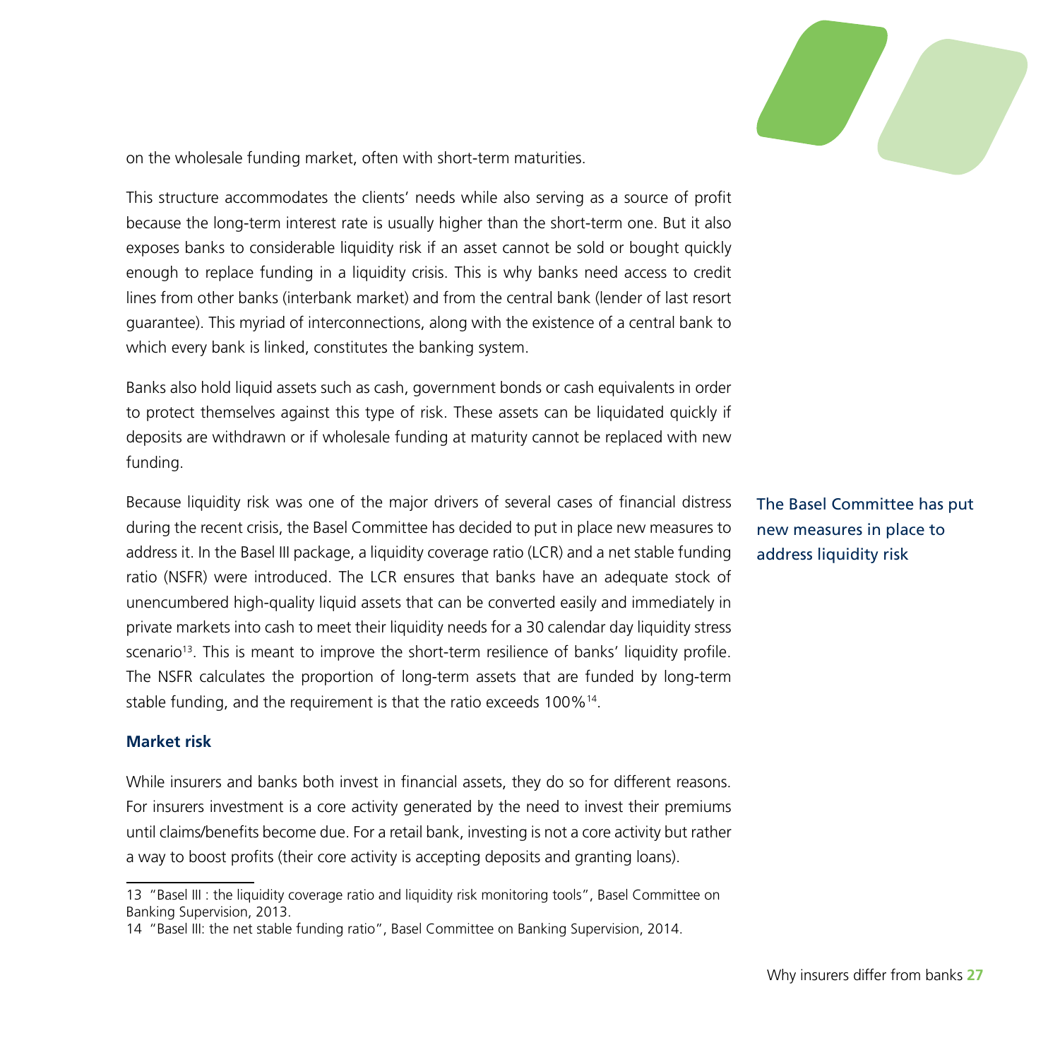on the wholesale funding market, often with short-term maturities.

This structure accommodates the clients' needs while also serving as a source of profit because the long-term interest rate is usually higher than the short-term one. But it also exposes banks to considerable liquidity risk if an asset cannot be sold or bought quickly enough to replace funding in a liquidity crisis. This is why banks need access to credit lines from other banks (interbank market) and from the central bank (lender of last resort guarantee). This myriad of interconnections, along with the existence of a central bank to which every bank is linked, constitutes the banking system.

Banks also hold liquid assets such as cash, government bonds or cash equivalents in order to protect themselves against this type of risk. These assets can be liquidated quickly if deposits are withdrawn or if wholesale funding at maturity cannot be replaced with new funding.

Because liquidity risk was one of the major drivers of several cases of financial distress during the recent crisis, the Basel Committee has decided to put in place new measures to address it. In the Basel III package, a liquidity coverage ratio (LCR) and a net stable funding ratio (NSFR) were introduced. The LCR ensures that banks have an adequate stock of unencumbered high-quality liquid assets that can be converted easily and immediately in private markets into cash to meet their liquidity needs for a 30 calendar day liquidity stress scenario[13]. This is meant to improve the short-term resilience of banks' liquidity profile. The NSFR calculates the proportion of long-term assets that are funded by long-term stable funding, and the requirement is that the ratio exceeds 100%[14].

The Basel Committee has put new measures in place to address liquidity risk

**Market risk**

While insurers and banks both invest in financial assets, they do so for different reasons. For insurers investment is a core activity generated by the need to invest their premiums until claims/benefits become due. For a retail bank, investing is not a core activity but rather a way to boost profits (their core activity is accepting deposits and granting loans).

13 "Basel III : the liquidity coverage ratio and liquidity risk monitoring tools", Basel Committee on Banking Supervision, 2013.

14 "Basel III: the net stable funding ratio", Basel Committee on Banking Supervision, 2014.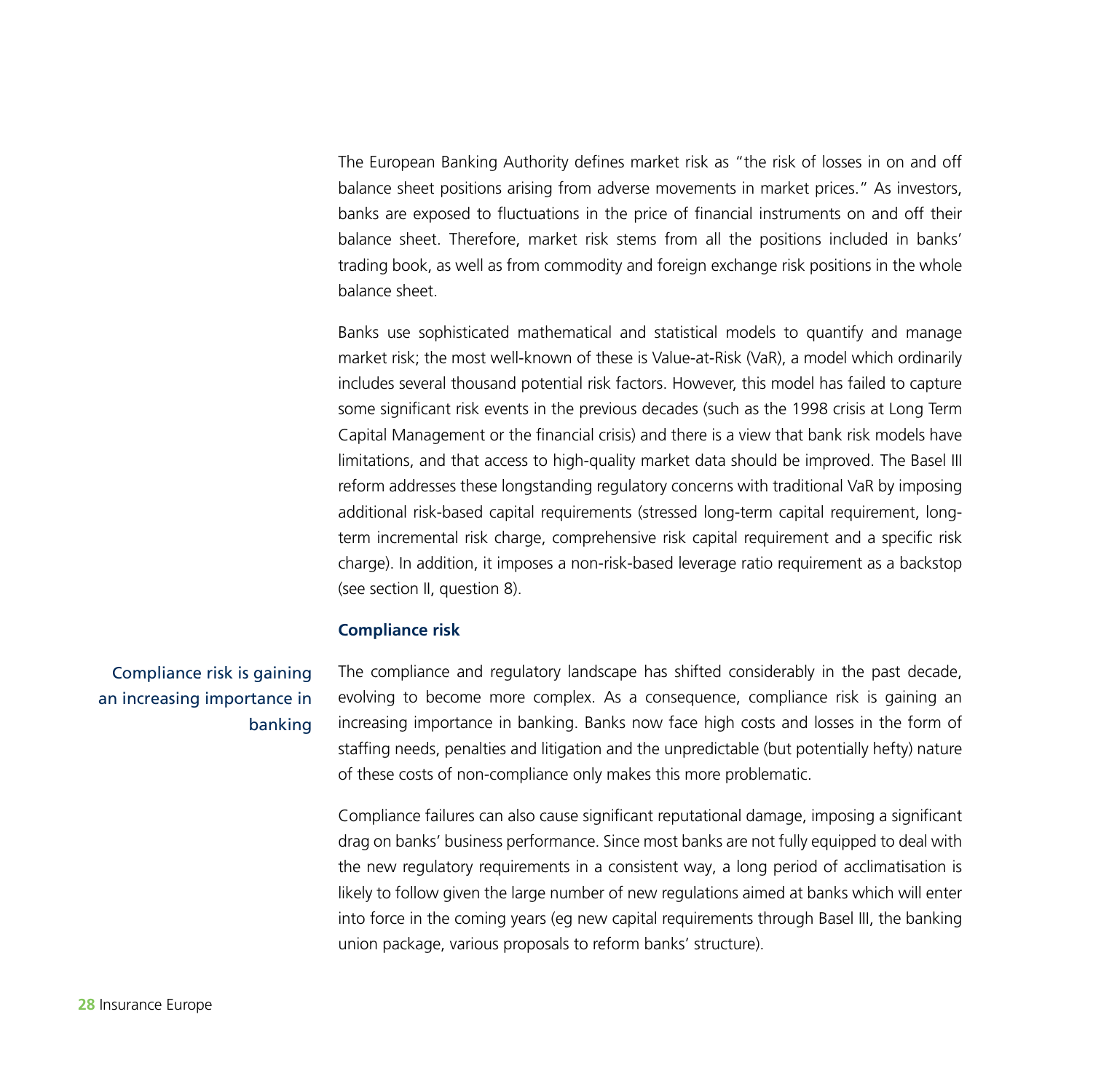The European Banking Authority defines market risk as "the risk of losses in on and off balance sheet positions arising from adverse movements in market prices." As investors, banks are exposed to fluctuations in the price of financial instruments on and off their balance sheet. Therefore, market risk stems from all the positions included in banks' trading book, as well as from commodity and foreign exchange risk positions in the whole balance sheet.

Banks use sophisticated mathematical and statistical models to quantify and manage market risk; the most well-known of these is Value-at-Risk (VaR), a model which ordinarily includes several thousand potential risk factors. However, this model has failed to capture some significant risk events in the previous decades (such as the 1998 crisis at Long Term Capital Management or the financial crisis) and there is a view that bank risk models have limitations, and that access to high-quality market data should be improved. The Basel III reform addresses these longstanding regulatory concerns with traditional VaR by imposing additional risk-based capital requirements (stressed long-term capital requirement, long-term incremental risk charge, comprehensive risk capital requirement and a specific risk charge). In addition, it imposes a non-risk-based leverage ratio requirement as a backstop (see section II, question 8).

### Compliance risk

Compliance risk is gaining an increasing importance in banking

The compliance and regulatory landscape has shifted considerably in the past decade, evolving to become more complex. As a consequence, compliance risk is gaining an increasing importance in banking. Banks now face high costs and losses in the form of staffing needs, penalties and litigation and the unpredictable (but potentially hefty) nature of these costs of non-compliance only makes this more problematic.

Compliance failures can also cause significant reputational damage, imposing a significant drag on banks' business performance. Since most banks are not fully equipped to deal with the new regulatory requirements in a consistent way, a long period of acclimatisation is likely to follow given the large number of new regulations aimed at banks which will enter into force in the coming years (eg new capital requirements through Basel III, the banking union package, various proposals to reform banks' structure).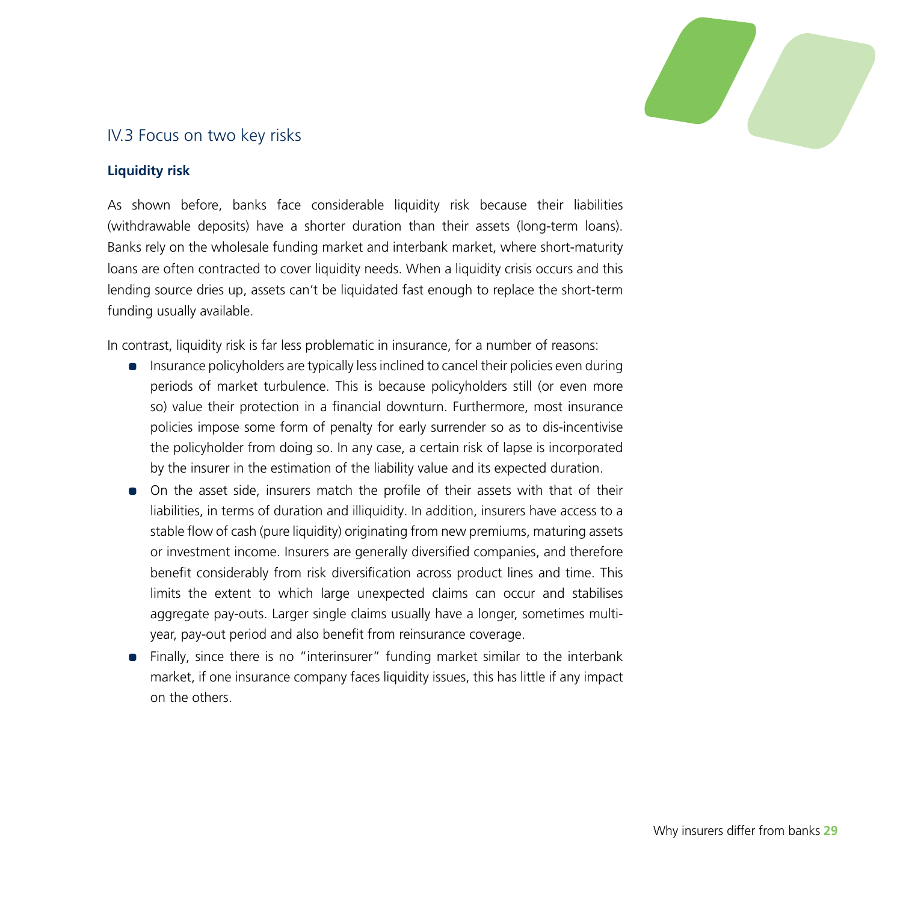## IV.3 Focus on two key risks

### Liquidity risk

As shown before, banks face considerable liquidity risk because their liabilities (withdrawable deposits) have a shorter duration than their assets (long-term loans). Banks rely on the wholesale funding market and interbank market, where short-maturity loans are often contracted to cover liquidity needs. When a liquidity crisis occurs and this lending source dries up, assets can't be liquidated fast enough to replace the short-term funding usually available.

In contrast, liquidity risk is far less problematic in insurance, for a number of reasons:

- Insurance policyholders are typically less inclined to cancel their policies even during periods of market turbulence. This is because policyholders still (or even more so) value their protection in a financial downturn. Furthermore, most insurance policies impose some form of penalty for early surrender so as to dis-incentivise the policyholder from doing so. In any case, a certain risk of lapse is incorporated by the insurer in the estimation of the liability value and its expected duration.
- On the asset side, insurers match the profile of their assets with that of their liabilities, in terms of duration and illiquidity. In addition, insurers have access to a stable flow of cash (pure liquidity) originating from new premiums, maturing assets or investment income. Insurers are generally diversified companies, and therefore benefit considerably from risk diversification across product lines and time. This limits the extent to which large unexpected claims can occur and stabilises aggregate pay-outs. Larger single claims usually have a longer, sometimes multi-year, pay-out period and also benefit from reinsurance coverage.
- Finally, since there is no "interinsurer" funding market similar to the interbank market, if one insurance company faces liquidity issues, this has little if any impact on the others.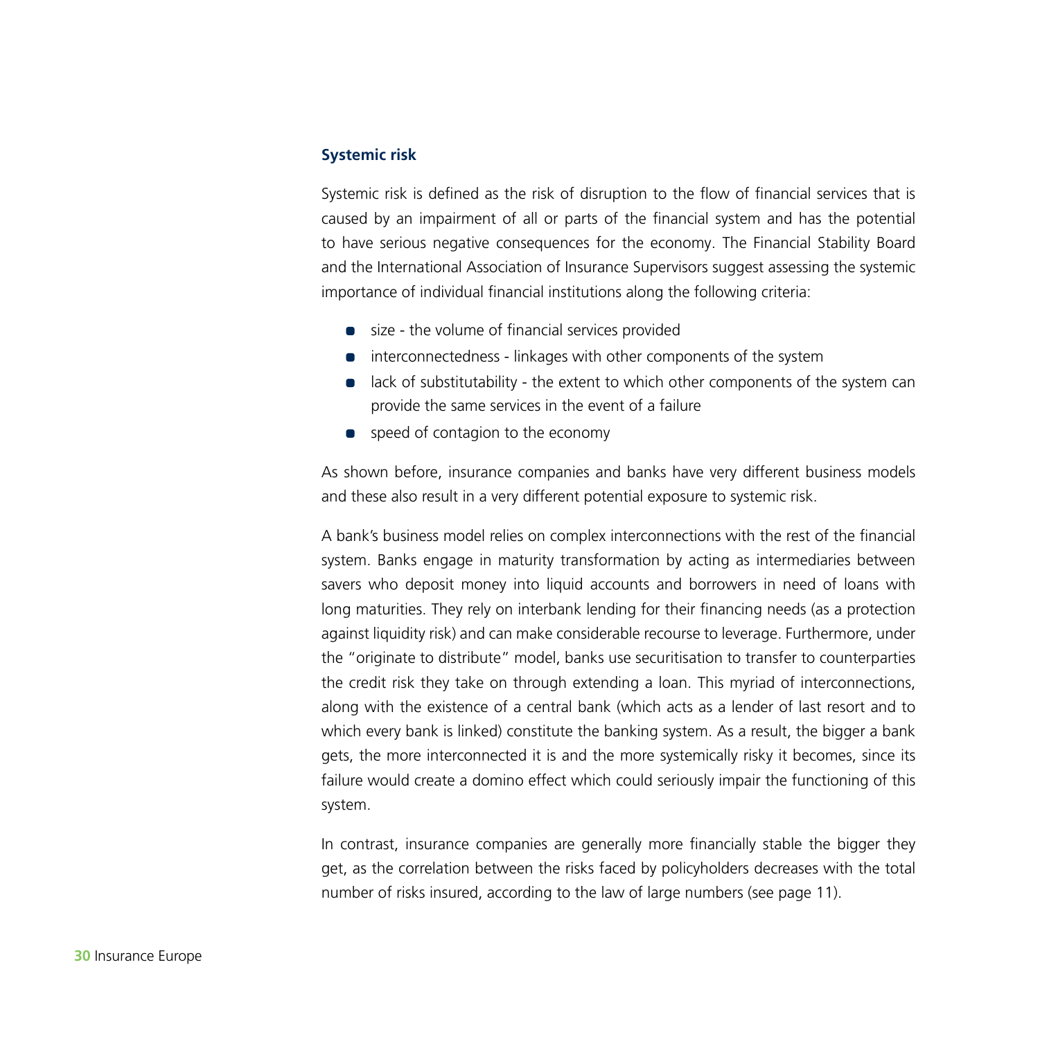## Systemic risk

Systemic risk is defined as the risk of disruption to the flow of financial services that is caused by an impairment of all or parts of the financial system and has the potential to have serious negative consequences for the economy. The Financial Stability Board and the International Association of Insurance Supervisors suggest assessing the systemic importance of individual financial institutions along the following criteria:

- size - the volume of financial services provided
- interconnectedness - linkages with other components of the system
- lack of substitutability - the extent to which other components of the system can provide the same services in the event of a failure
- speed of contagion to the economy

As shown before, insurance companies and banks have very different business models and these also result in a very different potential exposure to systemic risk.

A bank's business model relies on complex interconnections with the rest of the financial system. Banks engage in maturity transformation by acting as intermediaries between savers who deposit money into liquid accounts and borrowers in need of loans with long maturities. They rely on interbank lending for their financing needs (as a protection against liquidity risk) and can make considerable recourse to leverage. Furthermore, under the "originate to distribute" model, banks use securitisation to transfer to counterparties the credit risk they take on through extending a loan. This myriad of interconnections, along with the existence of a central bank (which acts as a lender of last resort and to which every bank is linked) constitute the banking system. As a result, the bigger a bank gets, the more interconnected it is and the more systemically risky it becomes, since its failure would create a domino effect which could seriously impair the functioning of this system.

In contrast, insurance companies are generally more financially stable the bigger they get, as the correlation between the risks faced by policyholders decreases with the total number of risks insured, according to the law of large numbers (see page 11).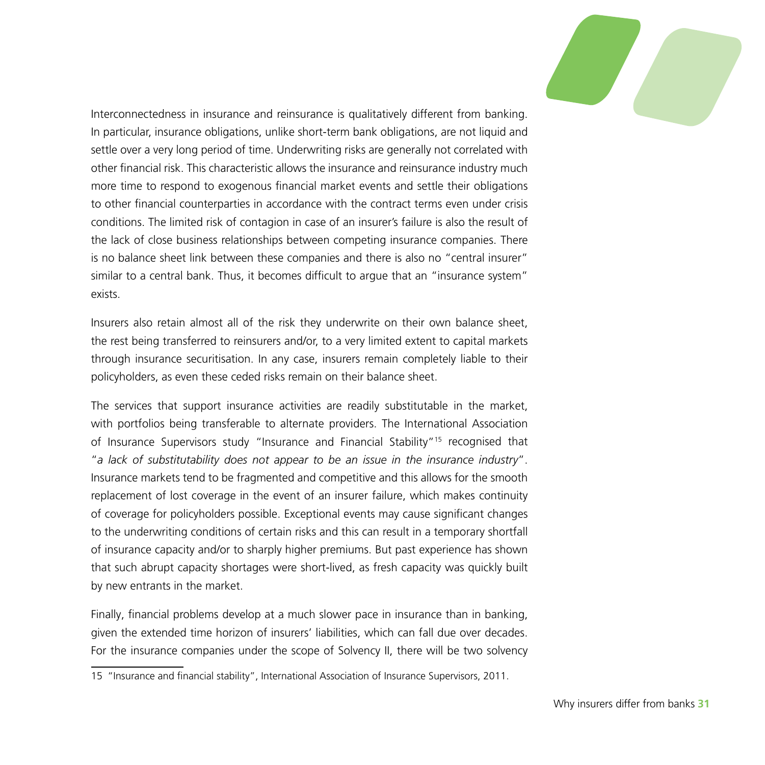Interconnectedness in insurance and reinsurance is qualitatively different from banking. In particular, insurance obligations, unlike short-term bank obligations, are not liquid and settle over a very long period of time. Underwriting risks are generally not correlated with other financial risk. This characteristic allows the insurance and reinsurance industry much more time to respond to exogenous financial market events and settle their obligations to other financial counterparties in accordance with the contract terms even under crisis conditions. The limited risk of contagion in case of an insurer's failure is also the result of the lack of close business relationships between competing insurance companies. There is no balance sheet link between these companies and there is also no "central insurer" similar to a central bank. Thus, it becomes difficult to argue that an "insurance system" exists.

Insurers also retain almost all of the risk they underwrite on their own balance sheet, the rest being transferred to reinsurers and/or, to a very limited extent to capital markets through insurance securitisation. In any case, insurers remain completely liable to their policyholders, as even these ceded risks remain on their balance sheet.

The services that support insurance activities are readily substitutable in the market, with portfolios being transferable to alternate providers. The International Association of Insurance Supervisors study "Insurance and Financial Stability"[15] recognised that "*a lack of substitutability does not appear to be an issue in the insurance industry*". Insurance markets tend to be fragmented and competitive and this allows for the smooth replacement of lost coverage in the event of an insurer failure, which makes continuity of coverage for policyholders possible. Exceptional events may cause significant changes to the underwriting conditions of certain risks and this can result in a temporary shortfall of insurance capacity and/or to sharply higher premiums. But past experience has shown that such abrupt capacity shortages were short-lived, as fresh capacity was quickly built by new entrants in the market.

Finally, financial problems develop at a much slower pace in insurance than in banking, given the extended time horizon of insurers' liabilities, which can fall due over decades. For the insurance companies under the scope of Solvency II, there will be two solvency

15 "Insurance and financial stability", International Association of Insurance Supervisors, 2011.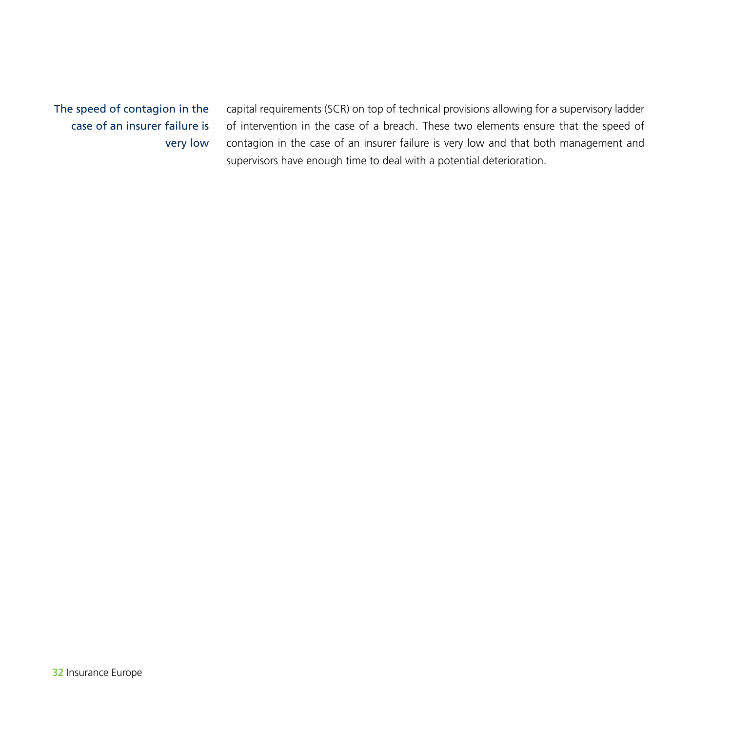*The speed of contagion in the case of an insurer failure is very low*

capital requirements (SCR) on top of technical provisions allowing for a supervisory ladder of intervention in the case of a breach. These two elements ensure that the speed of contagion in the case of an insurer failure is very low and that both management and supervisors have enough time to deal with a potential deterioration.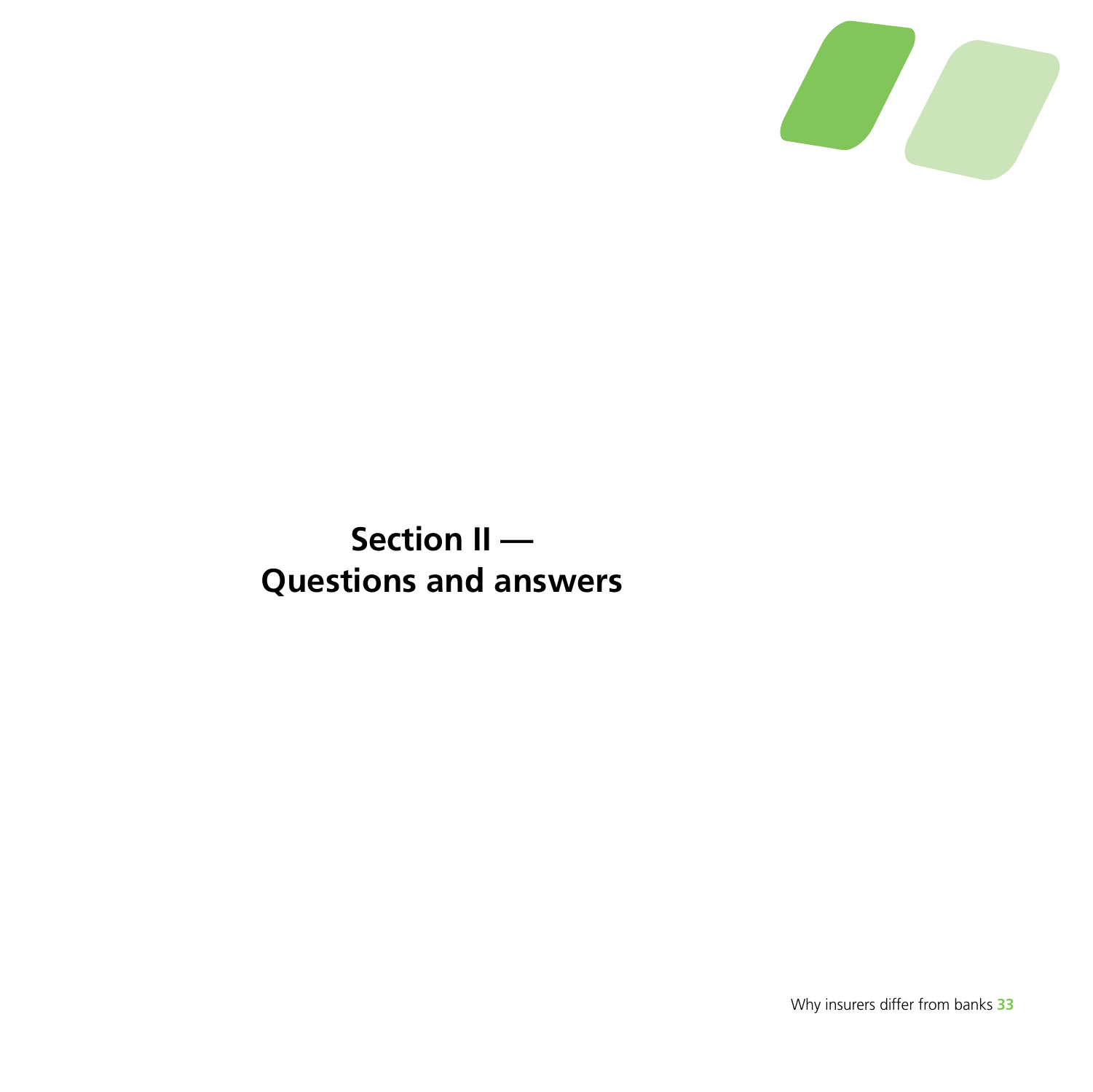# Section II — Questions and answers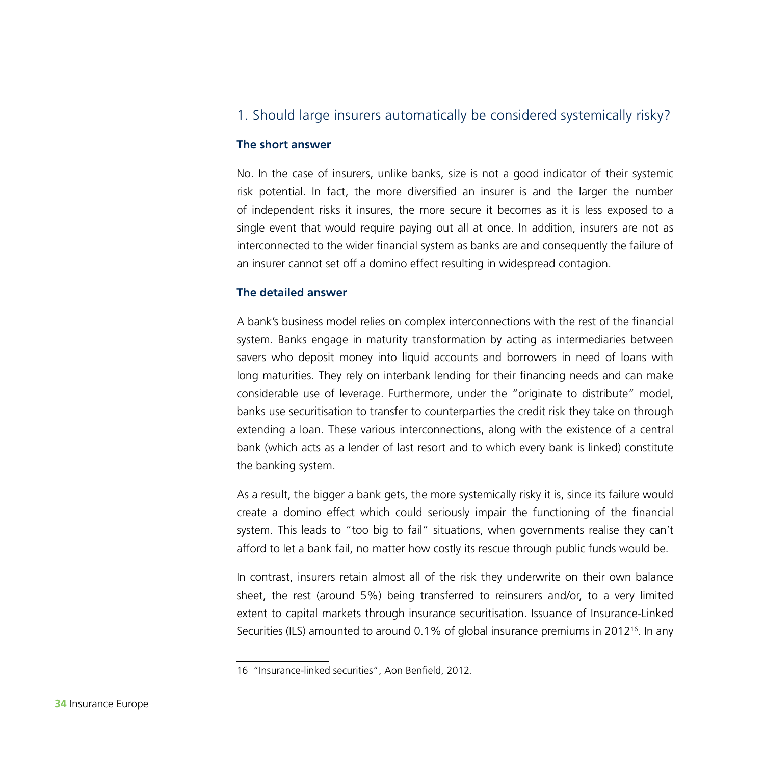## 1. Should large insurers automatically be considered systemically risky?

### The short answer

No. In the case of insurers, unlike banks, size is not a good indicator of their systemic risk potential. In fact, the more diversified an insurer is and the larger the number of independent risks it insures, the more secure it becomes as it is less exposed to a single event that would require paying out all at once. In addition, insurers are not as interconnected to the wider financial system as banks are and consequently the failure of an insurer cannot set off a domino effect resulting in widespread contagion.

### The detailed answer

A bank's business model relies on complex interconnections with the rest of the financial system. Banks engage in maturity transformation by acting as intermediaries between savers who deposit money into liquid accounts and borrowers in need of loans with long maturities. They rely on interbank lending for their financing needs and can make considerable use of leverage. Furthermore, under the "originate to distribute" model, banks use securitisation to transfer to counterparties the credit risk they take on through extending a loan. These various interconnections, along with the existence of a central bank (which acts as a lender of last resort and to which every bank is linked) constitute the banking system.

As a result, the bigger a bank gets, the more systemically risky it is, since its failure would create a domino effect which could seriously impair the functioning of the financial system. This leads to "too big to fail" situations, when governments realise they can't afford to let a bank fail, no matter how costly its rescue through public funds would be.

In contrast, insurers retain almost all of the risk they underwrite on their own balance sheet, the rest (around 5%) being transferred to reinsurers and/or, to a very limited extent to capital markets through insurance securitisation. Issuance of Insurance-Linked Securities (ILS) amounted to around 0.1% of global insurance premiums in 2012[16]. In any

16 "Insurance-linked securities", Aon Benfield, 2012.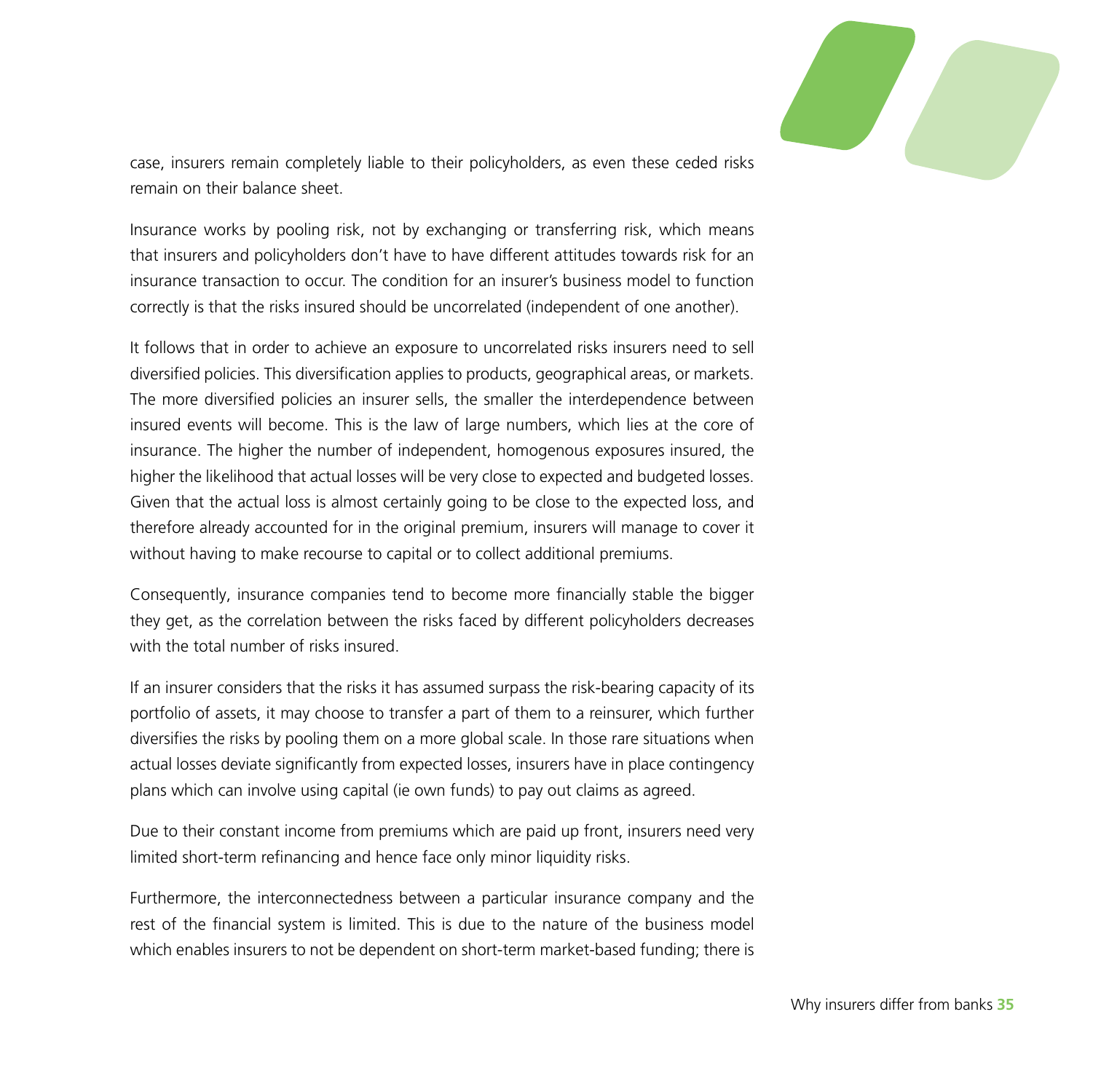case, insurers remain completely liable to their policyholders, as even these ceded risks remain on their balance sheet.

Insurance works by pooling risk, not by exchanging or transferring risk, which means that insurers and policyholders don't have to have different attitudes towards risk for an insurance transaction to occur. The condition for an insurer's business model to function correctly is that the risks insured should be uncorrelated (independent of one another).

It follows that in order to achieve an exposure to uncorrelated risks insurers need to sell diversified policies. This diversification applies to products, geographical areas, or markets. The more diversified policies an insurer sells, the smaller the interdependence between insured events will become. This is the law of large numbers, which lies at the core of insurance. The higher the number of independent, homogenous exposures insured, the higher the likelihood that actual losses will be very close to expected and budgeted losses. Given that the actual loss is almost certainly going to be close to the expected loss, and therefore already accounted for in the original premium, insurers will manage to cover it without having to make recourse to capital or to collect additional premiums.

Consequently, insurance companies tend to become more financially stable the bigger they get, as the correlation between the risks faced by different policyholders decreases with the total number of risks insured.

If an insurer considers that the risks it has assumed surpass the risk-bearing capacity of its portfolio of assets, it may choose to transfer a part of them to a reinsurer, which further diversifies the risks by pooling them on a more global scale. In those rare situations when actual losses deviate significantly from expected losses, insurers have in place contingency plans which can involve using capital (ie own funds) to pay out claims as agreed.

Due to their constant income from premiums which are paid up front, insurers need very limited short-term refinancing and hence face only minor liquidity risks.

Furthermore, the interconnectedness between a particular insurance company and the rest of the financial system is limited. This is due to the nature of the business model which enables insurers to not be dependent on short-term market-based funding; there is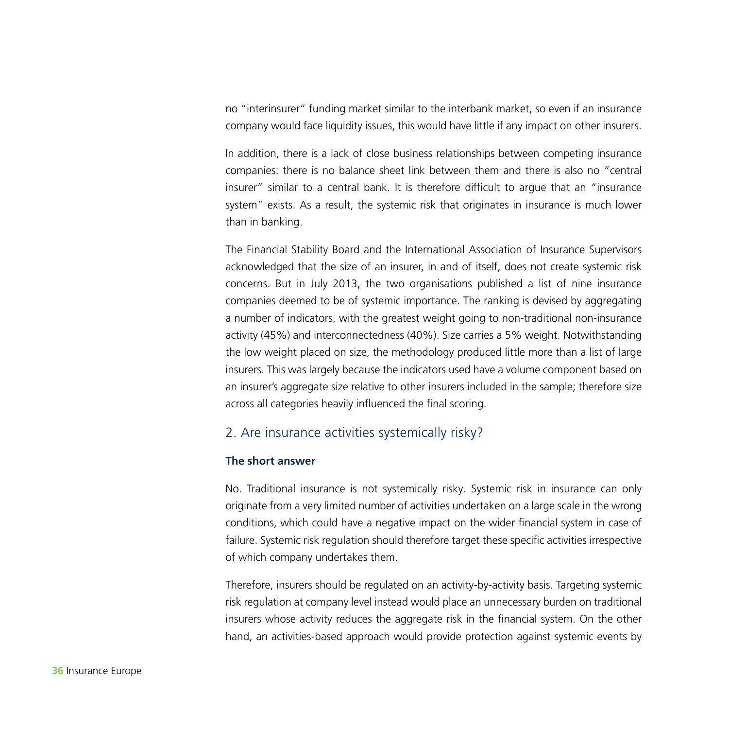no "interinsurer" funding market similar to the interbank market, so even if an insurance company would face liquidity issues, this would have little if any impact on other insurers.

In addition, there is a lack of close business relationships between competing insurance companies: there is no balance sheet link between them and there is also no "central insurer" similar to a central bank. It is therefore difficult to argue that an "insurance system" exists. As a result, the systemic risk that originates in insurance is much lower than in banking.

The Financial Stability Board and the International Association of Insurance Supervisors acknowledged that the size of an insurer, in and of itself, does not create systemic risk concerns. But in July 2013, the two organisations published a list of nine insurance companies deemed to be of systemic importance. The ranking is devised by aggregating a number of indicators, with the greatest weight going to non-traditional non-insurance activity (45%) and interconnectedness (40%). Size carries a 5% weight. Notwithstanding the low weight placed on size, the methodology produced little more than a list of large insurers. This was largely because the indicators used have a volume component based on an insurer's aggregate size relative to other insurers included in the sample; therefore size across all categories heavily influenced the final scoring.

## 2. Are insurance activities systemically risky?

**The short answer**

No. Traditional insurance is not systemically risky. Systemic risk in insurance can only originate from a very limited number of activities undertaken on a large scale in the wrong conditions, which could have a negative impact on the wider financial system in case of failure. Systemic risk regulation should therefore target these specific activities irrespective of which company undertakes them.

Therefore, insurers should be regulated on an activity-by-activity basis. Targeting systemic risk regulation at company level instead would place an unnecessary burden on traditional insurers whose activity reduces the aggregate risk in the financial system. On the other hand, an activities-based approach would provide protection against systemic events by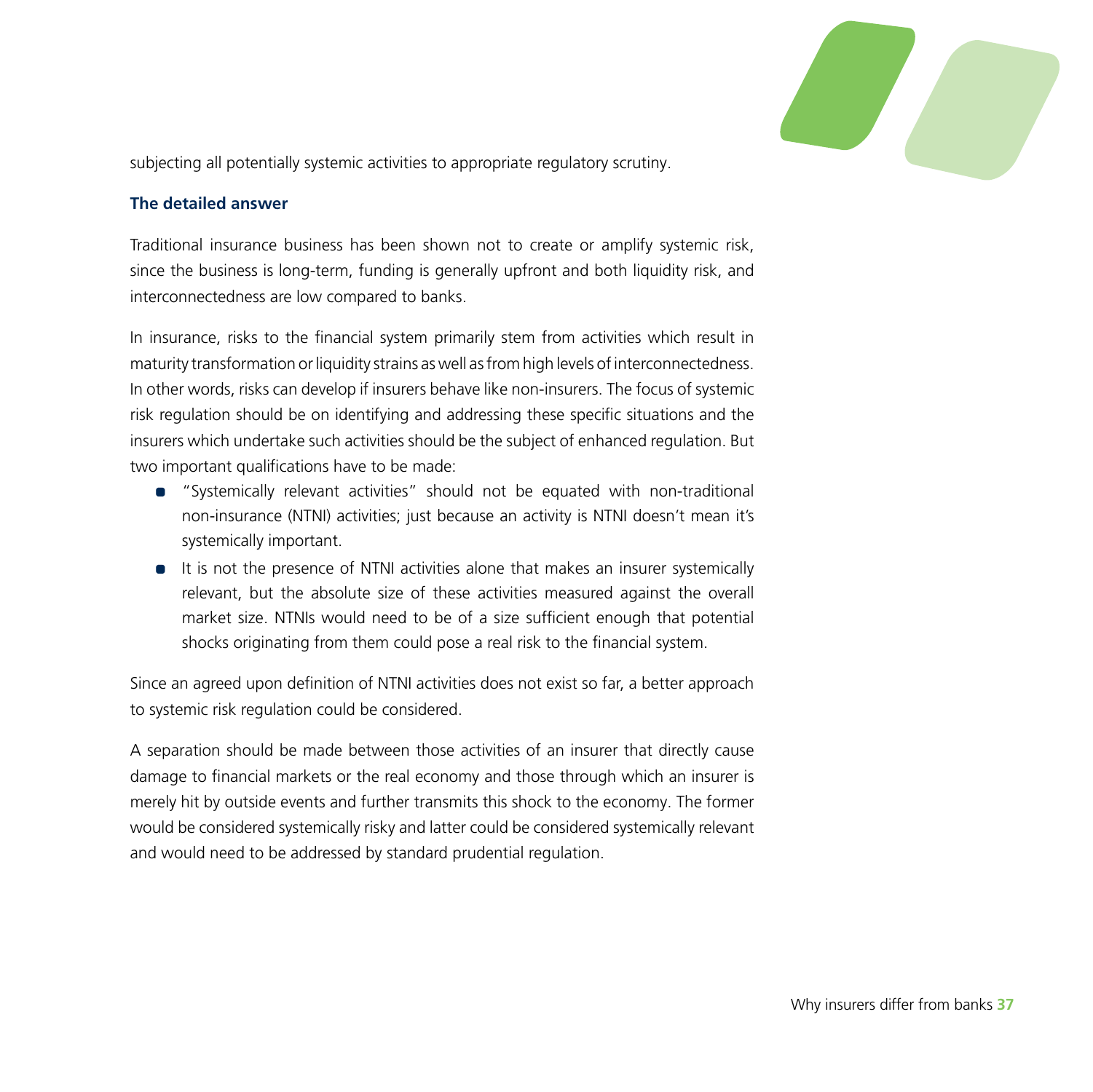subjecting all potentially systemic activities to appropriate regulatory scrutiny.

### The detailed answer

Traditional insurance business has been shown not to create or amplify systemic risk, since the business is long-term, funding is generally upfront and both liquidity risk, and interconnectedness are low compared to banks.

In insurance, risks to the financial system primarily stem from activities which result in maturity transformation or liquidity strains as well as from high levels of interconnectedness. In other words, risks can develop if insurers behave like non-insurers. The focus of systemic risk regulation should be on identifying and addressing these specific situations and the insurers which undertake such activities should be the subject of enhanced regulation. But two important qualifications have to be made:

- "Systemically relevant activities" should not be equated with non-traditional non-insurance (NTNI) activities; just because an activity is NTNI doesn't mean it's systemically important.
- It is not the presence of NTNI activities alone that makes an insurer systemically relevant, but the absolute size of these activities measured against the overall market size. NTNIs would need to be of a size sufficient enough that potential shocks originating from them could pose a real risk to the financial system.

Since an agreed upon definition of NTNI activities does not exist so far, a better approach to systemic risk regulation could be considered.

A separation should be made between those activities of an insurer that directly cause damage to financial markets or the real economy and those through which an insurer is merely hit by outside events and further transmits this shock to the economy. The former would be considered systemically risky and latter could be considered systemically relevant and would need to be addressed by standard prudential regulation.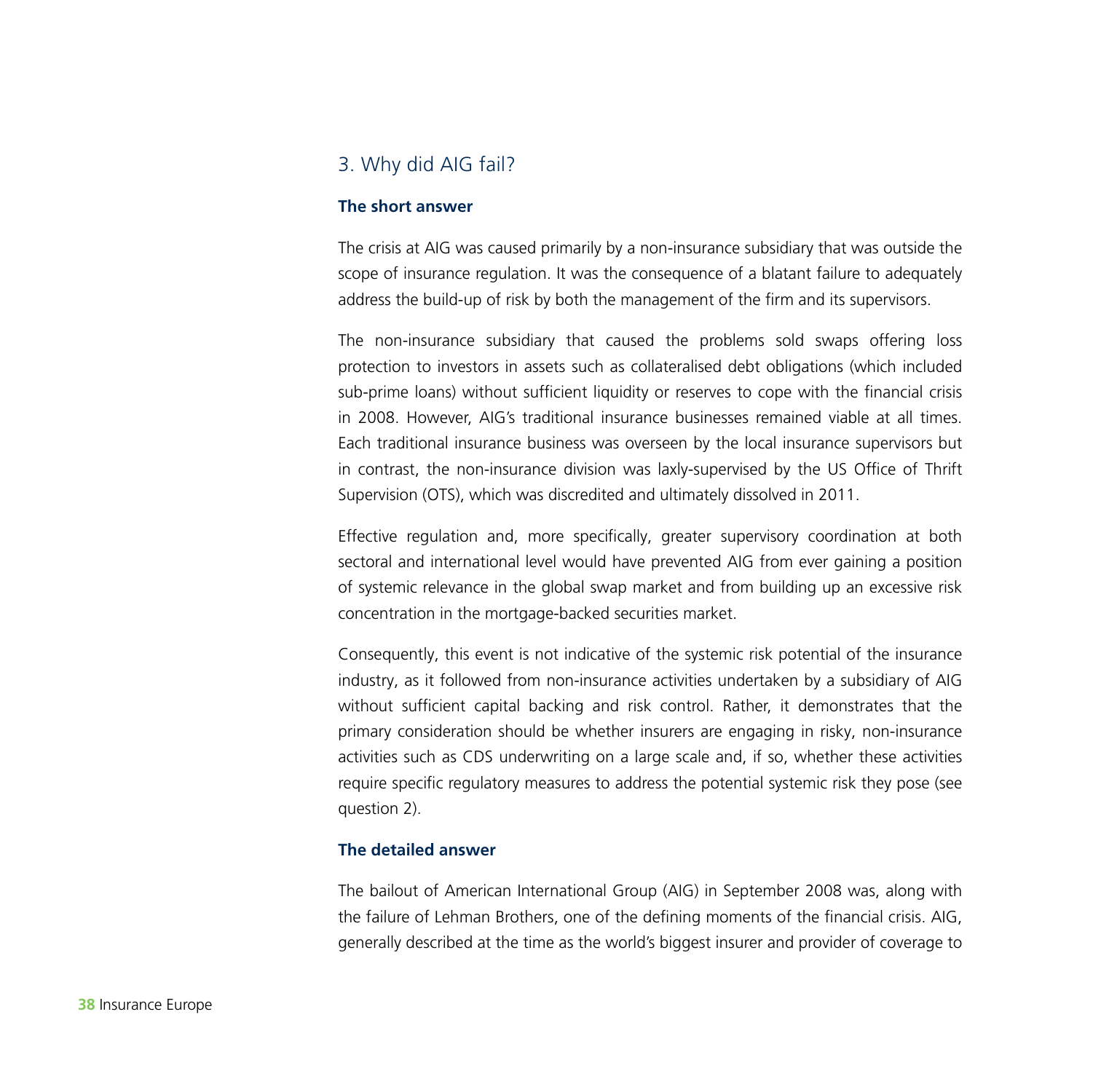## 3. Why did AIG fail?

### The short answer

The crisis at AIG was caused primarily by a non-insurance subsidiary that was outside the scope of insurance regulation. It was the consequence of a blatant failure to adequately address the build-up of risk by both the management of the firm and its supervisors.

The non-insurance subsidiary that caused the problems sold swaps offering loss protection to investors in assets such as collateralised debt obligations (which included sub-prime loans) without sufficient liquidity or reserves to cope with the financial crisis in 2008. However, AIG's traditional insurance businesses remained viable at all times. Each traditional insurance business was overseen by the local insurance supervisors but in contrast, the non-insurance division was laxly-supervised by the US Office of Thrift Supervision (OTS), which was discredited and ultimately dissolved in 2011.

Effective regulation and, more specifically, greater supervisory coordination at both sectoral and international level would have prevented AIG from ever gaining a position of systemic relevance in the global swap market and from building up an excessive risk concentration in the mortgage-backed securities market.

Consequently, this event is not indicative of the systemic risk potential of the insurance industry, as it followed from non-insurance activities undertaken by a subsidiary of AIG without sufficient capital backing and risk control. Rather, it demonstrates that the primary consideration should be whether insurers are engaging in risky, non-insurance activities such as CDS underwriting on a large scale and, if so, whether these activities require specific regulatory measures to address the potential systemic risk they pose (see question 2).

### The detailed answer

The bailout of American International Group (AIG) in September 2008 was, along with the failure of Lehman Brothers, one of the defining moments of the financial crisis. AIG, generally described at the time as the world's biggest insurer and provider of coverage to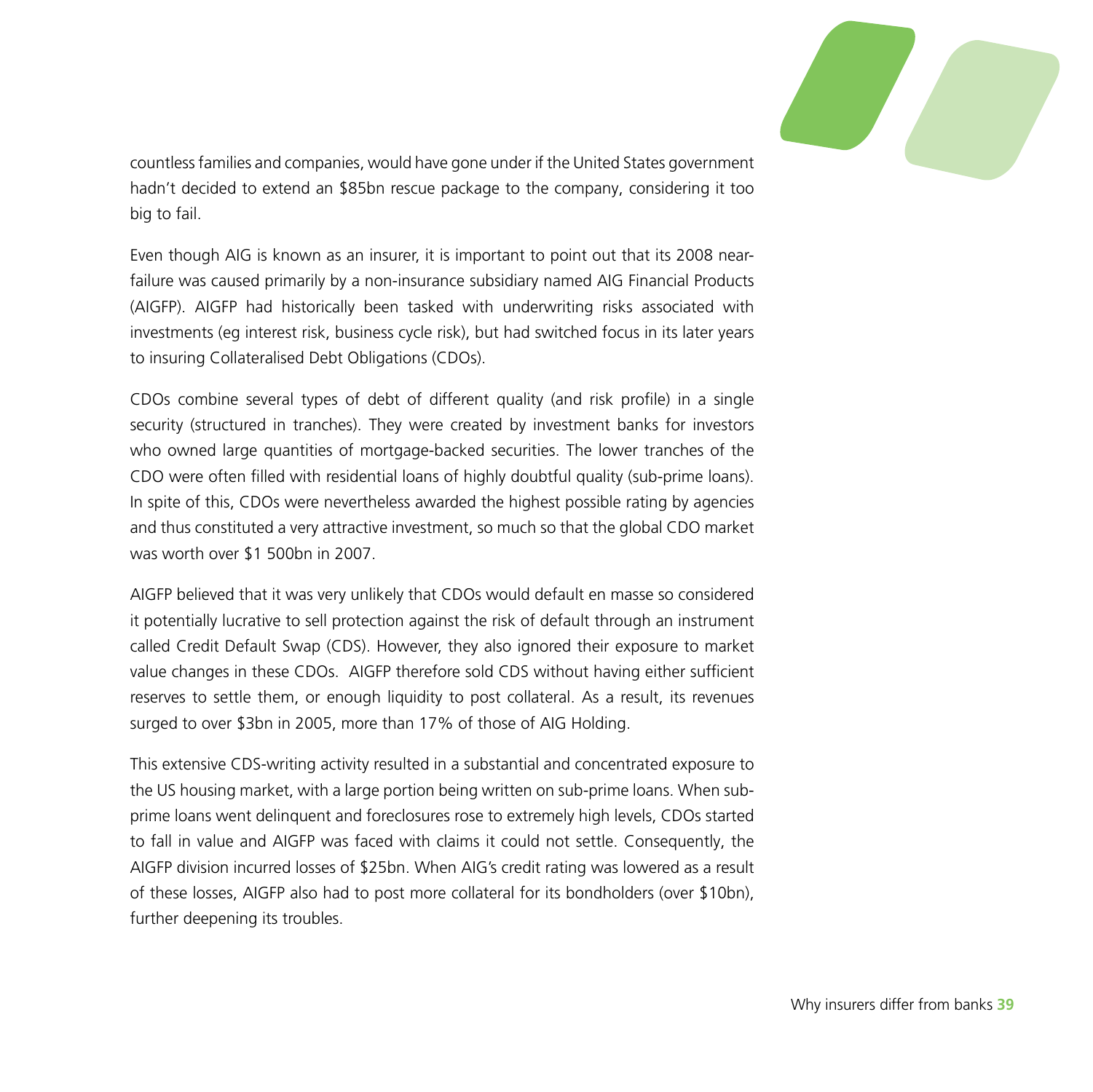countless families and companies, would have gone under if the United States government hadn't decided to extend an $85bn rescue package to the company, considering it too big to fail.

Even though AIG is known as an insurer, it is important to point out that its 2008 near-failure was caused primarily by a non-insurance subsidiary named AIG Financial Products (AIGFP). AIGFP had historically been tasked with underwriting risks associated with investments (eg interest risk, business cycle risk), but had switched focus in its later years to insuring Collateralised Debt Obligations (CDOs).

CDOs combine several types of debt of different quality (and risk profile) in a single security (structured in tranches). They were created by investment banks for investors who owned large quantities of mortgage-backed securities. The lower tranches of the CDO were often filled with residential loans of highly doubtful quality (sub-prime loans). In spite of this, CDOs were nevertheless awarded the highest possible rating by agencies and thus constituted a very attractive investment, so much so that the global CDO market was worth over $1 500bn in 2007.

AIGFP believed that it was very unlikely that CDOs would default en masse so considered it potentially lucrative to sell protection against the risk of default through an instrument called Credit Default Swap (CDS). However, they also ignored their exposure to market value changes in these CDOs. AIGFP therefore sold CDS without having either sufficient reserves to settle them, or enough liquidity to post collateral. As a result, its revenues surged to over $3bn in 2005, more than 17% of those of AIG Holding.

This extensive CDS-writing activity resulted in a substantial and concentrated exposure to the US housing market, with a large portion being written on sub-prime loans. When sub-prime loans went delinquent and foreclosures rose to extremely high levels, CDOs started to fall in value and AIGFP was faced with claims it could not settle. Consequently, the AIGFP division incurred losses of $25bn. When AIG's credit rating was lowered as a result of these losses, AIGFP also had to post more collateral for its bondholders (over $10bn), further deepening its troubles.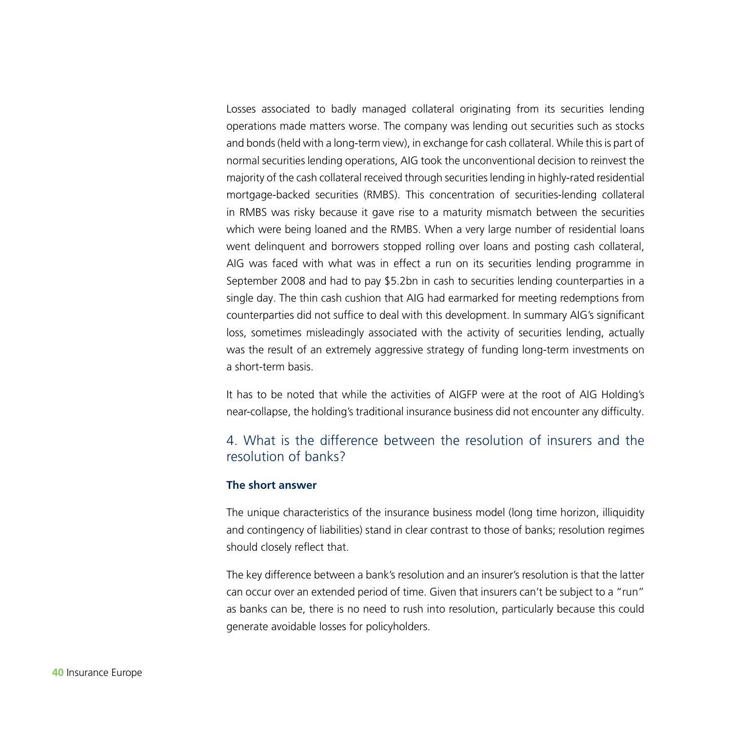Losses associated to badly managed collateral originating from its securities lending operations made matters worse. The company was lending out securities such as stocks and bonds (held with a long-term view), in exchange for cash collateral. While this is part of normal securities lending operations, AIG took the unconventional decision to reinvest the majority of the cash collateral received through securities lending in highly-rated residential mortgage-backed securities (RMBS). This concentration of securities-lending collateral in RMBS was risky because it gave rise to a maturity mismatch between the securities which were being loaned and the RMBS. When a very large number of residential loans went delinquent and borrowers stopped rolling over loans and posting cash collateral, AIG was faced with what was in effect a run on its securities lending programme in September 2008 and had to pay $5.2bn in cash to securities lending counterparties in a single day. The thin cash cushion that AIG had earmarked for meeting redemptions from counterparties did not suffice to deal with this development. In summary AIG's significant loss, sometimes misleadingly associated with the activity of securities lending, actually was the result of an extremely aggressive strategy of funding long-term investments on a short-term basis.

It has to be noted that while the activities of AIGFP were at the root of AIG Holding's near-collapse, the holding's traditional insurance business did not encounter any difficulty.

## 4. What is the difference between the resolution of insurers and the resolution of banks?

**The short answer**

The unique characteristics of the insurance business model (long time horizon, illiquidity and contingency of liabilities) stand in clear contrast to those of banks; resolution regimes should closely reflect that.

The key difference between a bank's resolution and an insurer's resolution is that the latter can occur over an extended period of time. Given that insurers can't be subject to a "run" as banks can be, there is no need to rush into resolution, particularly because this could generate avoidable losses for policyholders.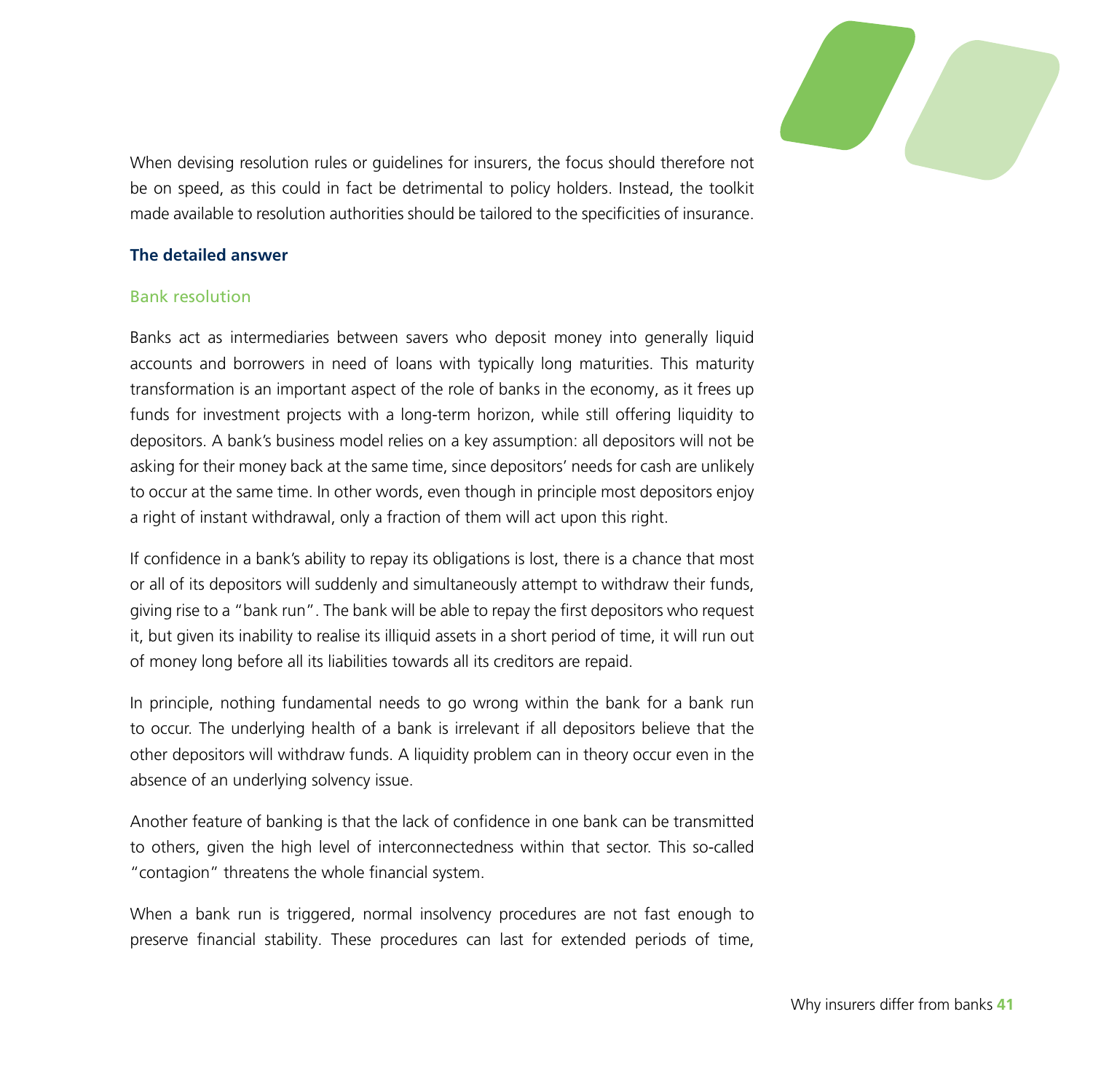When devising resolution rules or guidelines for insurers, the focus should therefore not be on speed, as this could in fact be detrimental to policy holders. Instead, the toolkit made available to resolution authorities should be tailored to the specificities of insurance.

### The detailed answer

#### Bank resolution

Banks act as intermediaries between savers who deposit money into generally liquid accounts and borrowers in need of loans with typically long maturities. This maturity transformation is an important aspect of the role of banks in the economy, as it frees up funds for investment projects with a long-term horizon, while still offering liquidity to depositors. A bank's business model relies on a key assumption: all depositors will not be asking for their money back at the same time, since depositors' needs for cash are unlikely to occur at the same time. In other words, even though in principle most depositors enjoy a right of instant withdrawal, only a fraction of them will act upon this right.

If confidence in a bank's ability to repay its obligations is lost, there is a chance that most or all of its depositors will suddenly and simultaneously attempt to withdraw their funds, giving rise to a "bank run". The bank will be able to repay the first depositors who request it, but given its inability to realise its illiquid assets in a short period of time, it will run out of money long before all its liabilities towards all its creditors are repaid.

In principle, nothing fundamental needs to go wrong within the bank for a bank run to occur. The underlying health of a bank is irrelevant if all depositors believe that the other depositors will withdraw funds. A liquidity problem can in theory occur even in the absence of an underlying solvency issue.

Another feature of banking is that the lack of confidence in one bank can be transmitted to others, given the high level of interconnectedness within that sector. This so-called "contagion" threatens the whole financial system.

When a bank run is triggered, normal insolvency procedures are not fast enough to preserve financial stability. These procedures can last for extended periods of time,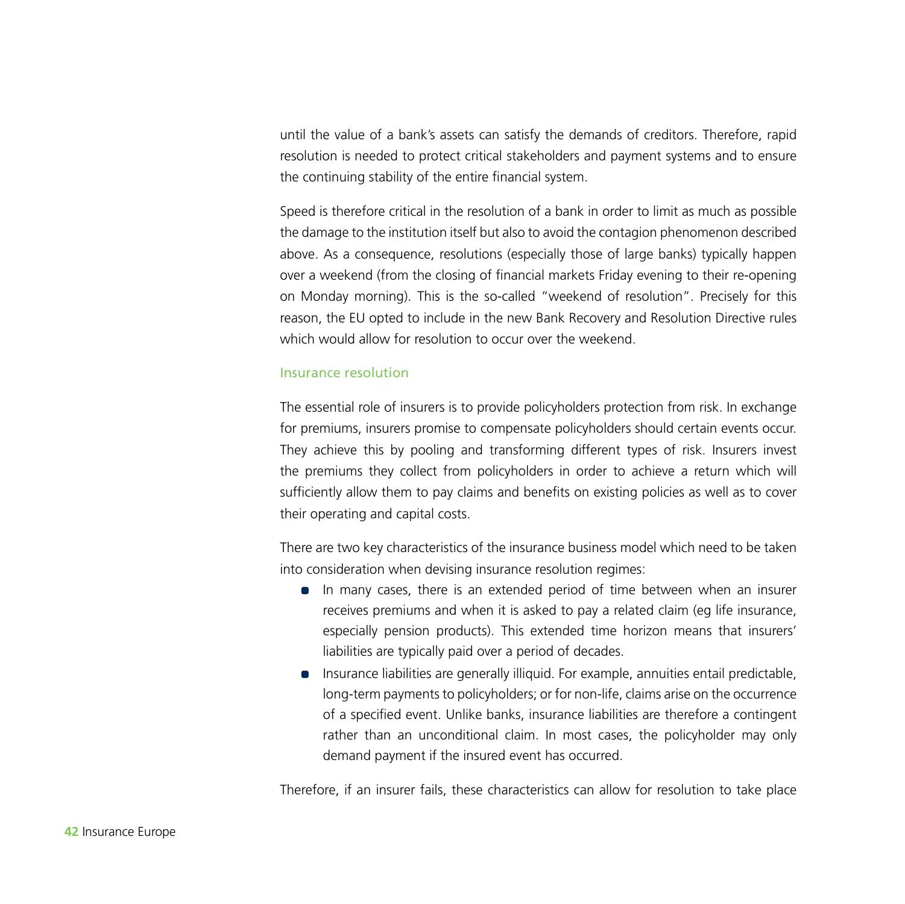until the value of a bank's assets can satisfy the demands of creditors. Therefore, rapid resolution is needed to protect critical stakeholders and payment systems and to ensure the continuing stability of the entire financial system.

Speed is therefore critical in the resolution of a bank in order to limit as much as possible the damage to the institution itself but also to avoid the contagion phenomenon described above. As a consequence, resolutions (especially those of large banks) typically happen over a weekend (from the closing of financial markets Friday evening to their re-opening on Monday morning). This is the so-called "weekend of resolution". Precisely for this reason, the EU opted to include in the new Bank Recovery and Resolution Directive rules which would allow for resolution to occur over the weekend.

### Insurance resolution

The essential role of insurers is to provide policyholders protection from risk. In exchange for premiums, insurers promise to compensate policyholders should certain events occur. They achieve this by pooling and transforming different types of risk. Insurers invest the premiums they collect from policyholders in order to achieve a return which will sufficiently allow them to pay claims and benefits on existing policies as well as to cover their operating and capital costs.

There are two key characteristics of the insurance business model which need to be taken into consideration when devising insurance resolution regimes:

- In many cases, there is an extended period of time between when an insurer receives premiums and when it is asked to pay a related claim (eg life insurance, especially pension products). This extended time horizon means that insurers' liabilities are typically paid over a period of decades.
- Insurance liabilities are generally illiquid. For example, annuities entail predictable, long-term payments to policyholders; or for non-life, claims arise on the occurrence of a specified event. Unlike banks, insurance liabilities are therefore a contingent rather than an unconditional claim. In most cases, the policyholder may only demand payment if the insured event has occurred.

Therefore, if an insurer fails, these characteristics can allow for resolution to take place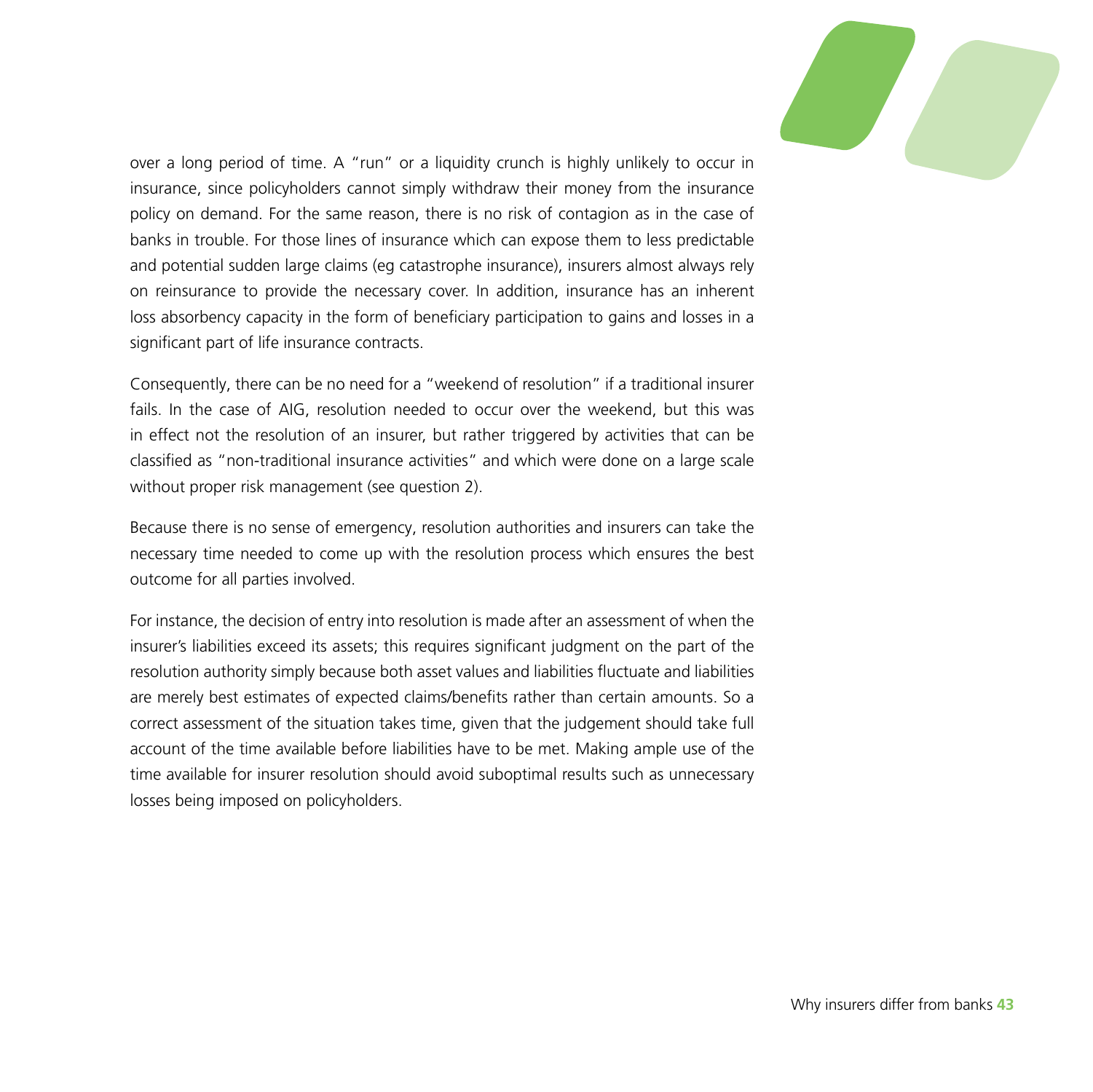over a long period of time. A "run" or a liquidity crunch is highly unlikely to occur in insurance, since policyholders cannot simply withdraw their money from the insurance policy on demand. For the same reason, there is no risk of contagion as in the case of banks in trouble. For those lines of insurance which can expose them to less predictable and potential sudden large claims (eg catastrophe insurance), insurers almost always rely on reinsurance to provide the necessary cover. In addition, insurance has an inherent loss absorbency capacity in the form of beneficiary participation to gains and losses in a significant part of life insurance contracts.

Consequently, there can be no need for a "weekend of resolution" if a traditional insurer fails. In the case of AIG, resolution needed to occur over the weekend, but this was in effect not the resolution of an insurer, but rather triggered by activities that can be classified as "non-traditional insurance activities" and which were done on a large scale without proper risk management (see question 2).

Because there is no sense of emergency, resolution authorities and insurers can take the necessary time needed to come up with the resolution process which ensures the best outcome for all parties involved.

For instance, the decision of entry into resolution is made after an assessment of when the insurer's liabilities exceed its assets; this requires significant judgment on the part of the resolution authority simply because both asset values and liabilities fluctuate and liabilities are merely best estimates of expected claims/benefits rather than certain amounts. So a correct assessment of the situation takes time, given that the judgement should take full account of the time available before liabilities have to be met. Making ample use of the time available for insurer resolution should avoid suboptimal results such as unnecessary losses being imposed on policyholders.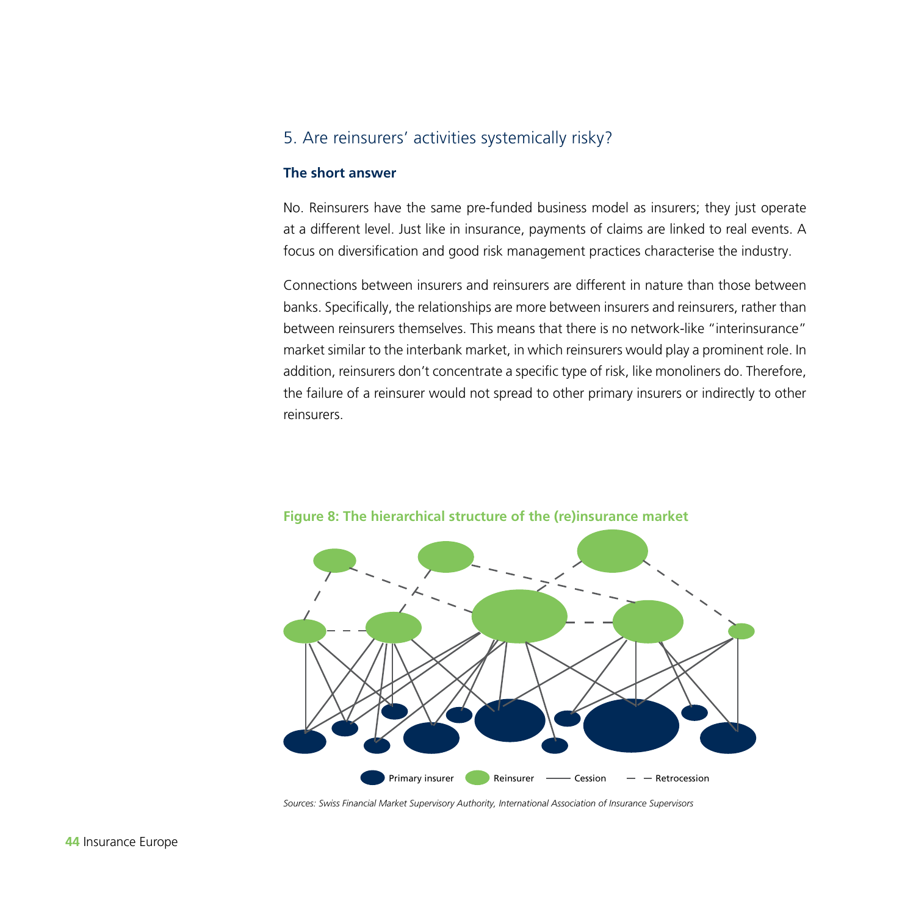## 5. Are reinsurers' activities systemically risky?

### The short answer

No. Reinsurers have the same pre-funded business model as insurers; they just operate at a different level. Just like in insurance, payments of claims are linked to real events. A focus on diversification and good risk management practices characterise the industry.

Connections between insurers and reinsurers are different in nature than those between banks. Specifically, the relationships are more between insurers and reinsurers, rather than between reinsurers themselves. This means that there is no network-like "interinsurance" market similar to the interbank market, in which reinsurers would play a prominent role. In addition, reinsurers don't concentrate a specific type of risk, like monoliners do. Therefore, the failure of a reinsurer would not spread to other primary insurers or indirectly to other reinsurers.

**Figure 8: The hierarchical structure of the (re)insurance market**

Primary insurer | Reinsurer | Cession | Retrocession

*Sources: Swiss Financial Market Supervisory Authority, International Association of Insurance Supervisors*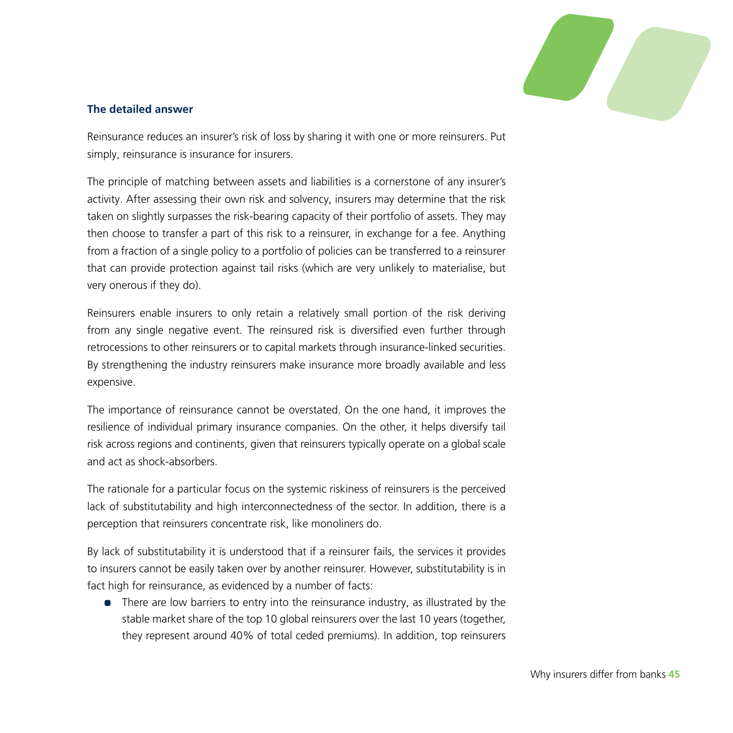### The detailed answer

Reinsurance reduces an insurer's risk of loss by sharing it with one or more reinsurers. Put simply, reinsurance is insurance for insurers.

The principle of matching between assets and liabilities is a cornerstone of any insurer's activity. After assessing their own risk and solvency, insurers may determine that the risk taken on slightly surpasses the risk-bearing capacity of their portfolio of assets. They may then choose to transfer a part of this risk to a reinsurer, in exchange for a fee. Anything from a fraction of a single policy to a portfolio of policies can be transferred to a reinsurer that can provide protection against tail risks (which are very unlikely to materialise, but very onerous if they do).

Reinsurers enable insurers to only retain a relatively small portion of the risk deriving from any single negative event. The reinsured risk is diversified even further through retrocessions to other reinsurers or to capital markets through insurance-linked securities. By strengthening the industry reinsurers make insurance more broadly available and less expensive.

The importance of reinsurance cannot be overstated. On the one hand, it improves the resilience of individual primary insurance companies. On the other, it helps diversify tail risk across regions and continents, given that reinsurers typically operate on a global scale and act as shock-absorbers.

The rationale for a particular focus on the systemic riskiness of reinsurers is the perceived lack of substitutability and high interconnectedness of the sector. In addition, there is a perception that reinsurers concentrate risk, like monoliners do.

By lack of substitutability it is understood that if a reinsurer fails, the services it provides to insurers cannot be easily taken over by another reinsurer. However, substitutability is in fact high for reinsurance, as evidenced by a number of facts:

- There are low barriers to entry into the reinsurance industry, as illustrated by the stable market share of the top 10 global reinsurers over the last 10 years (together, they represent around 40% of total ceded premiums). In addition, top reinsurers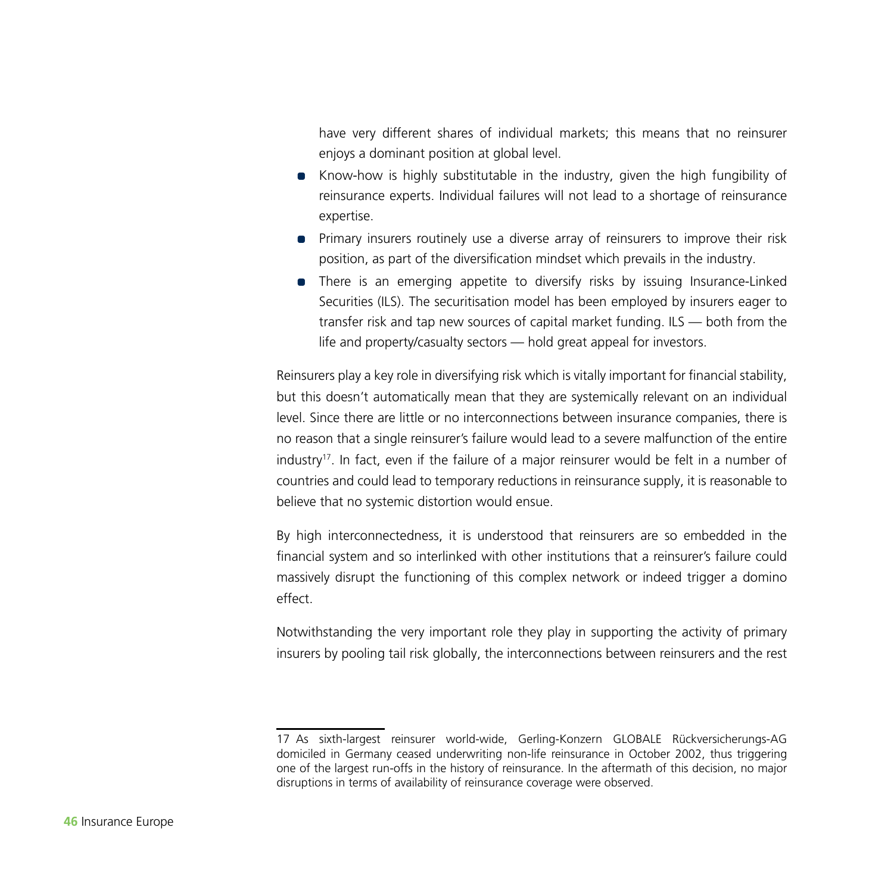have very different shares of individual markets; this means that no reinsurer enjoys a dominant position at global level.

- Know-how is highly substitutable in the industry, given the high fungibility of reinsurance experts. Individual failures will not lead to a shortage of reinsurance expertise.
- Primary insurers routinely use a diverse array of reinsurers to improve their risk position, as part of the diversification mindset which prevails in the industry.
- There is an emerging appetite to diversify risks by issuing Insurance-Linked Securities (ILS). The securitisation model has been employed by insurers eager to transfer risk and tap new sources of capital market funding. ILS — both from the life and property/casualty sectors — hold great appeal for investors.

Reinsurers play a key role in diversifying risk which is vitally important for financial stability, but this doesn't automatically mean that they are systemically relevant on an individual level. Since there are little or no interconnections between insurance companies, there is no reason that a single reinsurer's failure would lead to a severe malfunction of the entire industry[17]. In fact, even if the failure of a major reinsurer would be felt in a number of countries and could lead to temporary reductions in reinsurance supply, it is reasonable to believe that no systemic distortion would ensue.

By high interconnectedness, it is understood that reinsurers are so embedded in the financial system and so interlinked with other institutions that a reinsurer's failure could massively disrupt the functioning of this complex network or indeed trigger a domino effect.

Notwithstanding the very important role they play in supporting the activity of primary insurers by pooling tail risk globally, the interconnections between reinsurers and the rest

17 As sixth-largest reinsurer world-wide, Gerling-Konzern GLOBALE Rückversicherungs-AG domiciled in Germany ceased underwriting non-life reinsurance in October 2002, thus triggering one of the largest run-offs in the history of reinsurance. In the aftermath of this decision, no major disruptions in terms of availability of reinsurance coverage were observed.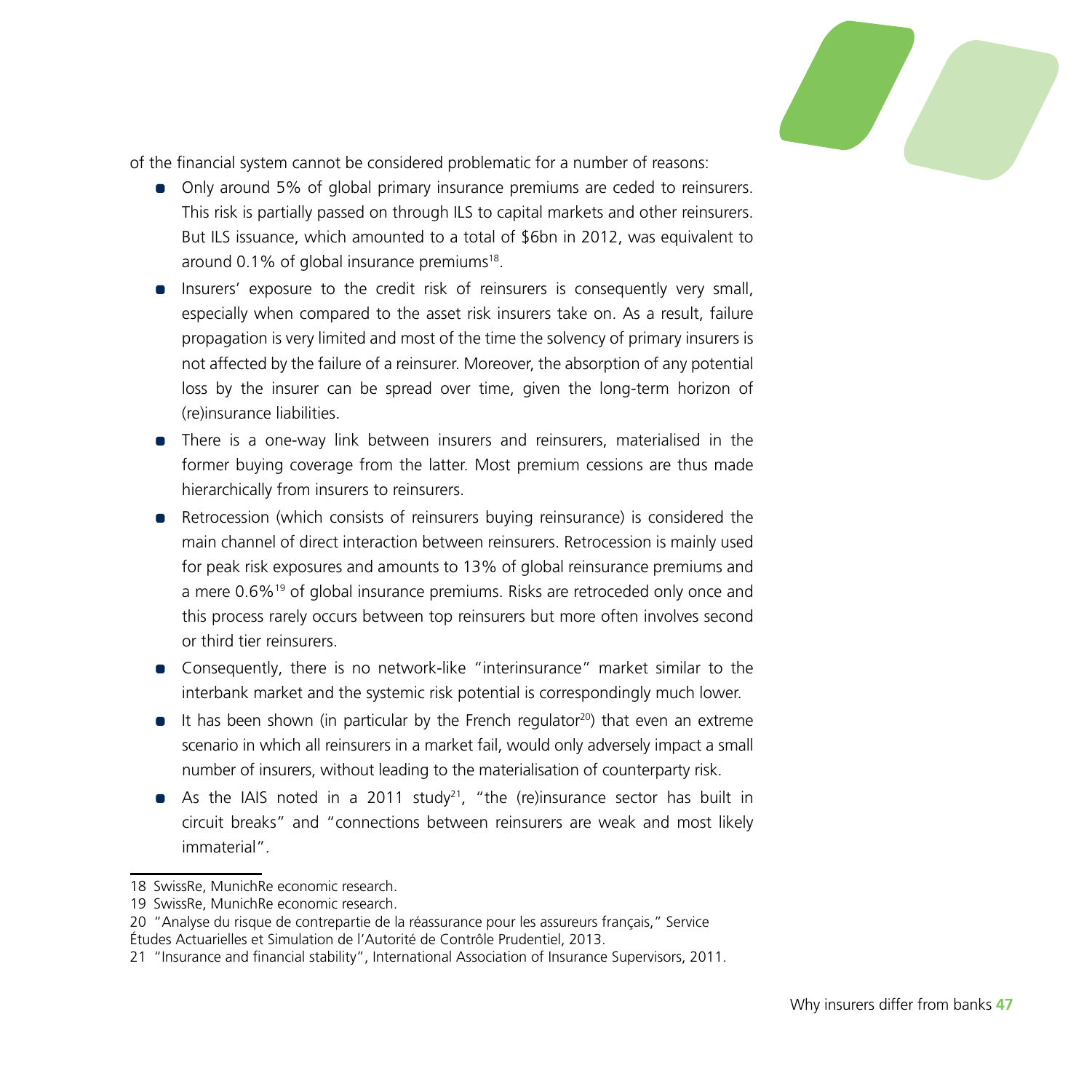of the financial system cannot be considered problematic for a number of reasons:

- Only around 5% of global primary insurance premiums are ceded to reinsurers. This risk is partially passed on through ILS to capital markets and other reinsurers. But ILS issuance, which amounted to a total of $6bn in 2012, was equivalent to around 0.1% of global insurance premiums[18].
- Insurers' exposure to the credit risk of reinsurers is consequently very small, especially when compared to the asset risk insurers take on. As a result, failure propagation is very limited and most of the time the solvency of primary insurers is not affected by the failure of a reinsurer. Moreover, the absorption of any potential loss by the insurer can be spread over time, given the long-term horizon of (re)insurance liabilities.
- There is a one-way link between insurers and reinsurers, materialised in the former buying coverage from the latter. Most premium cessions are thus made hierarchically from insurers to reinsurers.
- Retrocession (which consists of reinsurers buying reinsurance) is considered the main channel of direct interaction between reinsurers. Retrocession is mainly used for peak risk exposures and amounts to 13% of global reinsurance premiums and a mere 0.6%[19] of global insurance premiums. Risks are retroceded only once and this process rarely occurs between top reinsurers but more often involves second or third tier reinsurers.
- Consequently, there is no network-like "interinsurance" market similar to the interbank market and the systemic risk potential is correspondingly much lower.
- It has been shown (in particular by the French regulator[20]) that even an extreme scenario in which all reinsurers in a market fail, would only adversely impact a small number of insurers, without leading to the materialisation of counterparty risk.
- As the IAIS noted in a 2011 study[21], "the (re)insurance sector has built in circuit breaks" and "connections between reinsurers are weak and most likely immaterial".

---

18 SwissRe, MunichRe economic research.

19 SwissRe, MunichRe economic research.

20 "Analyse du risque de contrepartie de la réassurance pour les assureurs français," Service Études Actuarielles et Simulation de l'Autorité de Contrôle Prudentiel, 2013.

21 "Insurance and financial stability", International Association of Insurance Supervisors, 2011.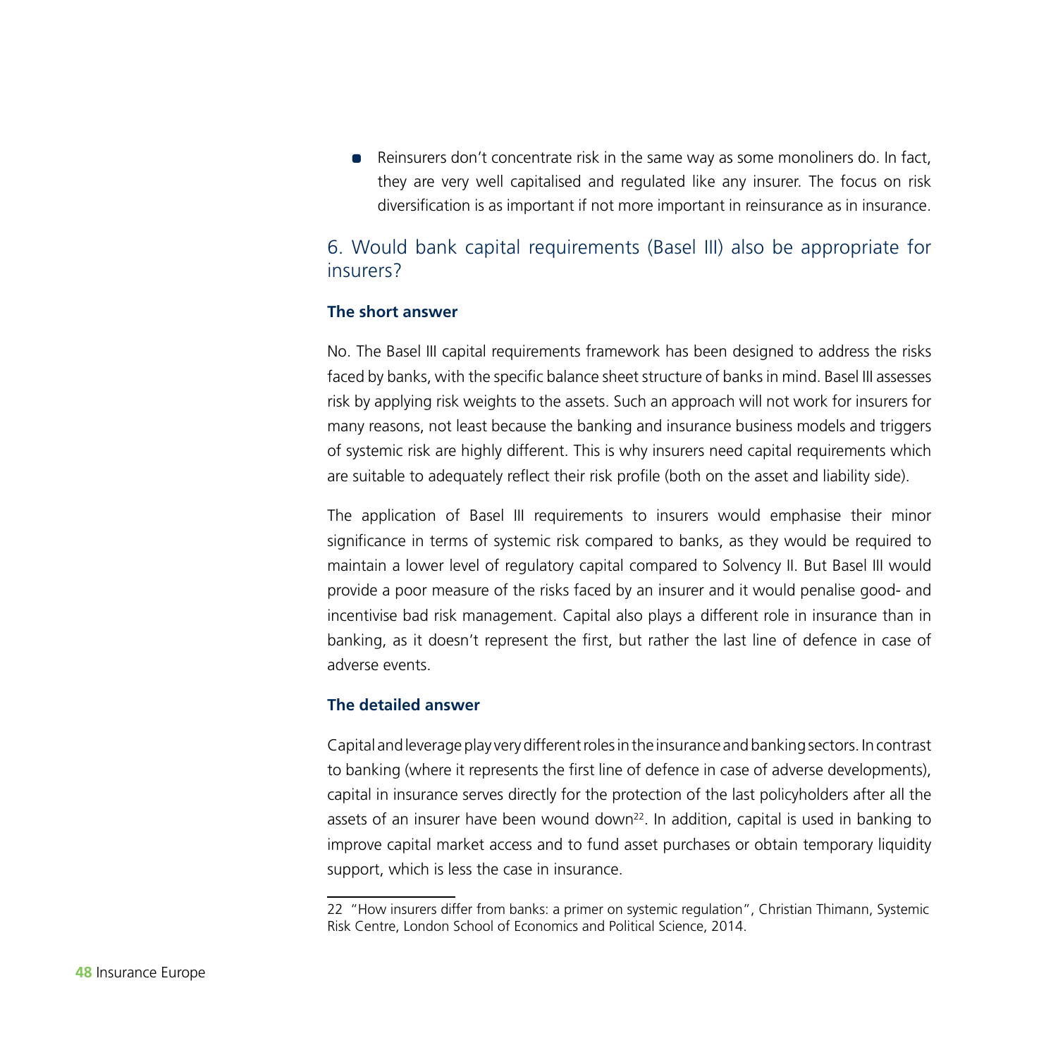- Reinsurers don't concentrate risk in the same way as some monoliners do. In fact, they are very well capitalised and regulated like any insurer. The focus on risk diversification is as important if not more important in reinsurance as in insurance.

## 6. Would bank capital requirements (Basel III) also be appropriate for insurers?

### The short answer

No. The Basel III capital requirements framework has been designed to address the risks faced by banks, with the specific balance sheet structure of banks in mind. Basel III assesses risk by applying risk weights to the assets. Such an approach will not work for insurers for many reasons, not least because the banking and insurance business models and triggers of systemic risk are highly different. This is why insurers need capital requirements which are suitable to adequately reflect their risk profile (both on the asset and liability side).

The application of Basel III requirements to insurers would emphasise their minor significance in terms of systemic risk compared to banks, as they would be required to maintain a lower level of regulatory capital compared to Solvency II. But Basel III would provide a poor measure of the risks faced by an insurer and it would penalise good- and incentivise bad risk management. Capital also plays a different role in insurance than in banking, as it doesn't represent the first, but rather the last line of defence in case of adverse events.

### The detailed answer

Capital and leverage play very different roles in the insurance and banking sectors. In contrast to banking (where it represents the first line of defence in case of adverse developments), capital in insurance serves directly for the protection of the last policyholders after all the assets of an insurer have been wound down[22]. In addition, capital is used in banking to improve capital market access and to fund asset purchases or obtain temporary liquidity support, which is less the case in insurance.

22 "How insurers differ from banks: a primer on systemic regulation", Christian Thimann, Systemic Risk Centre, London School of Economics and Political Science, 2014.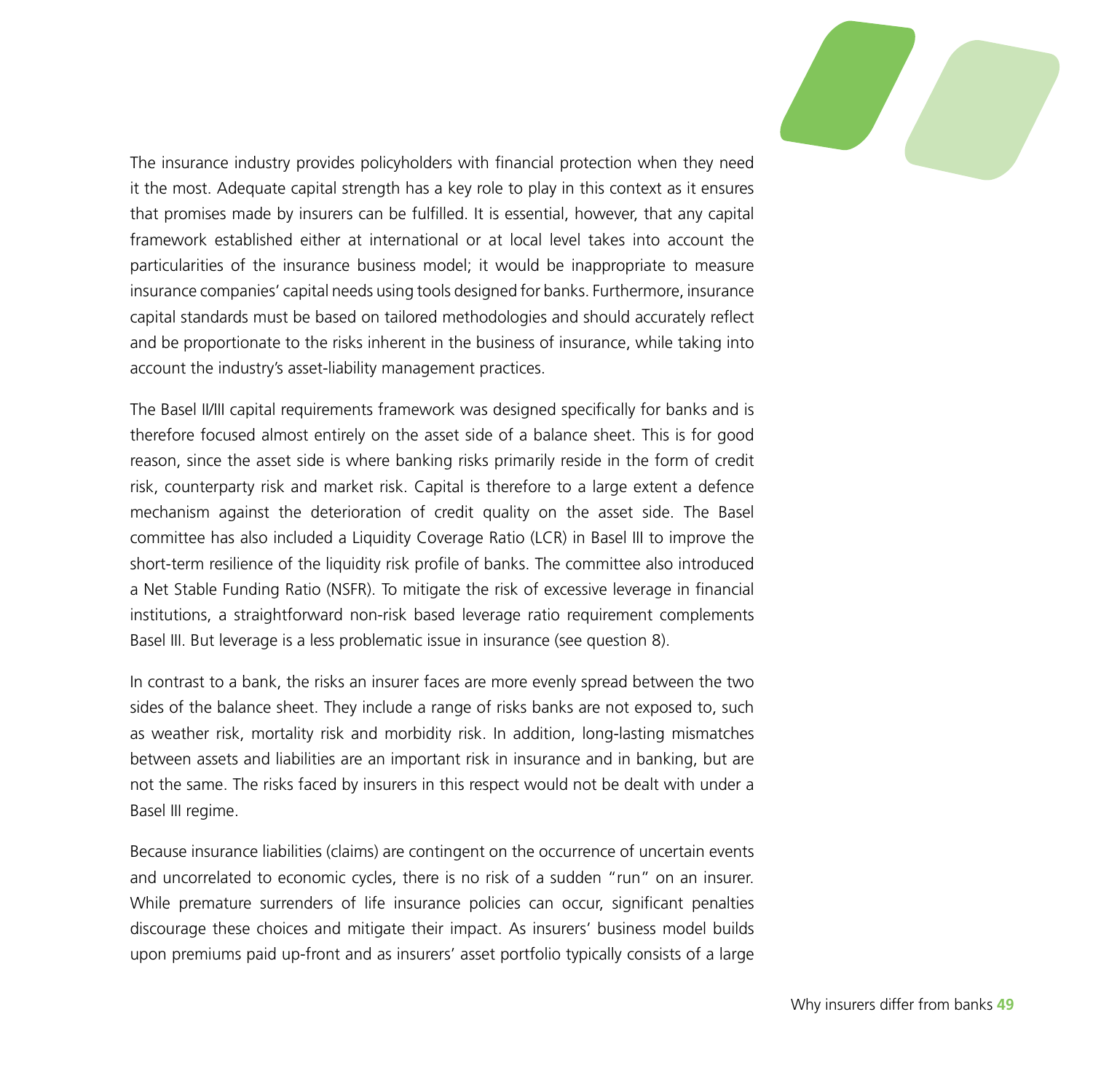The insurance industry provides policyholders with financial protection when they need it the most. Adequate capital strength has a key role to play in this context as it ensures that promises made by insurers can be fulfilled. It is essential, however, that any capital framework established either at international or at local level takes into account the particularities of the insurance business model; it would be inappropriate to measure insurance companies' capital needs using tools designed for banks. Furthermore, insurance capital standards must be based on tailored methodologies and should accurately reflect and be proportionate to the risks inherent in the business of insurance, while taking into account the industry's asset-liability management practices.

The Basel II/III capital requirements framework was designed specifically for banks and is therefore focused almost entirely on the asset side of a balance sheet. This is for good reason, since the asset side is where banking risks primarily reside in the form of credit risk, counterparty risk and market risk. Capital is therefore to a large extent a defence mechanism against the deterioration of credit quality on the asset side. The Basel committee has also included a Liquidity Coverage Ratio (LCR) in Basel III to improve the short-term resilience of the liquidity risk profile of banks. The committee also introduced a Net Stable Funding Ratio (NSFR). To mitigate the risk of excessive leverage in financial institutions, a straightforward non-risk based leverage ratio requirement complements Basel III. But leverage is a less problematic issue in insurance (see question 8).

In contrast to a bank, the risks an insurer faces are more evenly spread between the two sides of the balance sheet. They include a range of risks banks are not exposed to, such as weather risk, mortality risk and morbidity risk. In addition, long-lasting mismatches between assets and liabilities are an important risk in insurance and in banking, but are not the same. The risks faced by insurers in this respect would not be dealt with under a Basel III regime.

Because insurance liabilities (claims) are contingent on the occurrence of uncertain events and uncorrelated to economic cycles, there is no risk of a sudden "run" on an insurer. While premature surrenders of life insurance policies can occur, significant penalties discourage these choices and mitigate their impact. As insurers' business model builds upon premiums paid up-front and as insurers' asset portfolio typically consists of a large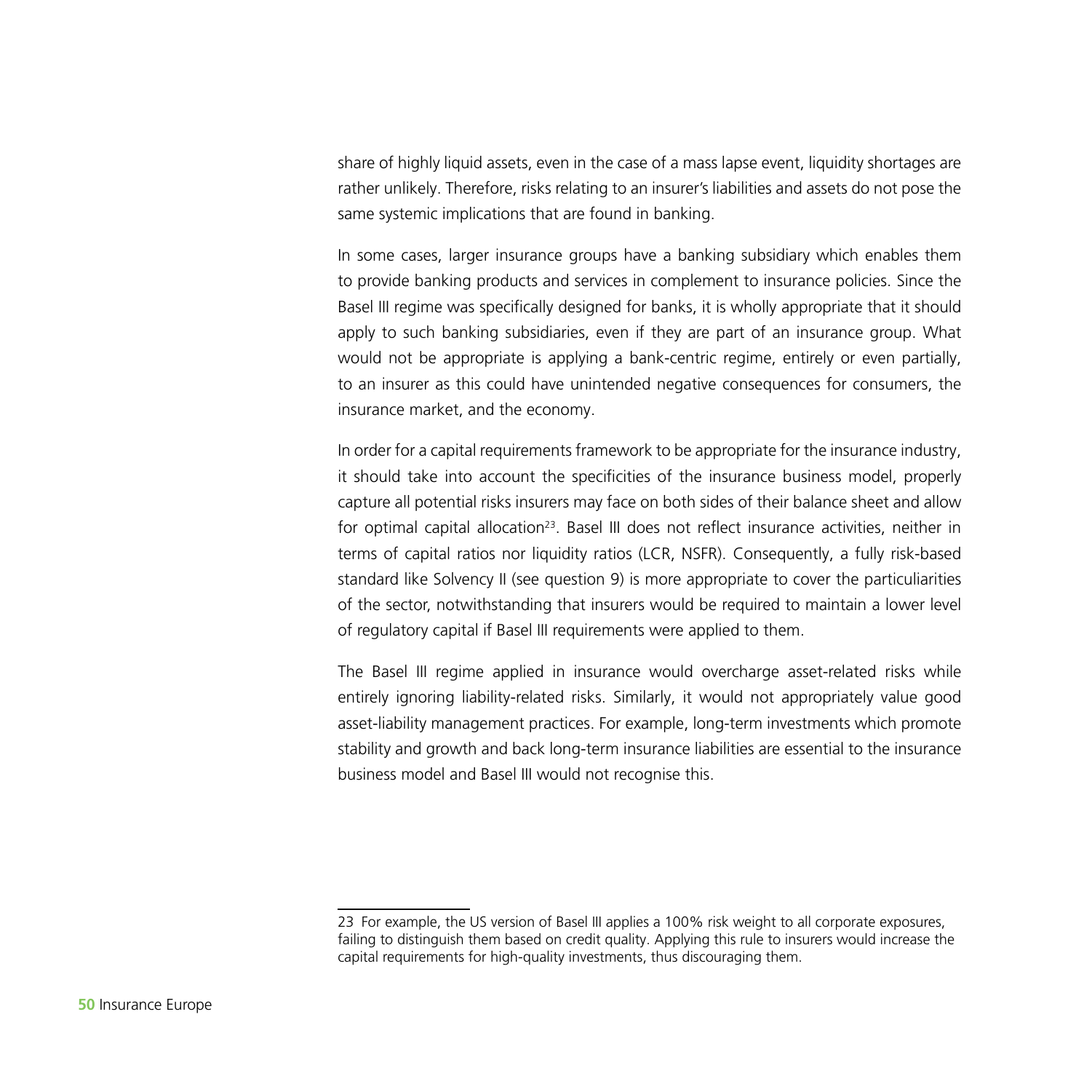share of highly liquid assets, even in the case of a mass lapse event, liquidity shortages are rather unlikely. Therefore, risks relating to an insurer's liabilities and assets do not pose the same systemic implications that are found in banking.

In some cases, larger insurance groups have a banking subsidiary which enables them to provide banking products and services in complement to insurance policies. Since the Basel III regime was specifically designed for banks, it is wholly appropriate that it should apply to such banking subsidiaries, even if they are part of an insurance group. What would not be appropriate is applying a bank-centric regime, entirely or even partially, to an insurer as this could have unintended negative consequences for consumers, the insurance market, and the economy.

In order for a capital requirements framework to be appropriate for the insurance industry, it should take into account the specificities of the insurance business model, properly capture all potential risks insurers may face on both sides of their balance sheet and allow for optimal capital allocation[23]. Basel III does not reflect insurance activities, neither in terms of capital ratios nor liquidity ratios (LCR, NSFR). Consequently, a fully risk-based standard like Solvency II (see question 9) is more appropriate to cover the particuliarities of the sector, notwithstanding that insurers would be required to maintain a lower level of regulatory capital if Basel III requirements were applied to them.

The Basel III regime applied in insurance would overcharge asset-related risks while entirely ignoring liability-related risks. Similarly, it would not appropriately value good asset-liability management practices. For example, long-term investments which promote stability and growth and back long-term insurance liabilities are essential to the insurance business model and Basel III would not recognise this.

---

23 For example, the US version of Basel III applies a 100% risk weight to all corporate exposures, failing to distinguish them based on credit quality. Applying this rule to insurers would increase the capital requirements for high-quality investments, thus discouraging them.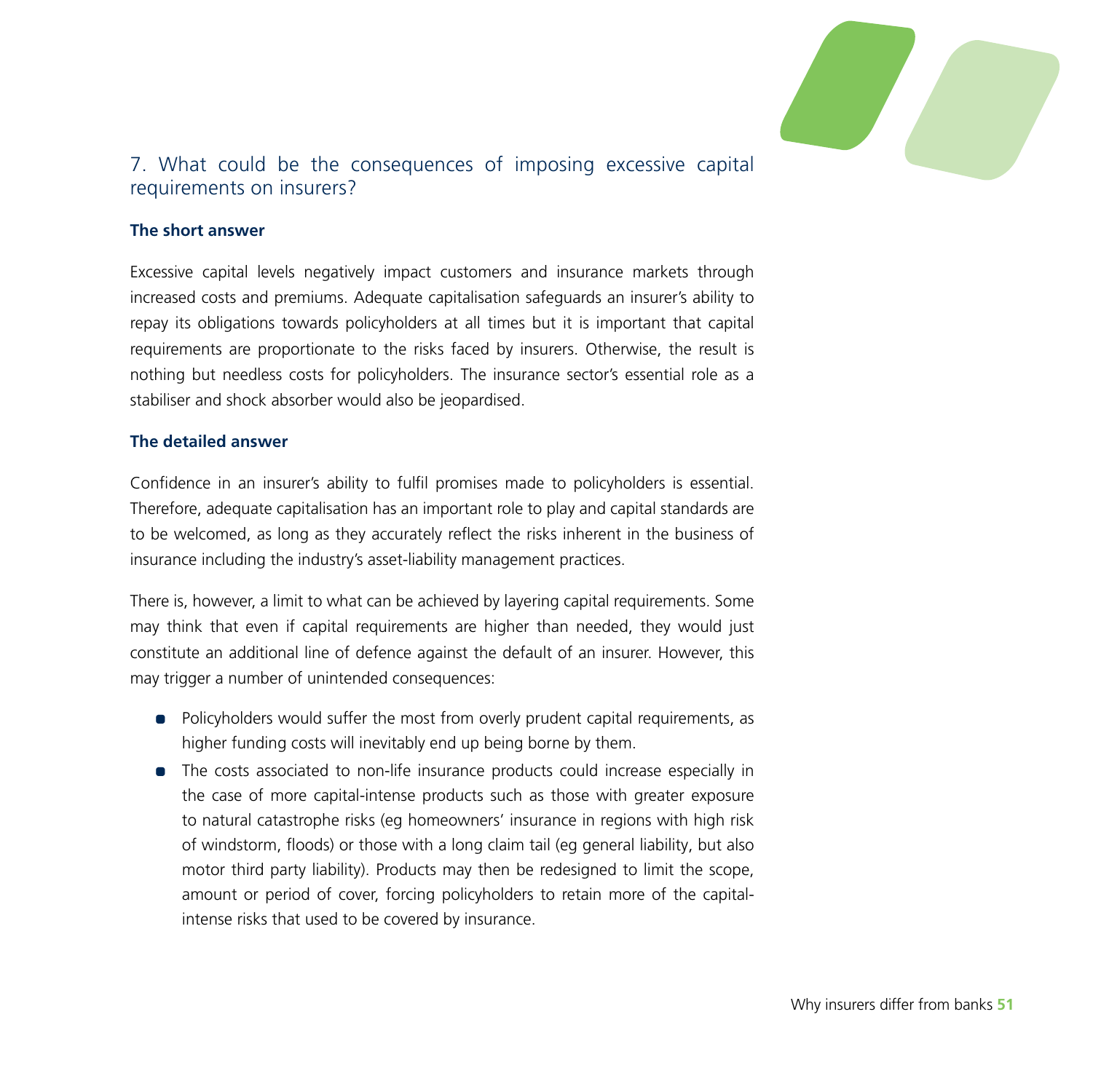## 7. What could be the consequences of imposing excessive capital requirements on insurers?

**The short answer**

Excessive capital levels negatively impact customers and insurance markets through increased costs and premiums. Adequate capitalisation safeguards an insurer's ability to repay its obligations towards policyholders at all times but it is important that capital requirements are proportionate to the risks faced by insurers. Otherwise, the result is nothing but needless costs for policyholders. The insurance sector's essential role as a stabiliser and shock absorber would also be jeopardised.

**The detailed answer**

Confidence in an insurer's ability to fulfil promises made to policyholders is essential. Therefore, adequate capitalisation has an important role to play and capital standards are to be welcomed, as long as they accurately reflect the risks inherent in the business of insurance including the industry's asset-liability management practices.

There is, however, a limit to what can be achieved by layering capital requirements. Some may think that even if capital requirements are higher than needed, they would just constitute an additional line of defence against the default of an insurer. However, this may trigger a number of unintended consequences:

- Policyholders would suffer the most from overly prudent capital requirements, as higher funding costs will inevitably end up being borne by them.
- The costs associated to non-life insurance products could increase especially in the case of more capital-intense products such as those with greater exposure to natural catastrophe risks (eg homeowners' insurance in regions with high risk of windstorm, floods) or those with a long claim tail (eg general liability, but also motor third party liability). Products may then be redesigned to limit the scope, amount or period of cover, forcing policyholders to retain more of the capital-intense risks that used to be covered by insurance.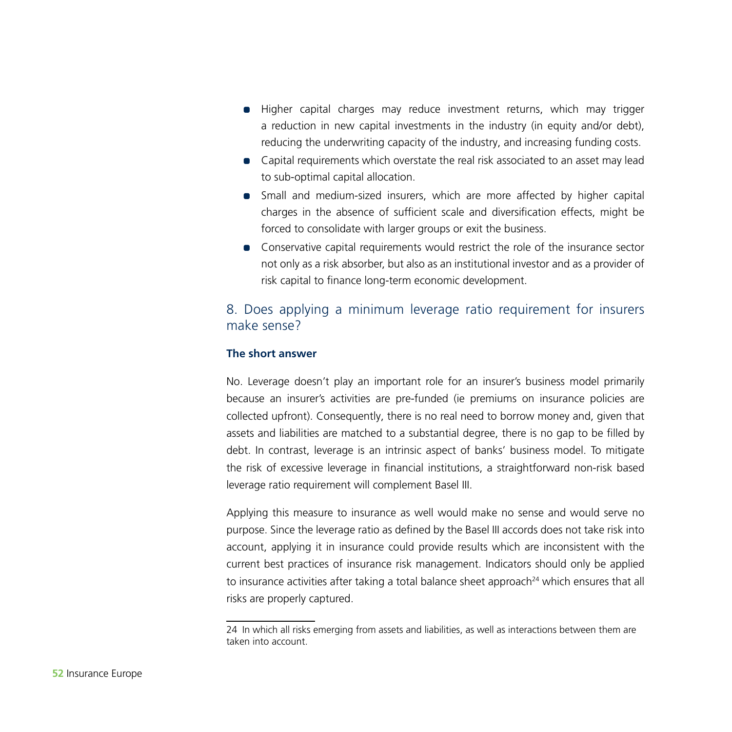- Higher capital charges may reduce investment returns, which may trigger a reduction in new capital investments in the industry (in equity and/or debt), reducing the underwriting capacity of the industry, and increasing funding costs.
- Capital requirements which overstate the real risk associated to an asset may lead to sub-optimal capital allocation.
- Small and medium-sized insurers, which are more affected by higher capital charges in the absence of sufficient scale and diversification effects, might be forced to consolidate with larger groups or exit the business.
- Conservative capital requirements would restrict the role of the insurance sector not only as a risk absorber, but also as an institutional investor and as a provider of risk capital to finance long-term economic development.

## 8. Does applying a minimum leverage ratio requirement for insurers make sense?

**The short answer**

No. Leverage doesn't play an important role for an insurer's business model primarily because an insurer's activities are pre-funded (ie premiums on insurance policies are collected upfront). Consequently, there is no real need to borrow money and, given that assets and liabilities are matched to a substantial degree, there is no gap to be filled by debt. In contrast, leverage is an intrinsic aspect of banks' business model. To mitigate the risk of excessive leverage in financial institutions, a straightforward non-risk based leverage ratio requirement will complement Basel III.

Applying this measure to insurance as well would make no sense and would serve no purpose. Since the leverage ratio as defined by the Basel III accords does not take risk into account, applying it in insurance could provide results which are inconsistent with the current best practices of insurance risk management. Indicators should only be applied to insurance activities after taking a total balance sheet approach[24] which ensures that all risks are properly captured.

24 In which all risks emerging from assets and liabilities, as well as interactions between them are taken into account.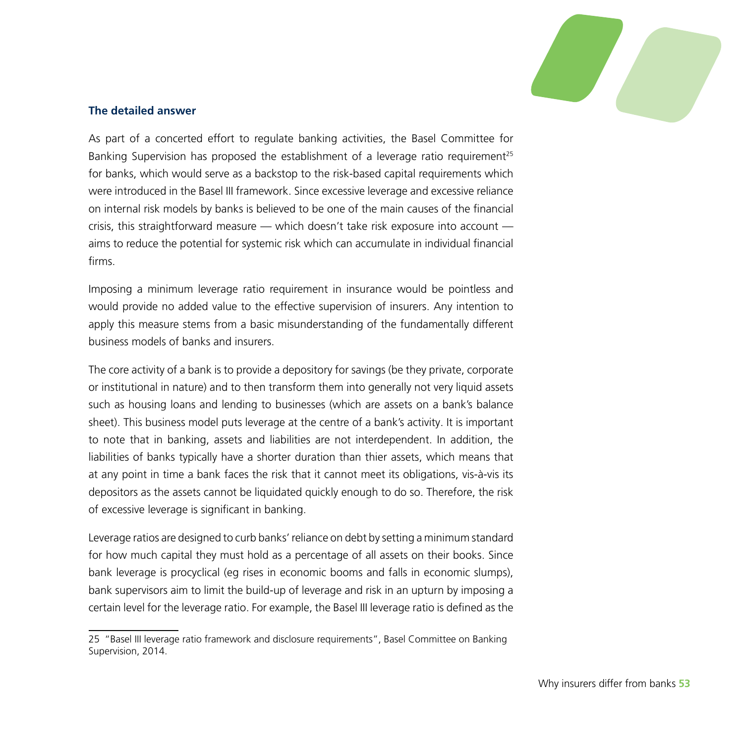### The detailed answer

As part of a concerted effort to regulate banking activities, the Basel Committee for Banking Supervision has proposed the establishment of a leverage ratio requirement[25] for banks, which would serve as a backstop to the risk-based capital requirements which were introduced in the Basel III framework. Since excessive leverage and excessive reliance on internal risk models by banks is believed to be one of the main causes of the financial crisis, this straightforward measure — which doesn't take risk exposure into account — aims to reduce the potential for systemic risk which can accumulate in individual financial firms.

Imposing a minimum leverage ratio requirement in insurance would be pointless and would provide no added value to the effective supervision of insurers. Any intention to apply this measure stems from a basic misunderstanding of the fundamentally different business models of banks and insurers.

The core activity of a bank is to provide a depository for savings (be they private, corporate or institutional in nature) and to then transform them into generally not very liquid assets such as housing loans and lending to businesses (which are assets on a bank's balance sheet). This business model puts leverage at the centre of a bank's activity. It is important to note that in banking, assets and liabilities are not interdependent. In addition, the liabilities of banks typically have a shorter duration than thier assets, which means that at any point in time a bank faces the risk that it cannot meet its obligations, vis-à-vis its depositors as the assets cannot be liquidated quickly enough to do so. Therefore, the risk of excessive leverage is significant in banking.

Leverage ratios are designed to curb banks' reliance on debt by setting a minimum standard for how much capital they must hold as a percentage of all assets on their books. Since bank leverage is procyclical (eg rises in economic booms and falls in economic slumps), bank supervisors aim to limit the build-up of leverage and risk in an upturn by imposing a certain level for the leverage ratio. For example, the Basel III leverage ratio is defined as the

---

25 "Basel III leverage ratio framework and disclosure requirements", Basel Committee on Banking Supervision, 2014.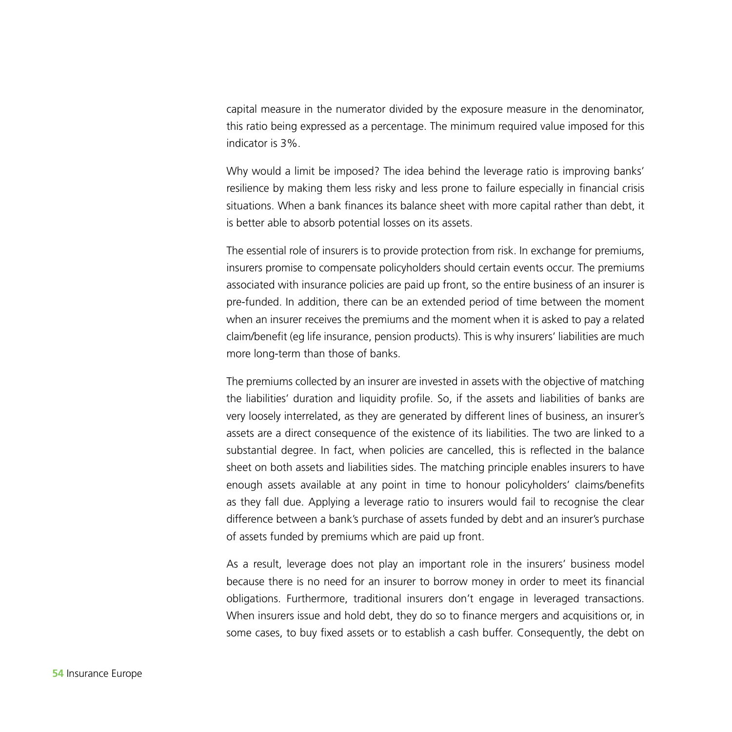capital measure in the numerator divided by the exposure measure in the denominator, this ratio being expressed as a percentage. The minimum required value imposed for this indicator is 3%.

Why would a limit be imposed? The idea behind the leverage ratio is improving banks' resilience by making them less risky and less prone to failure especially in financial crisis situations. When a bank finances its balance sheet with more capital rather than debt, it is better able to absorb potential losses on its assets.

The essential role of insurers is to provide protection from risk. In exchange for premiums, insurers promise to compensate policyholders should certain events occur. The premiums associated with insurance policies are paid up front, so the entire business of an insurer is pre-funded. In addition, there can be an extended period of time between the moment when an insurer receives the premiums and the moment when it is asked to pay a related claim/benefit (eg life insurance, pension products). This is why insurers' liabilities are much more long-term than those of banks.

The premiums collected by an insurer are invested in assets with the objective of matching the liabilities' duration and liquidity profile. So, if the assets and liabilities of banks are very loosely interrelated, as they are generated by different lines of business, an insurer's assets are a direct consequence of the existence of its liabilities. The two are linked to a substantial degree. In fact, when policies are cancelled, this is reflected in the balance sheet on both assets and liabilities sides. The matching principle enables insurers to have enough assets available at any point in time to honour policyholders' claims/benefits as they fall due. Applying a leverage ratio to insurers would fail to recognise the clear difference between a bank's purchase of assets funded by debt and an insurer's purchase of assets funded by premiums which are paid up front.

As a result, leverage does not play an important role in the insurers' business model because there is no need for an insurer to borrow money in order to meet its financial obligations. Furthermore, traditional insurers don't engage in leveraged transactions. When insurers issue and hold debt, they do so to finance mergers and acquisitions or, in some cases, to buy fixed assets or to establish a cash buffer. Consequently, the debt on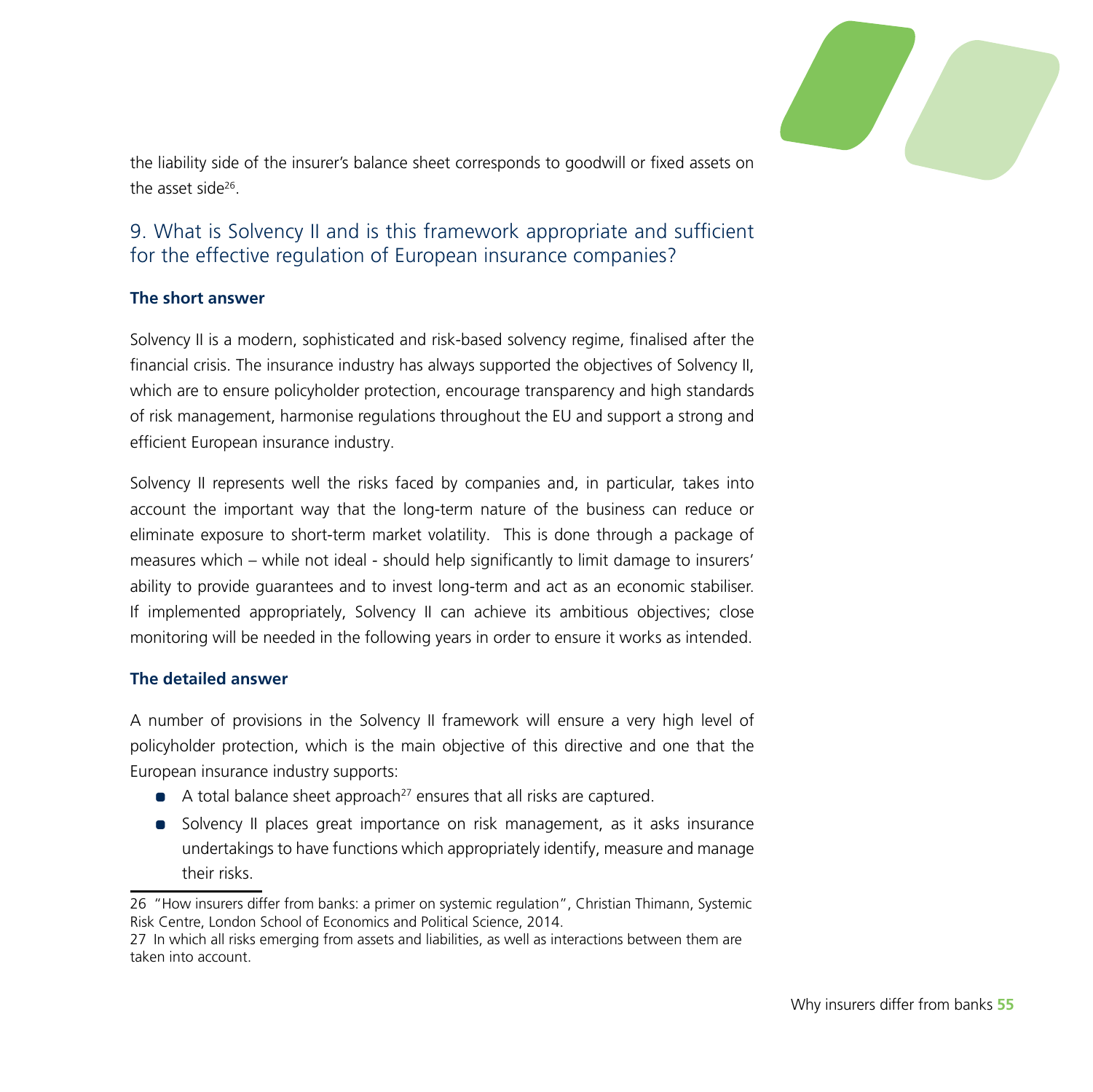the liability side of the insurer's balance sheet corresponds to goodwill or fixed assets on the asset side[26].

## 9. What is Solvency II and is this framework appropriate and sufficient for the effective regulation of European insurance companies?

**The short answer**

Solvency II is a modern, sophisticated and risk-based solvency regime, finalised after the financial crisis. The insurance industry has always supported the objectives of Solvency II, which are to ensure policyholder protection, encourage transparency and high standards of risk management, harmonise regulations throughout the EU and support a strong and efficient European insurance industry.

Solvency II represents well the risks faced by companies and, in particular, takes into account the important way that the long-term nature of the business can reduce or eliminate exposure to short-term market volatility. This is done through a package of measures which – while not ideal - should help significantly to limit damage to insurers' ability to provide guarantees and to invest long-term and act as an economic stabiliser. If implemented appropriately, Solvency II can achieve its ambitious objectives; close monitoring will be needed in the following years in order to ensure it works as intended.

**The detailed answer**

A number of provisions in the Solvency II framework will ensure a very high level of policyholder protection, which is the main objective of this directive and one that the European insurance industry supports:

- A total balance sheet approach[27] ensures that all risks are captured.
- Solvency II places great importance on risk management, as it asks insurance undertakings to have functions which appropriately identify, measure and manage their risks.

26 "How insurers differ from banks: a primer on systemic regulation", Christian Thimann, Systemic Risk Centre, London School of Economics and Political Science, 2014.

27 In which all risks emerging from assets and liabilities, as well as interactions between them are taken into account.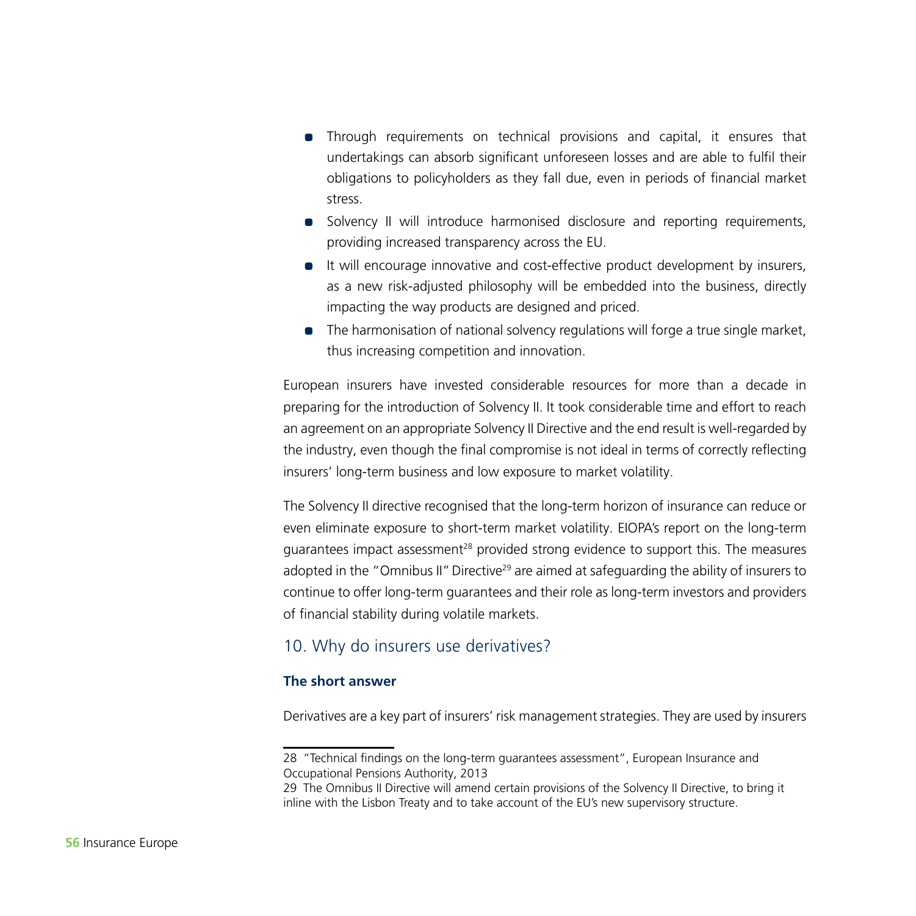- Through requirements on technical provisions and capital, it ensures that undertakings can absorb significant unforeseen losses and are able to fulfil their obligations to policyholders as they fall due, even in periods of financial market stress.
- Solvency II will introduce harmonised disclosure and reporting requirements, providing increased transparency across the EU.
- It will encourage innovative and cost-effective product development by insurers, as a new risk-adjusted philosophy will be embedded into the business, directly impacting the way products are designed and priced.
- The harmonisation of national solvency regulations will forge a true single market, thus increasing competition and innovation.

European insurers have invested considerable resources for more than a decade in preparing for the introduction of Solvency II. It took considerable time and effort to reach an agreement on an appropriate Solvency II Directive and the end result is well-regarded by the industry, even though the final compromise is not ideal in terms of correctly reflecting insurers' long-term business and low exposure to market volatility.

The Solvency II directive recognised that the long-term horizon of insurance can reduce or even eliminate exposure to short-term market volatility. EIOPA's report on the long-term guarantees impact assessment[28] provided strong evidence to support this. The measures adopted in the "Omnibus II" Directive[29] are aimed at safeguarding the ability of insurers to continue to offer long-term guarantees and their role as long-term investors and providers of financial stability during volatile markets.

## 10. Why do insurers use derivatives?

**The short answer**

Derivatives are a key part of insurers' risk management strategies. They are used by insurers

28 "Technical findings on the long-term guarantees assessment", European Insurance and Occupational Pensions Authority, 2013

29 The Omnibus II Directive will amend certain provisions of the Solvency II Directive, to bring it inline with the Lisbon Treaty and to take account of the EU's new supervisory structure.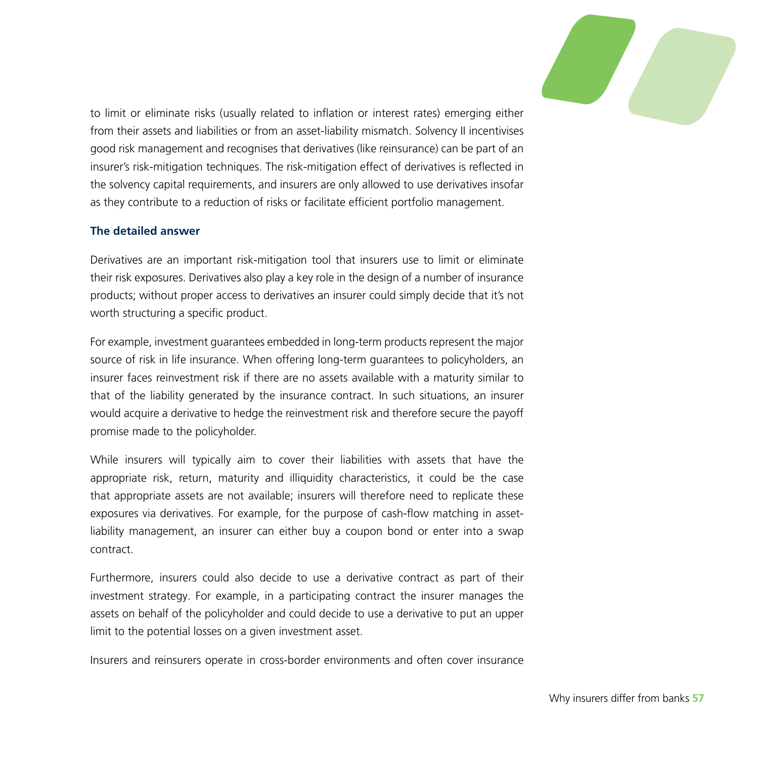to limit or eliminate risks (usually related to inflation or interest rates) emerging either from their assets and liabilities or from an asset-liability mismatch. Solvency II incentivises good risk management and recognises that derivatives (like reinsurance) can be part of an insurer's risk-mitigation techniques. The risk-mitigation effect of derivatives is reflected in the solvency capital requirements, and insurers are only allowed to use derivatives insofar as they contribute to a reduction of risks or facilitate efficient portfolio management.

**The detailed answer**

Derivatives are an important risk-mitigation tool that insurers use to limit or eliminate their risk exposures. Derivatives also play a key role in the design of a number of insurance products; without proper access to derivatives an insurer could simply decide that it's not worth structuring a specific product.

For example, investment guarantees embedded in long-term products represent the major source of risk in life insurance. When offering long-term guarantees to policyholders, an insurer faces reinvestment risk if there are no assets available with a maturity similar to that of the liability generated by the insurance contract. In such situations, an insurer would acquire a derivative to hedge the reinvestment risk and therefore secure the payoff promise made to the policyholder.

While insurers will typically aim to cover their liabilities with assets that have the appropriate risk, return, maturity and illiquidity characteristics, it could be the case that appropriate assets are not available; insurers will therefore need to replicate these exposures via derivatives. For example, for the purpose of cash-flow matching in asset-liability management, an insurer can either buy a coupon bond or enter into a swap contract.

Furthermore, insurers could also decide to use a derivative contract as part of their investment strategy. For example, in a participating contract the insurer manages the assets on behalf of the policyholder and could decide to use a derivative to put an upper limit to the potential losses on a given investment asset.

Insurers and reinsurers operate in cross-border environments and often cover insurance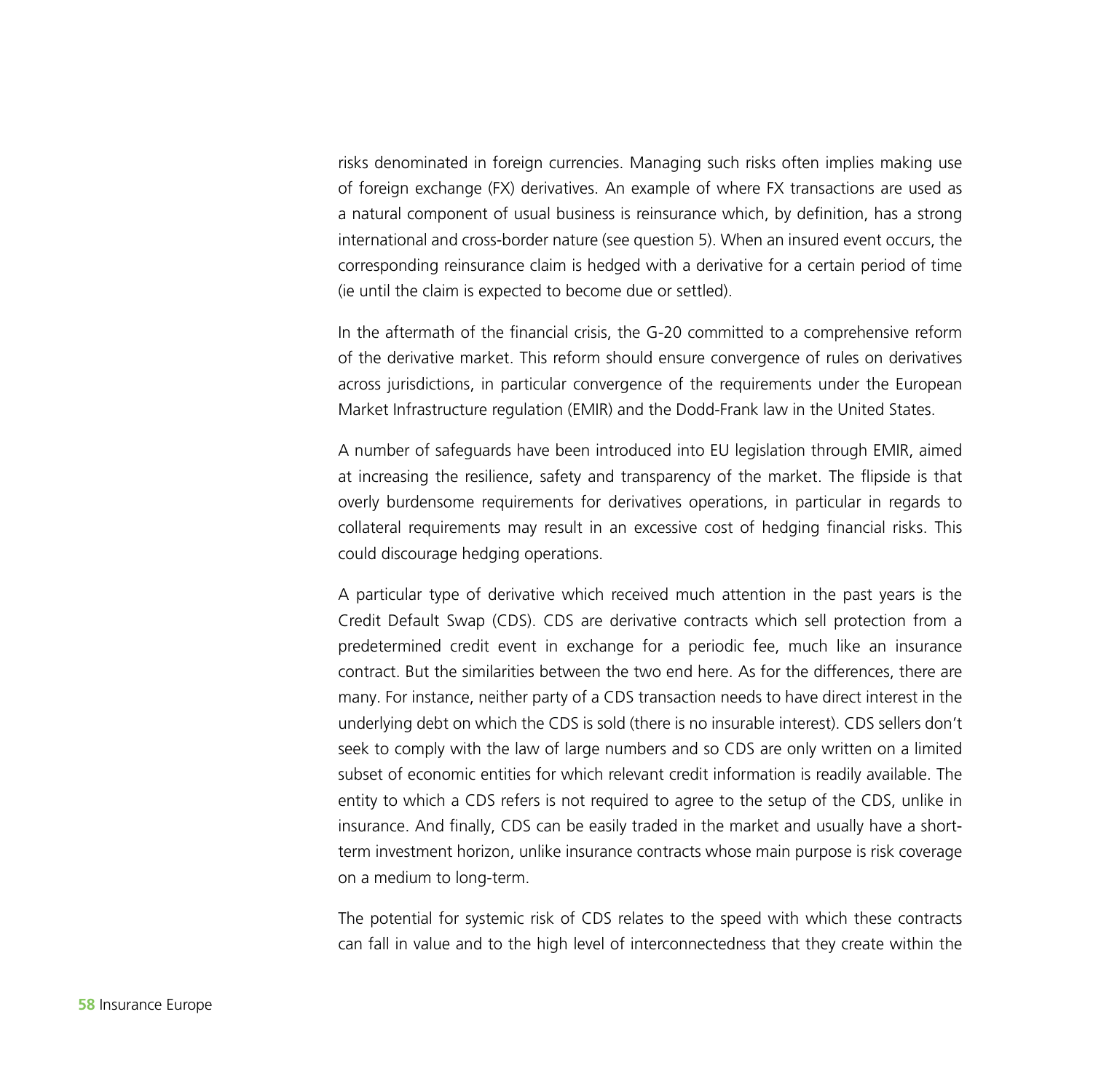risks denominated in foreign currencies. Managing such risks often implies making use of foreign exchange (FX) derivatives. An example of where FX transactions are used as a natural component of usual business is reinsurance which, by definition, has a strong international and cross-border nature (see question 5). When an insured event occurs, the corresponding reinsurance claim is hedged with a derivative for a certain period of time (ie until the claim is expected to become due or settled).

In the aftermath of the financial crisis, the G-20 committed to a comprehensive reform of the derivative market. This reform should ensure convergence of rules on derivatives across jurisdictions, in particular convergence of the requirements under the European Market Infrastructure regulation (EMIR) and the Dodd-Frank law in the United States.

A number of safeguards have been introduced into EU legislation through EMIR, aimed at increasing the resilience, safety and transparency of the market. The flipside is that overly burdensome requirements for derivatives operations, in particular in regards to collateral requirements may result in an excessive cost of hedging financial risks. This could discourage hedging operations.

A particular type of derivative which received much attention in the past years is the Credit Default Swap (CDS). CDS are derivative contracts which sell protection from a predetermined credit event in exchange for a periodic fee, much like an insurance contract. But the similarities between the two end here. As for the differences, there are many. For instance, neither party of a CDS transaction needs to have direct interest in the underlying debt on which the CDS is sold (there is no insurable interest). CDS sellers don't seek to comply with the law of large numbers and so CDS are only written on a limited subset of economic entities for which relevant credit information is readily available. The entity to which a CDS refers is not required to agree to the setup of the CDS, unlike in insurance. And finally, CDS can be easily traded in the market and usually have a short-term investment horizon, unlike insurance contracts whose main purpose is risk coverage on a medium to long-term.

The potential for systemic risk of CDS relates to the speed with which these contracts can fall in value and to the high level of interconnectedness that they create within the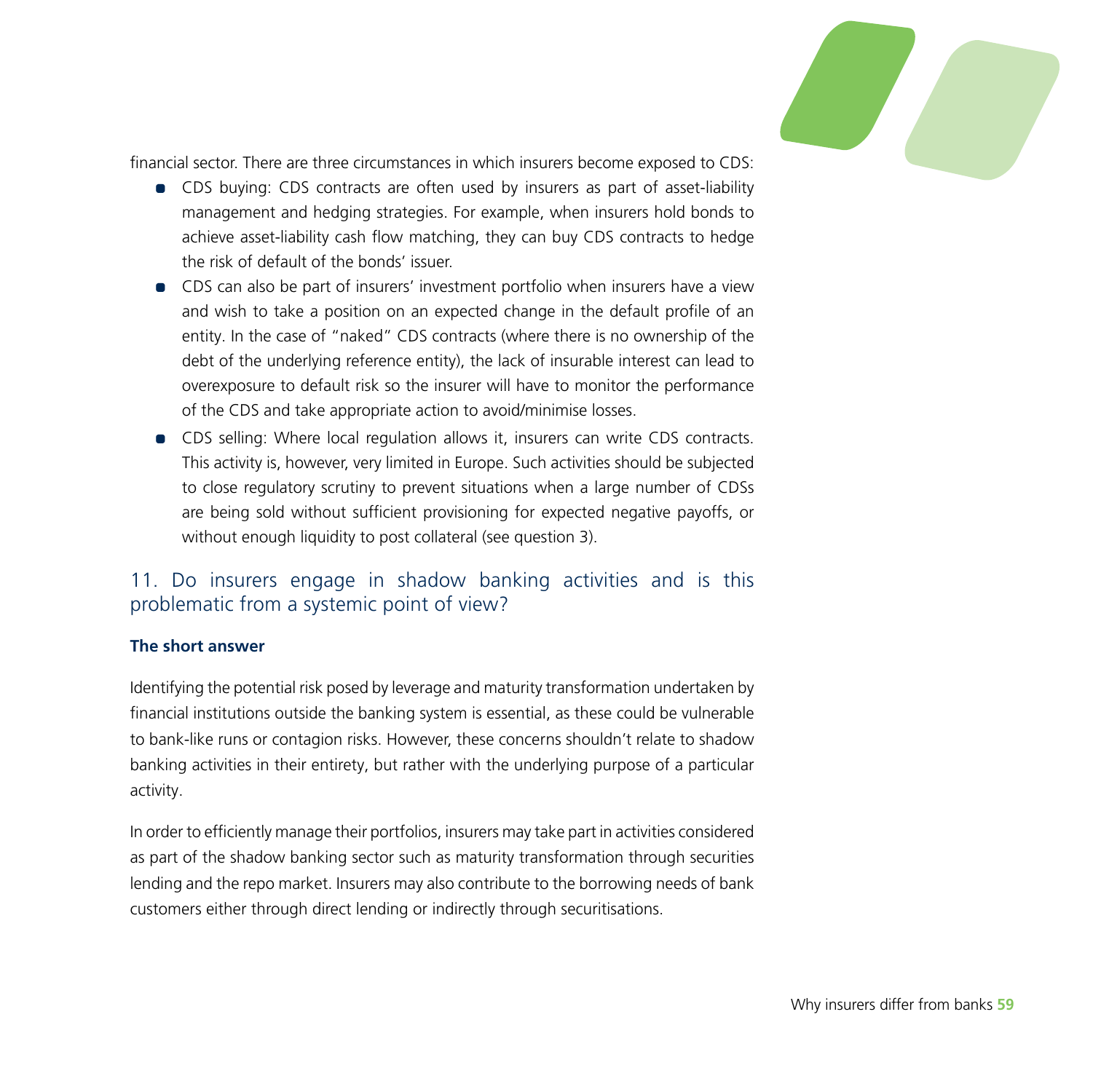financial sector. There are three circumstances in which insurers become exposed to CDS:

- CDS buying: CDS contracts are often used by insurers as part of asset-liability management and hedging strategies. For example, when insurers hold bonds to achieve asset-liability cash flow matching, they can buy CDS contracts to hedge the risk of default of the bonds' issuer.
- CDS can also be part of insurers' investment portfolio when insurers have a view and wish to take a position on an expected change in the default profile of an entity. In the case of "naked" CDS contracts (where there is no ownership of the debt of the underlying reference entity), the lack of insurable interest can lead to overexposure to default risk so the insurer will have to monitor the performance of the CDS and take appropriate action to avoid/minimise losses.
- CDS selling: Where local regulation allows it, insurers can write CDS contracts. This activity is, however, very limited in Europe. Such activities should be subjected to close regulatory scrutiny to prevent situations when a large number of CDSs are being sold without sufficient provisioning for expected negative payoffs, or without enough liquidity to post collateral (see question 3).

## 11. Do insurers engage in shadow banking activities and is this problematic from a systemic point of view?

**The short answer**

Identifying the potential risk posed by leverage and maturity transformation undertaken by financial institutions outside the banking system is essential, as these could be vulnerable to bank-like runs or contagion risks. However, these concerns shouldn't relate to shadow banking activities in their entirety, but rather with the underlying purpose of a particular activity.

In order to efficiently manage their portfolios, insurers may take part in activities considered as part of the shadow banking sector such as maturity transformation through securities lending and the repo market. Insurers may also contribute to the borrowing needs of bank customers either through direct lending or indirectly through securitisations.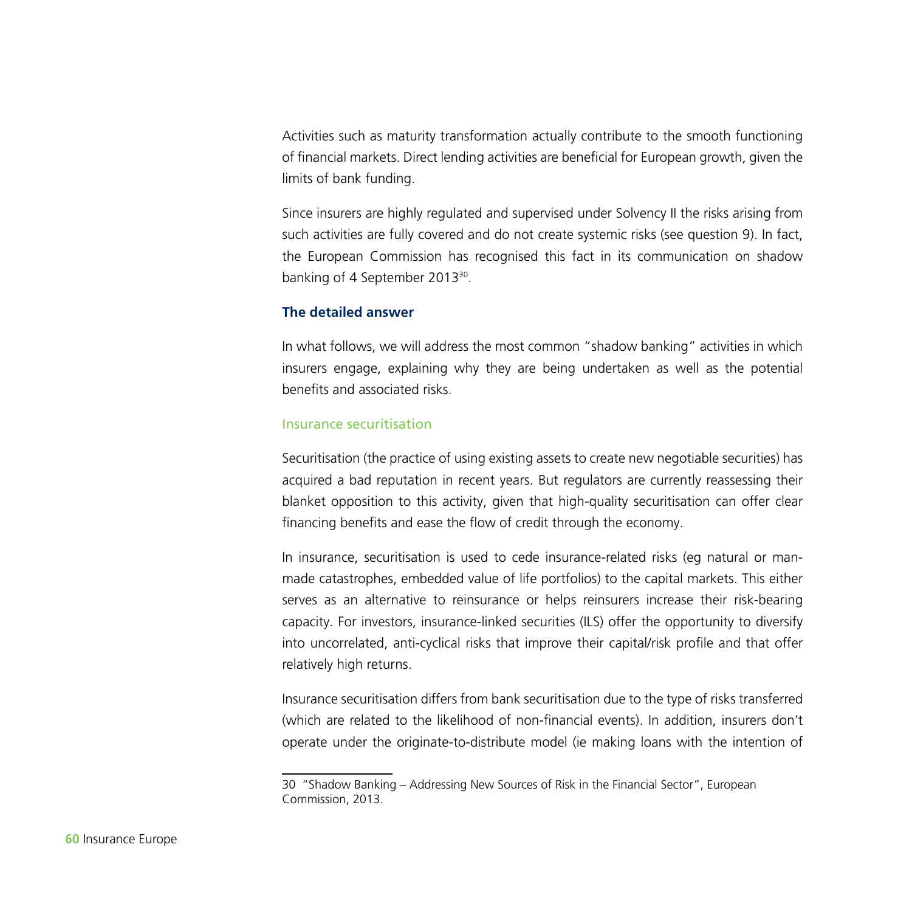Activities such as maturity transformation actually contribute to the smooth functioning of financial markets. Direct lending activities are beneficial for European growth, given the limits of bank funding.

Since insurers are highly regulated and supervised under Solvency II the risks arising from such activities are fully covered and do not create systemic risks (see question 9). In fact, the European Commission has recognised this fact in its communication on shadow banking of 4 September 2013[30].

**The detailed answer**

In what follows, we will address the most common "shadow banking" activities in which insurers engage, explaining why they are being undertaken as well as the potential benefits and associated risks.

### Insurance securitisation

Securitisation (the practice of using existing assets to create new negotiable securities) has acquired a bad reputation in recent years. But regulators are currently reassessing their blanket opposition to this activity, given that high-quality securitisation can offer clear financing benefits and ease the flow of credit through the economy.

In insurance, securitisation is used to cede insurance-related risks (eg natural or man-made catastrophes, embedded value of life portfolios) to the capital markets. This either serves as an alternative to reinsurance or helps reinsurers increase their risk-bearing capacity. For investors, insurance-linked securities (ILS) offer the opportunity to diversify into uncorrelated, anti-cyclical risks that improve their capital/risk profile and that offer relatively high returns.

Insurance securitisation differs from bank securitisation due to the type of risks transferred (which are related to the likelihood of non-financial events). In addition, insurers don't operate under the originate-to-distribute model (ie making loans with the intention of

30 "Shadow Banking – Addressing New Sources of Risk in the Financial Sector", European Commission, 2013.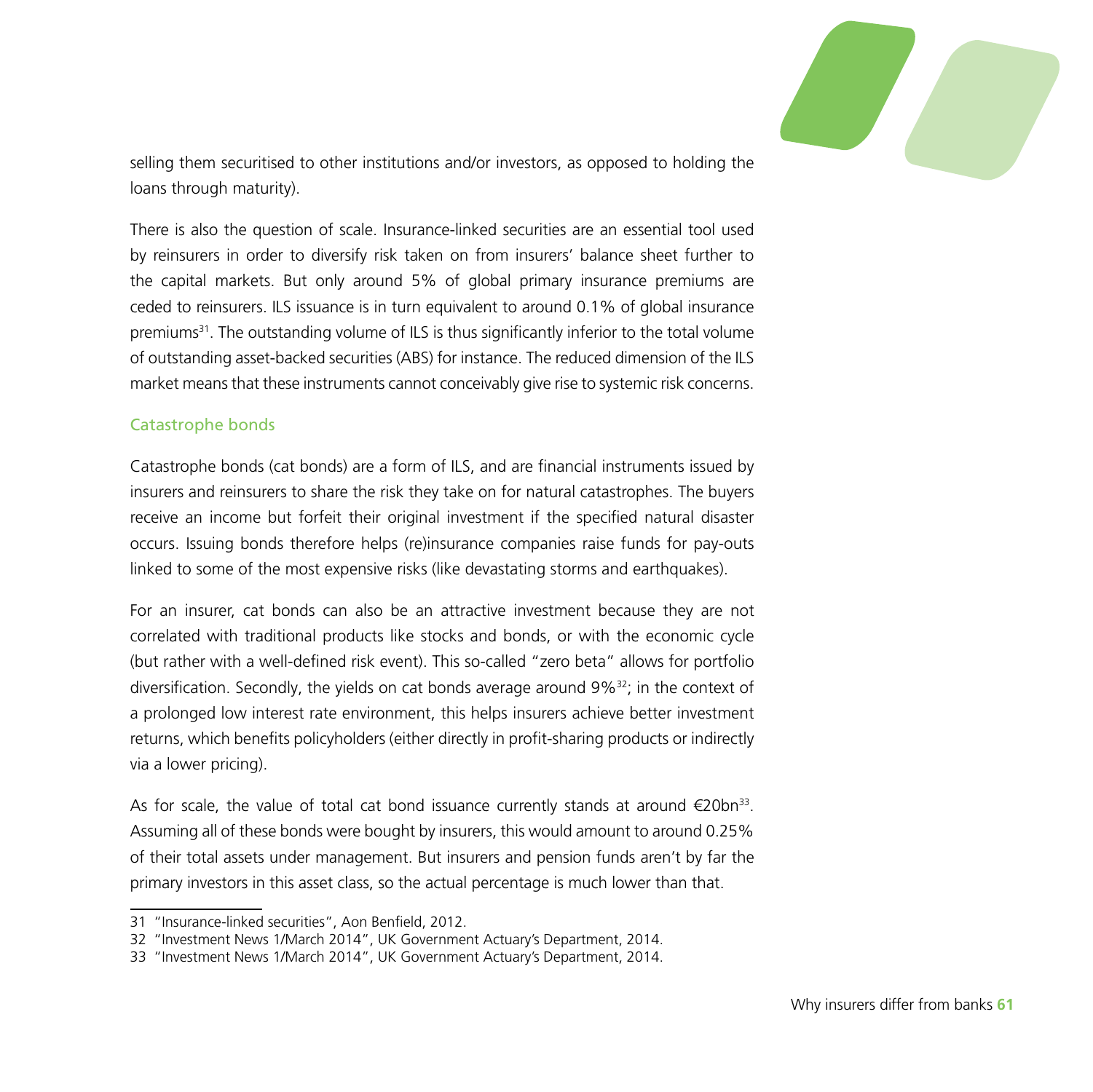selling them securitised to other institutions and/or investors, as opposed to holding the loans through maturity).

There is also the question of scale. Insurance-linked securities are an essential tool used by reinsurers in order to diversify risk taken on from insurers' balance sheet further to the capital markets. But only around 5% of global primary insurance premiums are ceded to reinsurers. ILS issuance is in turn equivalent to around 0.1% of global insurance premiums[31]. The outstanding volume of ILS is thus significantly inferior to the total volume of outstanding asset-backed securities (ABS) for instance. The reduced dimension of the ILS market means that these instruments cannot conceivably give rise to systemic risk concerns.

### Catastrophe bonds

Catastrophe bonds (cat bonds) are a form of ILS, and are financial instruments issued by insurers and reinsurers to share the risk they take on for natural catastrophes. The buyers receive an income but forfeit their original investment if the specified natural disaster occurs. Issuing bonds therefore helps (re)insurance companies raise funds for pay-outs linked to some of the most expensive risks (like devastating storms and earthquakes).

For an insurer, cat bonds can also be an attractive investment because they are not correlated with traditional products like stocks and bonds, or with the economic cycle (but rather with a well-defined risk event). This so-called "zero beta" allows for portfolio diversification. Secondly, the yields on cat bonds average around 9%[32]; in the context of a prolonged low interest rate environment, this helps insurers achieve better investment returns, which benefits policyholders (either directly in profit-sharing products or indirectly via a lower pricing).

As for scale, the value of total cat bond issuance currently stands at around €20bn[33]. Assuming all of these bonds were bought by insurers, this would amount to around 0.25% of their total assets under management. But insurers and pension funds aren't by far the primary investors in this asset class, so the actual percentage is much lower than that.

---

31 "Insurance-linked securities", Aon Benfield, 2012.

32 "Investment News 1/March 2014", UK Government Actuary's Department, 2014.

33 "Investment News 1/March 2014", UK Government Actuary's Department, 2014.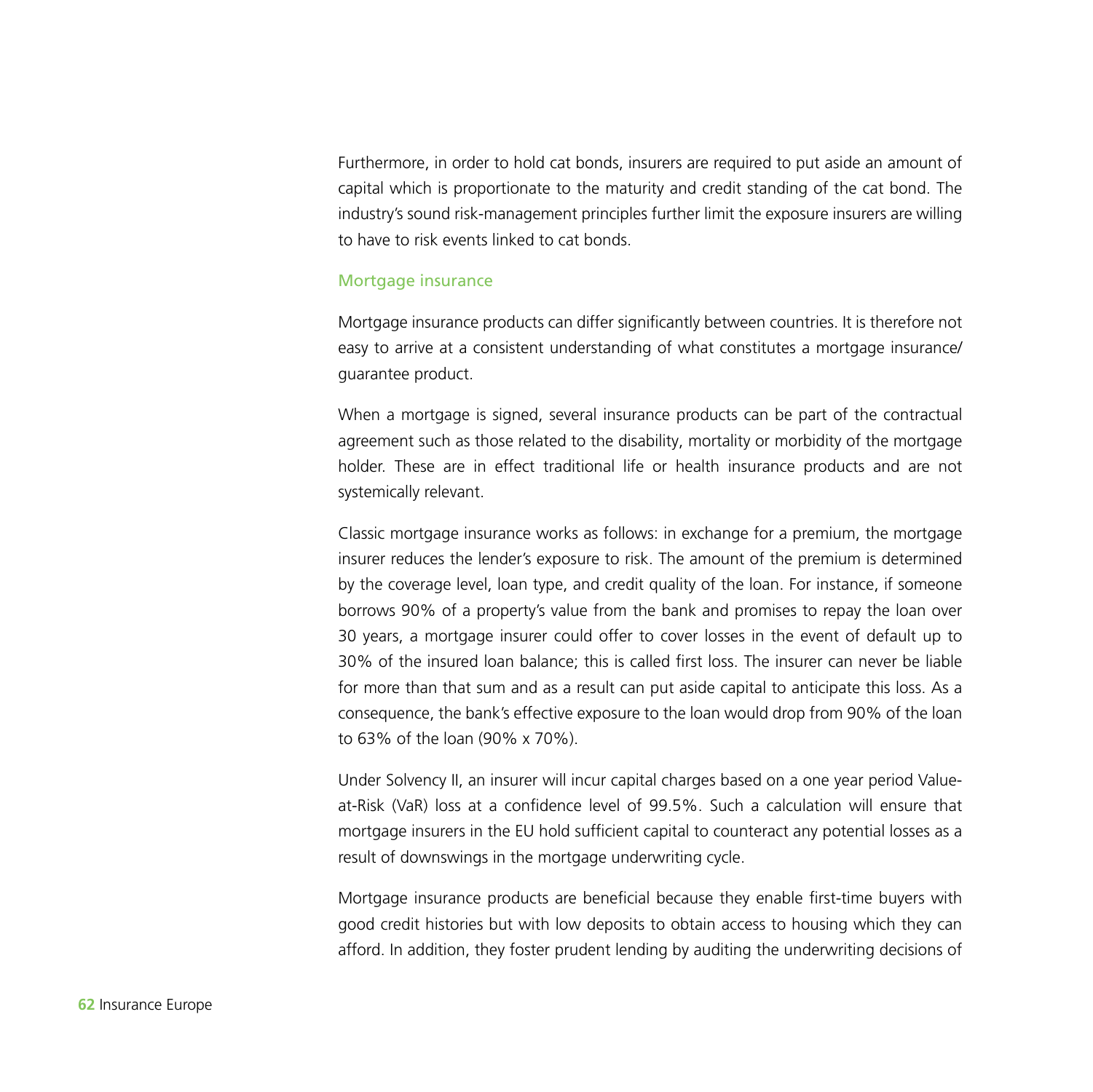Furthermore, in order to hold cat bonds, insurers are required to put aside an amount of capital which is proportionate to the maturity and credit standing of the cat bond. The industry's sound risk-management principles further limit the exposure insurers are willing to have to risk events linked to cat bonds.

### Mortgage insurance

Mortgage insurance products can differ significantly between countries. It is therefore not easy to arrive at a consistent understanding of what constitutes a mortgage insurance/guarantee product.

When a mortgage is signed, several insurance products can be part of the contractual agreement such as those related to the disability, mortality or morbidity of the mortgage holder. These are in effect traditional life or health insurance products and are not systemically relevant.

Classic mortgage insurance works as follows: in exchange for a premium, the mortgage insurer reduces the lender's exposure to risk. The amount of the premium is determined by the coverage level, loan type, and credit quality of the loan. For instance, if someone borrows 90% of a property's value from the bank and promises to repay the loan over 30 years, a mortgage insurer could offer to cover losses in the event of default up to 30% of the insured loan balance; this is called first loss. The insurer can never be liable for more than that sum and as a result can put aside capital to anticipate this loss. As a consequence, the bank's effective exposure to the loan would drop from 90% of the loan to 63% of the loan (90% x 70%).

Under Solvency II, an insurer will incur capital charges based on a one year period Value-at-Risk (VaR) loss at a confidence level of 99.5%. Such a calculation will ensure that mortgage insurers in the EU hold sufficient capital to counteract any potential losses as a result of downswings in the mortgage underwriting cycle.

Mortgage insurance products are beneficial because they enable first-time buyers with good credit histories but with low deposits to obtain access to housing which they can afford. In addition, they foster prudent lending by auditing the underwriting decisions of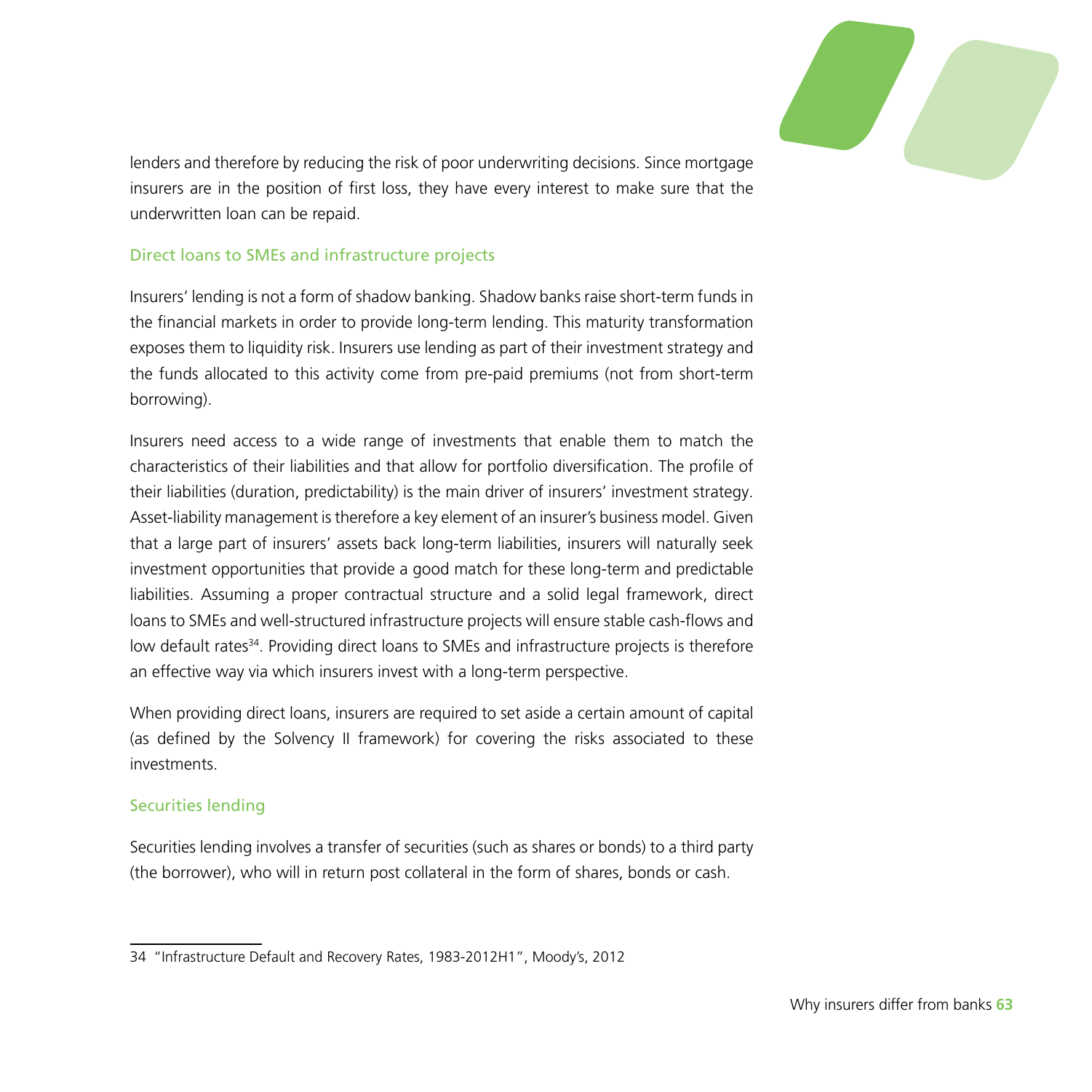lenders and therefore by reducing the risk of poor underwriting decisions. Since mortgage insurers are in the position of first loss, they have every interest to make sure that the underwritten loan can be repaid.

### Direct loans to SMEs and infrastructure projects

Insurers' lending is not a form of shadow banking. Shadow banks raise short-term funds in the financial markets in order to provide long-term lending. This maturity transformation exposes them to liquidity risk. Insurers use lending as part of their investment strategy and the funds allocated to this activity come from pre-paid premiums (not from short-term borrowing).

Insurers need access to a wide range of investments that enable them to match the characteristics of their liabilities and that allow for portfolio diversification. The profile of their liabilities (duration, predictability) is the main driver of insurers' investment strategy. Asset-liability management is therefore a key element of an insurer's business model. Given that a large part of insurers' assets back long-term liabilities, insurers will naturally seek investment opportunities that provide a good match for these long-term and predictable liabilities. Assuming a proper contractual structure and a solid legal framework, direct loans to SMEs and well-structured infrastructure projects will ensure stable cash-flows and low default rates[34]. Providing direct loans to SMEs and infrastructure projects is therefore an effective way via which insurers invest with a long-term perspective.

When providing direct loans, insurers are required to set aside a certain amount of capital (as defined by the Solvency II framework) for covering the risks associated to these investments.

### Securities lending

Securities lending involves a transfer of securities (such as shares or bonds) to a third party (the borrower), who will in return post collateral in the form of shares, bonds or cash.

---

34 "Infrastructure Default and Recovery Rates, 1983-2012H1", Moody's, 2012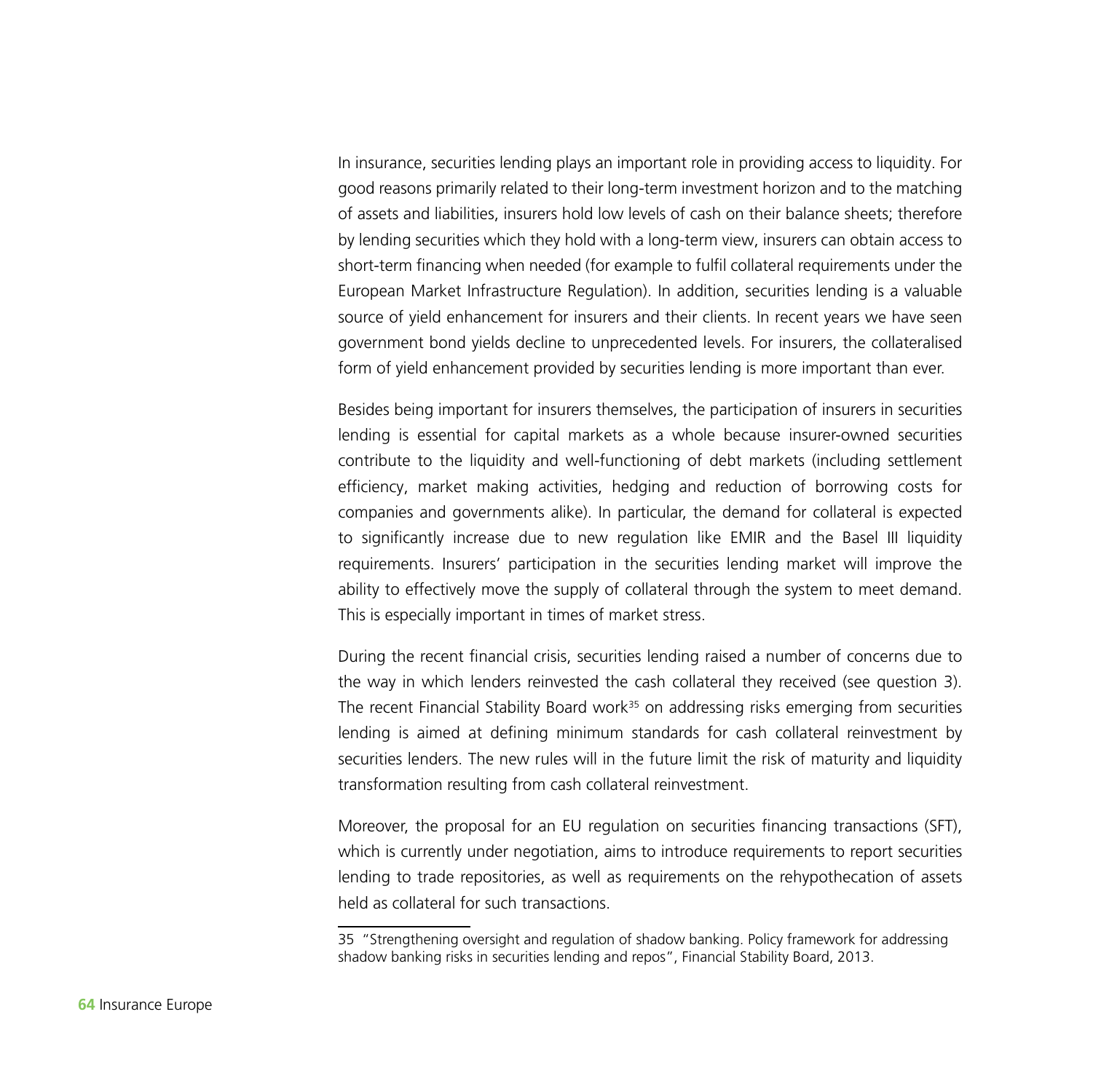In insurance, securities lending plays an important role in providing access to liquidity. For good reasons primarily related to their long-term investment horizon and to the matching of assets and liabilities, insurers hold low levels of cash on their balance sheets; therefore by lending securities which they hold with a long-term view, insurers can obtain access to short-term financing when needed (for example to fulfil collateral requirements under the European Market Infrastructure Regulation). In addition, securities lending is a valuable source of yield enhancement for insurers and their clients. In recent years we have seen government bond yields decline to unprecedented levels. For insurers, the collateralised form of yield enhancement provided by securities lending is more important than ever.

Besides being important for insurers themselves, the participation of insurers in securities lending is essential for capital markets as a whole because insurer-owned securities contribute to the liquidity and well-functioning of debt markets (including settlement efficiency, market making activities, hedging and reduction of borrowing costs for companies and governments alike). In particular, the demand for collateral is expected to significantly increase due to new regulation like EMIR and the Basel III liquidity requirements. Insurers' participation in the securities lending market will improve the ability to effectively move the supply of collateral through the system to meet demand. This is especially important in times of market stress.

During the recent financial crisis, securities lending raised a number of concerns due to the way in which lenders reinvested the cash collateral they received (see question 3). The recent Financial Stability Board work[35] on addressing risks emerging from securities lending is aimed at defining minimum standards for cash collateral reinvestment by securities lenders. The new rules will in the future limit the risk of maturity and liquidity transformation resulting from cash collateral reinvestment.

Moreover, the proposal for an EU regulation on securities financing transactions (SFT), which is currently under negotiation, aims to introduce requirements to report securities lending to trade repositories, as well as requirements on the rehypothecation of assets held as collateral for such transactions.

---

35 "Strengthening oversight and regulation of shadow banking. Policy framework for addressing shadow banking risks in securities lending and repos", Financial Stability Board, 2013.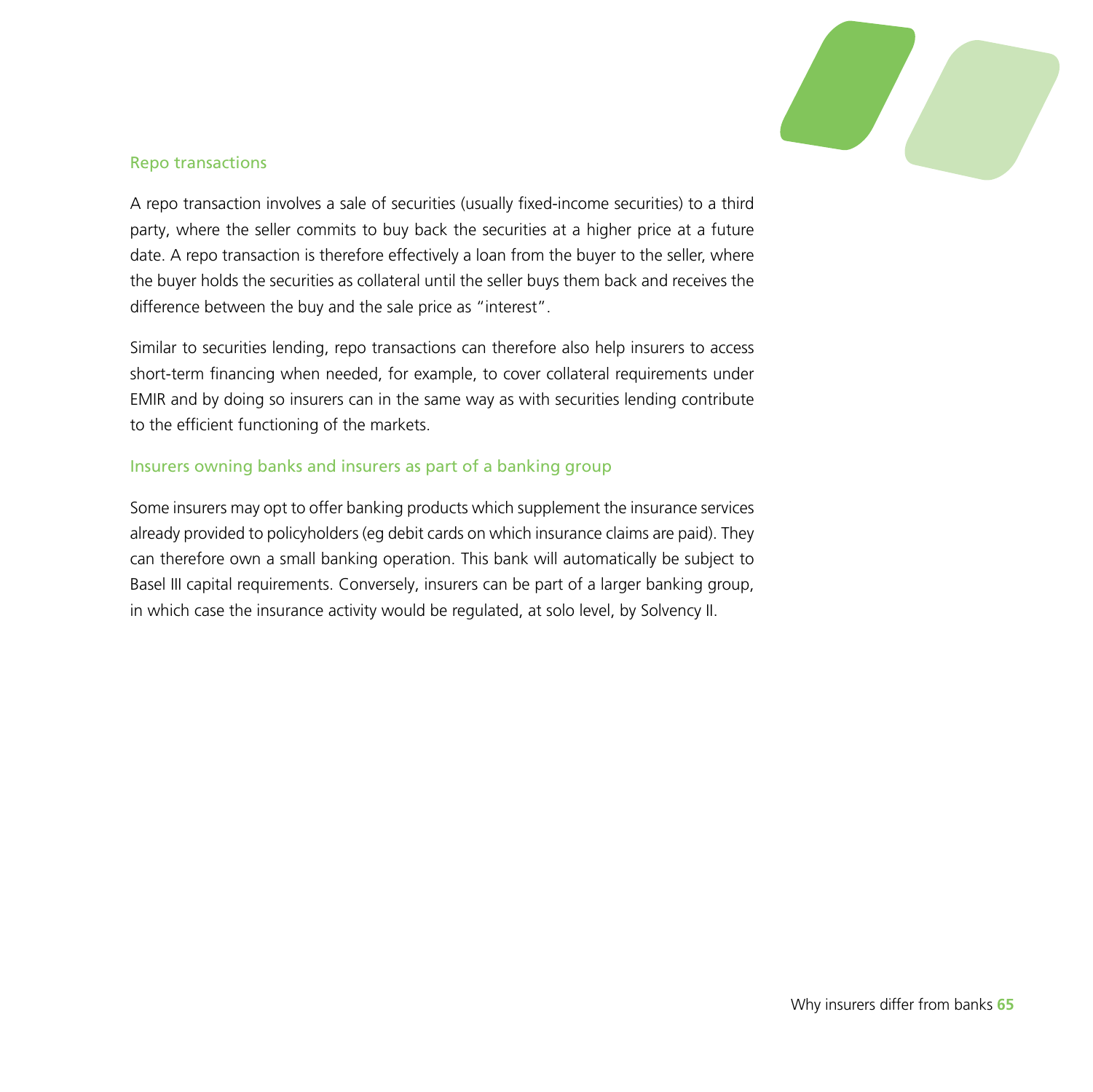### Repo transactions

A repo transaction involves a sale of securities (usually fixed-income securities) to a third party, where the seller commits to buy back the securities at a higher price at a future date. A repo transaction is therefore effectively a loan from the buyer to the seller, where the buyer holds the securities as collateral until the seller buys them back and receives the difference between the buy and the sale price as "interest".

Similar to securities lending, repo transactions can therefore also help insurers to access short-term financing when needed, for example, to cover collateral requirements under EMIR and by doing so insurers can in the same way as with securities lending contribute to the efficient functioning of the markets.

### Insurers owning banks and insurers as part of a banking group

Some insurers may opt to offer banking products which supplement the insurance services already provided to policyholders (eg debit cards on which insurance claims are paid). They can therefore own a small banking operation. This bank will automatically be subject to Basel III capital requirements. Conversely, insurers can be part of a larger banking group, in which case the insurance activity would be regulated, at solo level, by Solvency II.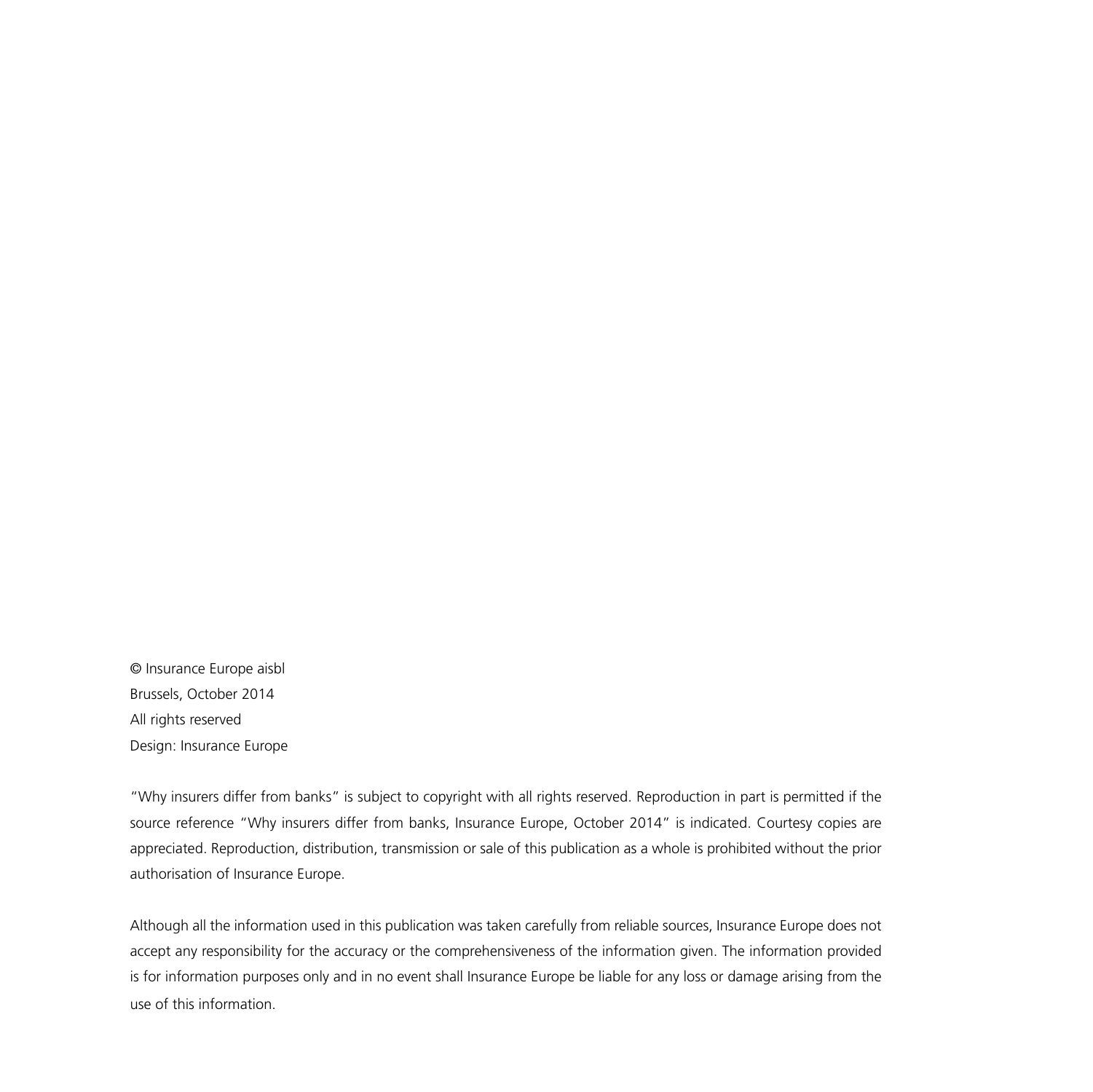© Insurance Europe aisbl
Brussels, October 2014
All rights reserved
Design: Insurance Europe

"Why insurers differ from banks" is subject to copyright with all rights reserved. Reproduction in part is permitted if the source reference "Why insurers differ from banks, Insurance Europe, October 2014" is indicated. Courtesy copies are appreciated. Reproduction, distribution, transmission or sale of this publication as a whole is prohibited without the prior authorisation of Insurance Europe.

Although all the information used in this publication was taken carefully from reliable sources, Insurance Europe does not accept any responsibility for the accuracy or the comprehensiveness of the information given. The information provided is for information purposes only and in no event shall Insurance Europe be liable for any loss or damage arising from the use of this information.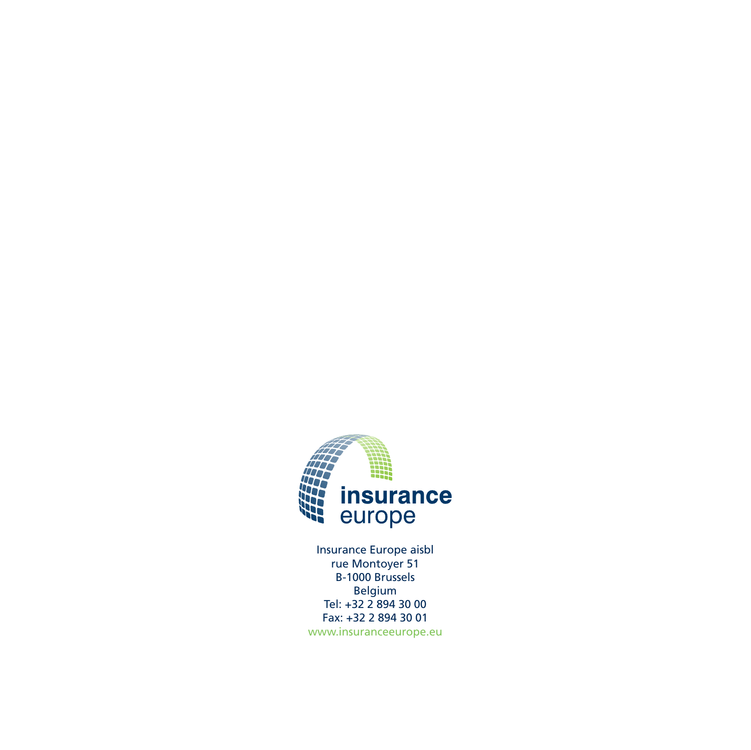insurance
europe

Insurance Europe aisbl
rue Montoyer 51
B-1000 Brussels
Belgium
Tel: +32 2 894 30 00
Fax: +32 2 894 30 01
www.insuranceeurope.eu